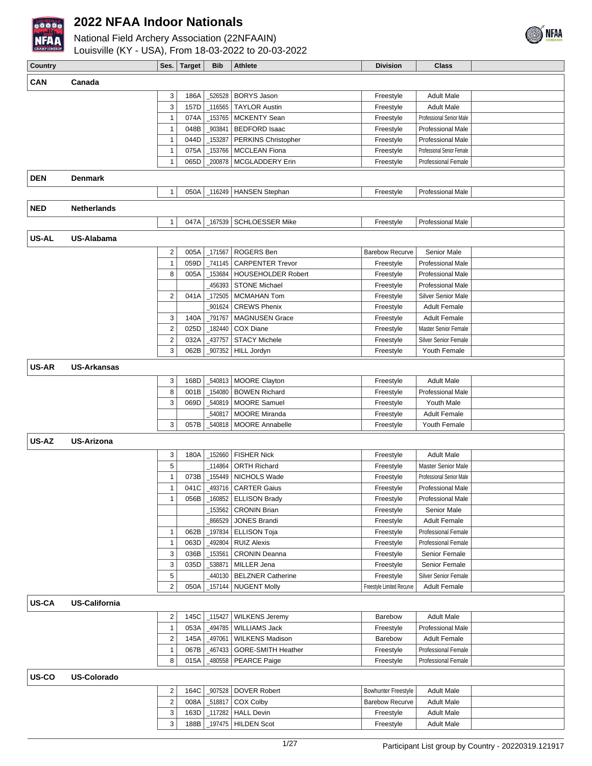# 2022 NFAA Indoor Nationals

National Field Archery Association (22NFAAIN)
Louisville (KY - USA), From 18-03-2022 to 20-03-2022

| Country | | Ses. | Target | Bib | Athlete | Division | Class | |
|---|---|---|---|---|---|---|---|---|
| **CAN** | **Canada** | | | | | | | |
| | | 3 | 186A | _526528 | BORYS Jason | Freestyle | Adult Male | |
| | | 3 | 157D | _116565 | TAYLOR Austin | Freestyle | Adult Male | |
| | | 1 | 074A | _153765 | MCKENTY Sean | Freestyle | Professional Senior Male | |
| | | 1 | 048B | _903841 | BEDFORD Isaac | Freestyle | Professional Male | |
| | | 1 | 044D | _153287 | PERKINS Christopher | Freestyle | Professional Male | |
| | | 1 | 075A | _153766 | MCCLEAN Fiona | Freestyle | Professional Senior Female | |
| | | 1 | 065D | _200878 | MCGLADDERY Erin | Freestyle | Professional Female | |
| **DEN** | **Denmark** | | | | | | | |
| | | 1 | 050A | _116249 | HANSEN Stephan | Freestyle | Professional Male | |
| **NED** | **Netherlands** | | | | | | | |
| | | 1 | 047A | _167539 | SCHLOESSER Mike | Freestyle | Professional Male | |
| **US-AL** | **US-Alabama** | | | | | | | |
| | | 2 | 005A | _171567 | ROGERS Ben | Barebow Recurve | Senior Male | |
| | | 1 | 059D | _741145 | CARPENTER Trevor | Freestyle | Professional Male | |
| | | 8 | 005A | _153684 | HOUSEHOLDER Robert | Freestyle | Professional Male | |
| | | | | _456393 | STONE Michael | Freestyle | Professional Male | |
| | | 2 | 041A | _172505 | MCMAHAN Tom | Freestyle | Silver Senior Male | |
| | | | | _901624 | CREWS Phenix | Freestyle | Adult Female | |
| | | 3 | 140A | _791767 | MAGNUSEN Grace | Freestyle | Adult Female | |
| | | 2 | 025D | _182440 | COX Diane | Freestyle | Master Senior Female | |
| | | 2 | 032A | _437757 | STACY Michele | Freestyle | Silver Senior Female | |
| | | 3 | 062B | _907352 | HILL Jordyn | Freestyle | Youth Female | |
| **US-AR** | **US-Arkansas** | | | | | | | |
| | | 3 | 168D | _540813 | MOORE Clayton | Freestyle | Adult Male | |
| | | 8 | 001B | _154080 | BOWEN Richard | Freestyle | Professional Male | |
| | | 3 | 069D | _540819 | MOORE Samuel | Freestyle | Youth Male | |
| | | | | _540817 | MOORE Miranda | Freestyle | Adult Female | |
| | | 3 | 057B | _540818 | MOORE Annabelle | Freestyle | Youth Female | |
| **US-AZ** | **US-Arizona** | | | | | | | |
| | | 3 | 180A | _152660 | FISHER Nick | Freestyle | Adult Male | |
| | | 5 | | _114864 | ORTH Richard | Freestyle | Master Senior Male | |
| | | 1 | 073B | _155449 | NICHOLS Wade | Freestyle | Professional Senior Male | |
| | | 1 | 041C | _493716 | CARTER Gaius | Freestyle | Professional Male | |
| | | 1 | 056B | _160852 | ELLISON Brady | Freestyle | Professional Male | |
| | | | | _153562 | CRONIN Brian | Freestyle | Senior Male | |
| | | | | _866529 | JONES Brandi | Freestyle | Adult Female | |
| | | 1 | 062B | _197834 | ELLISON Toja | Freestyle | Professional Female | |
| | | 1 | 063D | _492804 | RUIZ Alexis | Freestyle | Professional Female | |
| | | 3 | 036B | _153561 | CRONIN Deanna | Freestyle | Senior Female | |
| | | 3 | 035D | _538871 | MILLER Jena | Freestyle | Senior Female | |
| | | 5 | | _440130 | BELZNER Catherine | Freestyle | Silver Senior Female | |
| | | 2 | 050A | _157144 | NUGENT Molly | Freestyle Limited Recurve | Adult Female | |
| **US-CA** | **US-California** | | | | | | | |
| | | 2 | 145C | _115427 | WILKENS Jeremy | Barebow | Adult Male | |
| | | 1 | 053A | _494785 | WILLIAMS Jack | Freestyle | Professional Male | |
| | | 2 | 145A | _497061 | WILKENS Madison | Barebow | Adult Female | |
| | | 1 | 067B | _467433 | GORE-SMITH Heather | Freestyle | Professional Female | |
| | | 8 | 015A | _480558 | PEARCE Paige | Freestyle | Professional Female | |
| **US-CO** | **US-Colorado** | | | | | | | |
| | | 2 | 164C | _907528 | DOVER Robert | Bowhunter Freestyle | Adult Male | |
| | | 2 | 008A | _518817 | COX Colby | Barebow Recurve | Adult Male | |
| | | 3 | 163D | _117282 | HALL Devin | Freestyle | Adult Male | |
| | | 3 | 188B | _197475 | HILDEN Scot | Freestyle | Adult Male | |

Participant List group by Country - 20220319.121917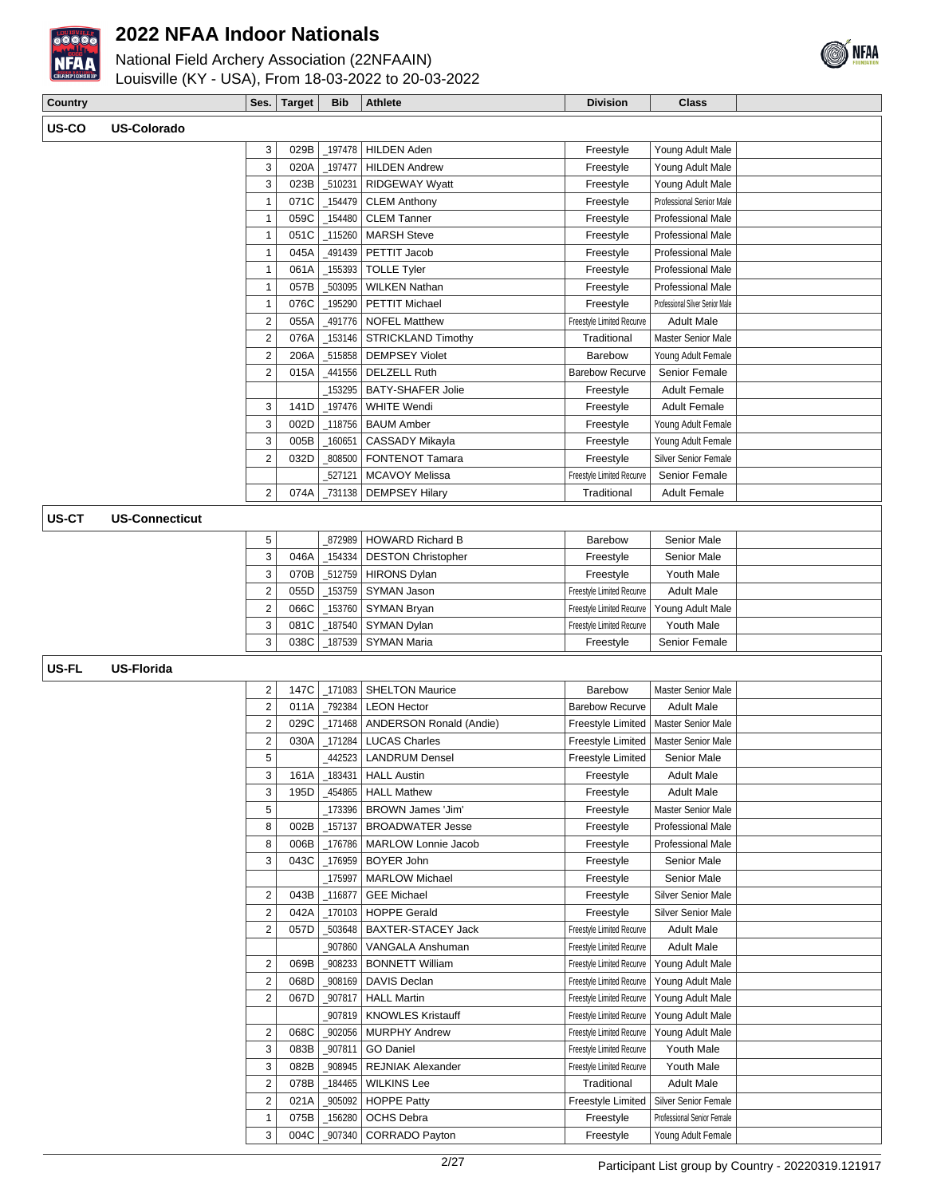# 2022 NFAA Indoor Nationals

National Field Archery Association (22NFAAIN)
Louisville (KY - USA), From 18-03-2022 to 20-03-2022

| Country | | Ses. | Target | Bib | Athlete | Division | Class | |
|---|---|---|---|---|---|---|---|---|
| **US-CO** | **US-Colorado** | | | | | | | |
| | | 3 | 029B | _197478 | HILDEN Aden | Freestyle | Young Adult Male | |
| | | 3 | 020A | _197477 | HILDEN Andrew | Freestyle | Young Adult Male | |
| | | 3 | 023B | _510231 | RIDGEWAY Wyatt | Freestyle | Young Adult Male | |
| | | 1 | 071C | _154479 | CLEM Anthony | Freestyle | Professional Senior Male | |
| | | 1 | 059C | _154480 | CLEM Tanner | Freestyle | Professional Male | |
| | | 1 | 051C | _115260 | MARSH Steve | Freestyle | Professional Male | |
| | | 1 | 045A | _491439 | PETTIT Jacob | Freestyle | Professional Male | |
| | | 1 | 061A | _155393 | TOLLE Tyler | Freestyle | Professional Male | |
| | | 1 | 057B | _503095 | WILKEN Nathan | Freestyle | Professional Male | |
| | | 1 | 076C | _195290 | PETTIT Michael | Freestyle | Professional Silver Senior Male | |
| | | 2 | 055A | _491776 | NOFEL Matthew | Freestyle Limited Recurve | Adult Male | |
| | | 2 | 076A | _153146 | STRICKLAND Timothy | Traditional | Master Senior Male | |
| | | 2 | 206A | _515858 | DEMPSEY Violet | Barebow | Young Adult Female | |
| | | 2 | 015A | _441556 | DELZELL Ruth | Barebow Recurve | Senior Female | |
| | | | | _153295 | BATY-SHAFER Jolie | Freestyle | Adult Female | |
| | | 3 | 141D | _197476 | WHITE Wendi | Freestyle | Adult Female | |
| | | 3 | 002D | _118756 | BAUM Amber | Freestyle | Young Adult Female | |
| | | 3 | 005B | _160651 | CASSADY Mikayla | Freestyle | Young Adult Female | |
| | | 2 | 032D | _808500 | FONTENOT Tamara | Freestyle | Silver Senior Female | |
| | | | | _527121 | MCAVOY Melissa | Freestyle Limited Recurve | Senior Female | |
| | | 2 | 074A | _731138 | DEMPSEY Hilary | Traditional | Adult Female | |
| **US-CT** | **US-Connecticut** | | | | | | | |
| | | 5 | | _872989 | HOWARD Richard B | Barebow | Senior Male | |
| | | 3 | 046A | _154334 | DESTON Christopher | Freestyle | Senior Male | |
| | | 3 | 070B | _512759 | HIRONS Dylan | Freestyle | Youth Male | |
| | | 2 | 055D | _153759 | SYMAN Jason | Freestyle Limited Recurve | Adult Male | |
| | | 2 | 066C | _153760 | SYMAN Bryan | Freestyle Limited Recurve | Young Adult Male | |
| | | 3 | 081C | _187540 | SYMAN Dylan | Freestyle Limited Recurve | Youth Male | |
| | | 3 | 038C | _187539 | SYMAN Maria | Freestyle | Senior Female | |
| **US-FL** | **US-Florida** | | | | | | | |
| | | 2 | 147C | _171083 | SHELTON Maurice | Barebow | Master Senior Male | |
| | | 2 | 011A | _792384 | LEON Hector | Barebow Recurve | Adult Male | |
| | | 2 | 029C | _171468 | ANDERSON Ronald (Andie) | Freestyle Limited | Master Senior Male | |
| | | 2 | 030A | _171284 | LUCAS Charles | Freestyle Limited | Master Senior Male | |
| | | 5 | | _442523 | LANDRUM Densel | Freestyle Limited | Senior Male | |
| | | 3 | 161A | _183431 | HALL Austin | Freestyle | Adult Male | |
| | | 3 | 195D | _454865 | HALL Mathew | Freestyle | Adult Male | |
| | | 5 | | _173396 | BROWN James 'Jim' | Freestyle | Master Senior Male | |
| | | 8 | 002B | _157137 | BROADWATER Jesse | Freestyle | Professional Male | |
| | | 8 | 006B | _176786 | MARLOW Lonnie Jacob | Freestyle | Professional Male | |
| | | 3 | 043C | _176959 | BOYER John | Freestyle | Senior Male | |
| | | | | _175997 | MARLOW Michael | Freestyle | Senior Male | |
| | | 2 | 043B | _116877 | GEE Michael | Freestyle | Silver Senior Male | |
| | | 2 | 042A | _170103 | HOPPE Gerald | Freestyle | Silver Senior Male | |
| | | 2 | 057D | _503648 | BAXTER-STACEY Jack | Freestyle Limited Recurve | Adult Male | |
| | | | | _907860 | VANGALA Anshuman | Freestyle Limited Recurve | Adult Male | |
| | | 2 | 069B | _908233 | BONNETT William | Freestyle Limited Recurve | Young Adult Male | |
| | | 2 | 068D | _908169 | DAVIS Declan | Freestyle Limited Recurve | Young Adult Male | |
| | | 2 | 067D | _907817 | HALL Martin | Freestyle Limited Recurve | Young Adult Male | |
| | | | | _907819 | KNOWLES Kristauff | Freestyle Limited Recurve | Young Adult Male | |
| | | 2 | 068C | _902056 | MURPHY Andrew | Freestyle Limited Recurve | Young Adult Male | |
| | | 3 | 083B | _907811 | GO Daniel | Freestyle Limited Recurve | Youth Male | |
| | | 3 | 082B | _908945 | REJNIAK Alexander | Freestyle Limited Recurve | Youth Male | |
| | | 2 | 078B | _184465 | WILKINS Lee | Traditional | Adult Male | |
| | | 2 | 021A | _905092 | HOPPE Patty | Freestyle Limited | Silver Senior Female | |
| | | 1 | 075B | _156280 | OCHS Debra | Freestyle | Professional Senior Female | |
| | | 3 | 004C | _907340 | CORRADO Payton | Freestyle | Young Adult Female | |

Participant List group by Country - 20220319.121917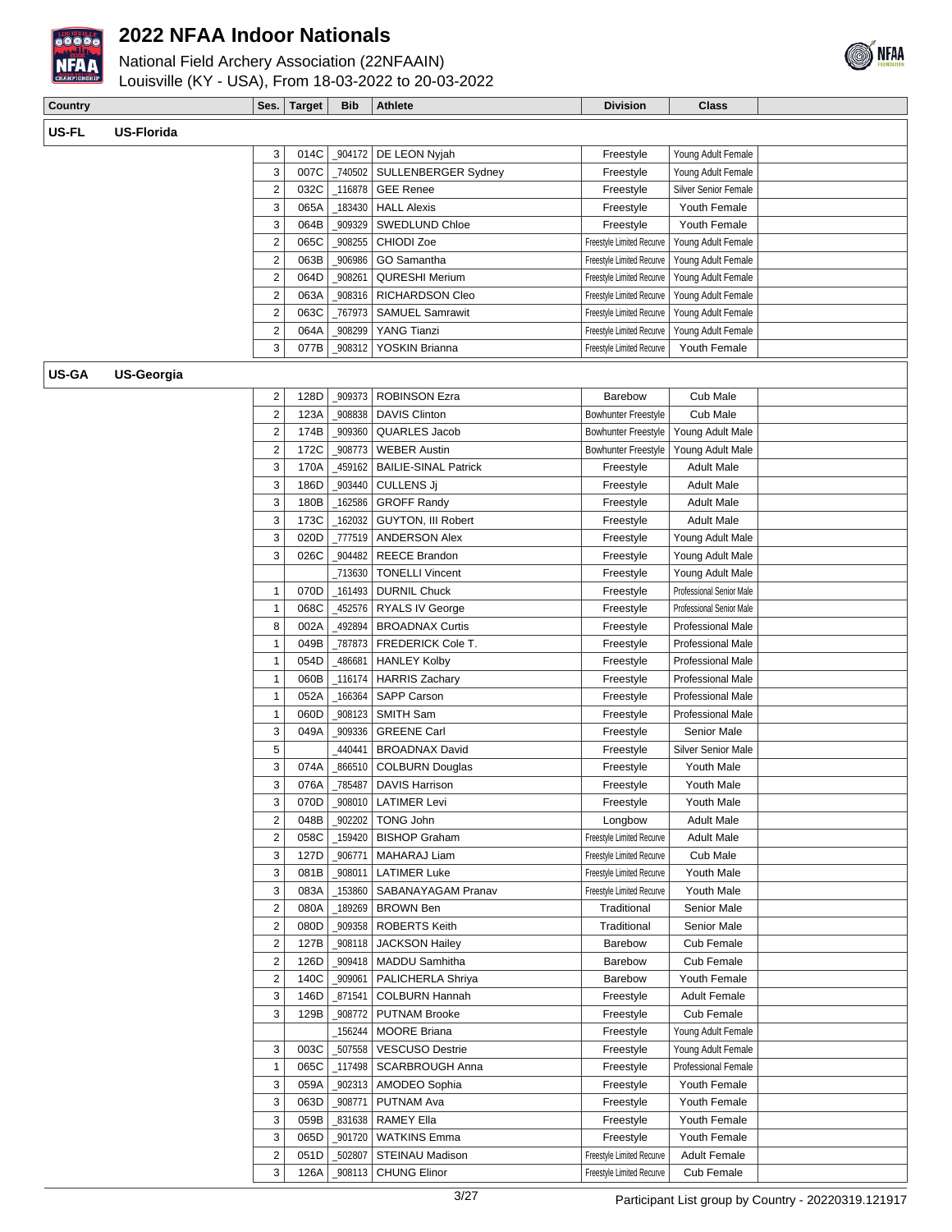# 2022 NFAA Indoor Nationals

National Field Archery Association (22NFAAIN)
Louisville (KY - USA), From 18-03-2022 to 20-03-2022

| Country | | Ses. | Target | Bib | Athlete | Division | Class | |
|---|---|---|---|---|---|---|---|---|
| **US-FL** | **US-Florida** | | | | | | | |
| | | 3 | 014C | _904172 | DE LEON Nyjah | Freestyle | Young Adult Female | |
| | | 3 | 007C | _740502 | SULLENBERGER Sydney | Freestyle | Young Adult Female | |
| | | 2 | 032C | _116878 | GEE Renee | Freestyle | Silver Senior Female | |
| | | 3 | 065A | _183430 | HALL Alexis | Freestyle | Youth Female | |
| | | 3 | 064B | _909329 | SWEDLUND Chloe | Freestyle | Youth Female | |
| | | 2 | 065C | _908255 | CHIODI Zoe | Freestyle Limited Recurve | Young Adult Female | |
| | | 2 | 063B | _906986 | GO Samantha | Freestyle Limited Recurve | Young Adult Female | |
| | | 2 | 064D | _908261 | QURESHI Merium | Freestyle Limited Recurve | Young Adult Female | |
| | | 2 | 063A | _908316 | RICHARDSON Cleo | Freestyle Limited Recurve | Young Adult Female | |
| | | 2 | 063C | _767973 | SAMUEL Samrawit | Freestyle Limited Recurve | Young Adult Female | |
| | | 2 | 064A | _908299 | YANG Tianzi | Freestyle Limited Recurve | Young Adult Female | |
| | | 3 | 077B | _908312 | YOSKIN Brianna | Freestyle Limited Recurve | Youth Female | |
| **US-GA** | **US-Georgia** | | | | | | | |
| | | 2 | 128D | _909373 | ROBINSON Ezra | Barebow | Cub Male | |
| | | 2 | 123A | _908838 | DAVIS Clinton | Bowhunter Freestyle | Cub Male | |
| | | 2 | 174B | _909360 | QUARLES Jacob | Bowhunter Freestyle | Young Adult Male | |
| | | 2 | 172C | _908773 | WEBER Austin | Bowhunter Freestyle | Young Adult Male | |
| | | 3 | 170A | _459162 | BAILIE-SINAL Patrick | Freestyle | Adult Male | |
| | | 3 | 186D | _903440 | CULLENS Jj | Freestyle | Adult Male | |
| | | 3 | 180B | _162586 | GROFF Randy | Freestyle | Adult Male | |
| | | 3 | 173C | _162032 | GUYTON, III Robert | Freestyle | Adult Male | |
| | | 3 | 020D | _777519 | ANDERSON Alex | Freestyle | Young Adult Male | |
| | | 3 | 026C | _904482 | REECE Brandon | Freestyle | Young Adult Male | |
| | | | | _713630 | TONELLI Vincent | Freestyle | Young Adult Male | |
| | | 1 | 070D | _161493 | DURNIL Chuck | Freestyle | Professional Senior Male | |
| | | 1 | 068C | _452576 | RYALS IV George | Freestyle | Professional Senior Male | |
| | | 8 | 002A | _492894 | BROADNAX Curtis | Freestyle | Professional Male | |
| | | 1 | 049B | _787873 | FREDERICK Cole T. | Freestyle | Professional Male | |
| | | 1 | 054D | _486681 | HANLEY Kolby | Freestyle | Professional Male | |
| | | 1 | 060B | _116174 | HARRIS Zachary | Freestyle | Professional Male | |
| | | 1 | 052A | _166364 | SAPP Carson | Freestyle | Professional Male | |
| | | 1 | 060D | _908123 | SMITH Sam | Freestyle | Professional Male | |
| | | 3 | 049A | _909336 | GREENE Carl | Freestyle | Senior Male | |
| | | 5 | | _440441 | BROADNAX David | Freestyle | Silver Senior Male | |
| | | 3 | 074A | _866510 | COLBURN Douglas | Freestyle | Youth Male | |
| | | 3 | 076A | _785487 | DAVIS Harrison | Freestyle | Youth Male | |
| | | 3 | 070D | _908010 | LATIMER Levi | Freestyle | Youth Male | |
| | | 2 | 048B | _902202 | TONG John | Longbow | Adult Male | |
| | | 2 | 058C | _159420 | BISHOP Graham | Freestyle Limited Recurve | Adult Male | |
| | | 3 | 127D | _906771 | MAHARAJ Liam | Freestyle Limited Recurve | Cub Male | |
| | | 3 | 081B | _908011 | LATIMER Luke | Freestyle Limited Recurve | Youth Male | |
| | | 3 | 083A | _153860 | SABANAYAGAM Pranav | Freestyle Limited Recurve | Youth Male | |
| | | 2 | 080A | _189269 | BROWN Ben | Traditional | Senior Male | |
| | | 2 | 080D | _909358 | ROBERTS Keith | Traditional | Senior Male | |
| | | 2 | 127B | _908118 | JACKSON Hailey | Barebow | Cub Female | |
| | | 2 | 126D | _909418 | MADDU Samhitha | Barebow | Cub Female | |
| | | 2 | 140C | _909061 | PALICHERLA Shriya | Barebow | Youth Female | |
| | | 3 | 146D | _871541 | COLBURN Hannah | Freestyle | Adult Female | |
| | | 3 | 129B | _908772 | PUTNAM Brooke | Freestyle | Cub Female | |
| | | | | _156244 | MOORE Briana | Freestyle | Young Adult Female | |
| | | 3 | 003C | _507558 | VESCUSO Destrie | Freestyle | Young Adult Female | |
| | | 1 | 065C | _117498 | SCARBROUGH Anna | Freestyle | Professional Female | |
| | | 3 | 059A | _902313 | AMODEO Sophia | Freestyle | Youth Female | |
| | | 3 | 063D | _908771 | PUTNAM Ava | Freestyle | Youth Female | |
| | | 3 | 059B | _831638 | RAMEY Ella | Freestyle | Youth Female | |
| | | 3 | 065D | _901720 | WATKINS Emma | Freestyle | Youth Female | |
| | | 2 | 051D | _502807 | STEINAU Madison | Freestyle Limited Recurve | Adult Female | |
| | | 3 | 126A | _908113 | CHUNG Elinor | Freestyle Limited Recurve | Cub Female | |

Participant List group by Country - 20220319.121917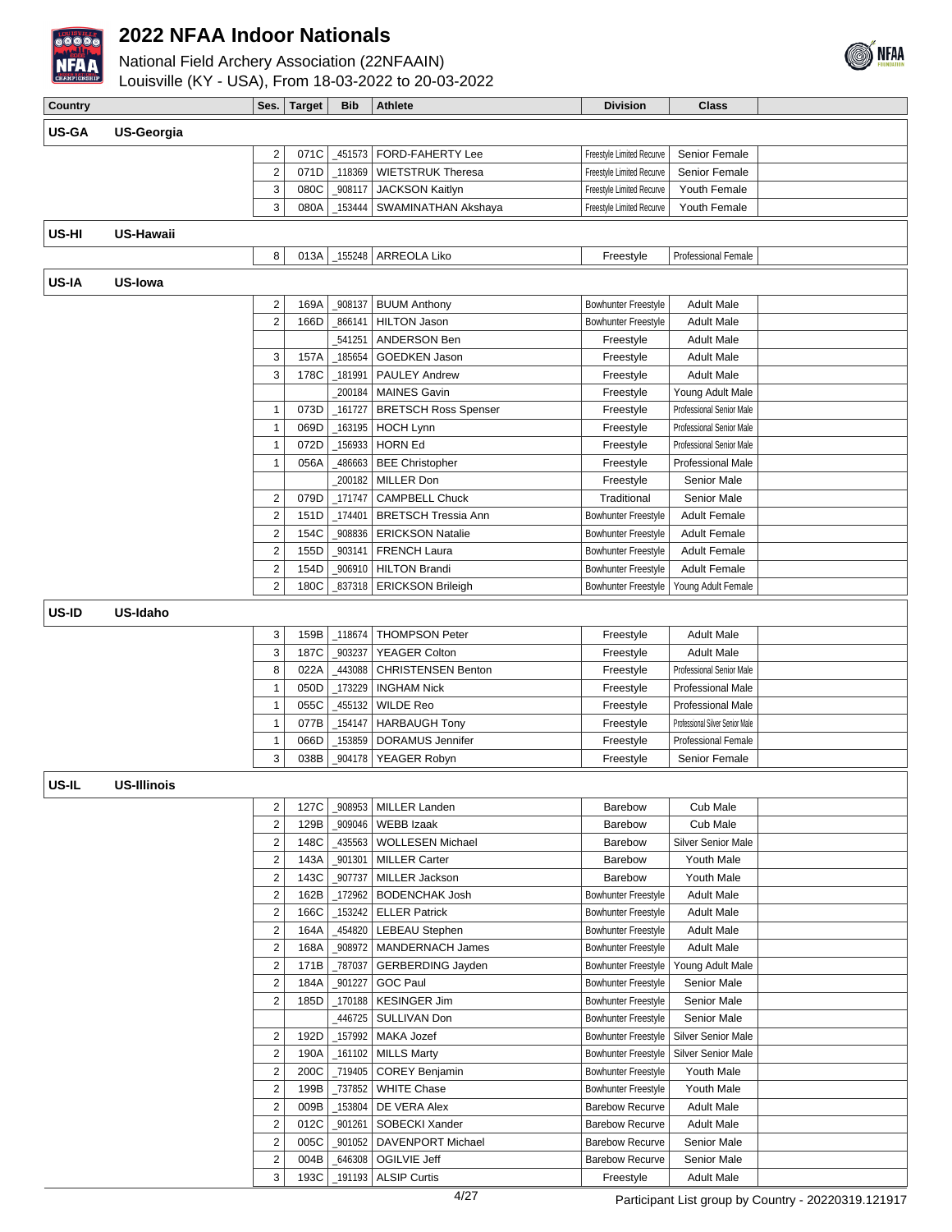# 2022 NFAA Indoor Nationals

National Field Archery Association (22NFAAIN)
Louisville (KY - USA), From 18-03-2022 to 20-03-2022

| Country | | Ses. | Target | Bib | Athlete | Division | Class | |
|---|---|---|---|---|---|---|---|---|
| **US-GA** | **US-Georgia** | | | | | | | |
| | | 2 | 071C | _451573 | FORD-FAHERTY Lee | Freestyle Limited Recurve | Senior Female | |
| | | 2 | 071D | _118369 | WIETSTRUK Theresa | Freestyle Limited Recurve | Senior Female | |
| | | 3 | 080C | _908117 | JACKSON Kaitlyn | Freestyle Limited Recurve | Youth Female | |
| | | 3 | 080A | _153444 | SWAMINATHAN Akshaya | Freestyle Limited Recurve | Youth Female | |
| **US-HI** | **US-Hawaii** | | | | | | | |
| | | 8 | 013A | _155248 | ARREOLA Liko | Freestyle | Professional Female | |
| **US-IA** | **US-Iowa** | | | | | | | |
| | | 2 | 169A | _908137 | BUUM Anthony | Bowhunter Freestyle | Adult Male | |
| | | 2 | 166D | _866141 | HILTON Jason | Bowhunter Freestyle | Adult Male | |
| | | | | _541251 | ANDERSON Ben | Freestyle | Adult Male | |
| | | 3 | 157A | _185654 | GOEDKEN Jason | Freestyle | Adult Male | |
| | | 3 | 178C | _181991 | PAULEY Andrew | Freestyle | Adult Male | |
| | | | | _200184 | MAINES Gavin | Freestyle | Young Adult Male | |
| | | 1 | 073D | _161727 | BRETSCH Ross Spenser | Freestyle | Professional Senior Male | |
| | | 1 | 069D | _163195 | HOCH Lynn | Freestyle | Professional Senior Male | |
| | | 1 | 072D | _156933 | HORN Ed | Freestyle | Professional Senior Male | |
| | | 1 | 056A | _486663 | BEE Christopher | Freestyle | Professional Male | |
| | | | | _200182 | MILLER Don | Freestyle | Senior Male | |
| | | 2 | 079D | _171747 | CAMPBELL Chuck | Traditional | Senior Male | |
| | | 2 | 151D | _174401 | BRETSCH Tressia Ann | Bowhunter Freestyle | Adult Female | |
| | | 2 | 154C | _908836 | ERICKSON Natalie | Bowhunter Freestyle | Adult Female | |
| | | 2 | 155D | _903141 | FRENCH Laura | Bowhunter Freestyle | Adult Female | |
| | | 2 | 154D | _906910 | HILTON Brandi | Bowhunter Freestyle | Adult Female | |
| | | 2 | 180C | _837318 | ERICKSON Brileigh | Bowhunter Freestyle | Young Adult Female | |
| **US-ID** | **US-Idaho** | | | | | | | |
| | | 3 | 159B | _118674 | THOMPSON Peter | Freestyle | Adult Male | |
| | | 3 | 187C | _903237 | YEAGER Colton | Freestyle | Adult Male | |
| | | 8 | 022A | _443088 | CHRISTENSEN Benton | Freestyle | Professional Senior Male | |
| | | 1 | 050D | _173229 | INGHAM Nick | Freestyle | Professional Male | |
| | | 1 | 055C | _455132 | WILDE Reo | Freestyle | Professional Male | |
| | | 1 | 077B | _154147 | HARBAUGH Tony | Freestyle | Professional Silver Senior Male | |
| | | 1 | 066D | _153859 | DORAMUS Jennifer | Freestyle | Professional Female | |
| | | 3 | 038B | _904178 | YEAGER Robyn | Freestyle | Senior Female | |
| **US-IL** | **US-Illinois** | | | | | | | |
| | | 2 | 127C | _908953 | MILLER Landen | Barebow | Cub Male | |
| | | 2 | 129B | _909046 | WEBB Izaak | Barebow | Cub Male | |
| | | 2 | 148C | _435563 | WOLLESEN Michael | Barebow | Silver Senior Male | |
| | | 2 | 143A | _901301 | MILLER Carter | Barebow | Youth Male | |
| | | 2 | 143C | _907737 | MILLER Jackson | Barebow | Youth Male | |
| | | 2 | 162B | _172962 | BODENCHAK Josh | Bowhunter Freestyle | Adult Male | |
| | | 2 | 166C | _153242 | ELLER Patrick | Bowhunter Freestyle | Adult Male | |
| | | 2 | 164A | _454820 | LEBEAU Stephen | Bowhunter Freestyle | Adult Male | |
| | | 2 | 168A | _908972 | MANDERNACH James | Bowhunter Freestyle | Adult Male | |
| | | 2 | 171B | _787037 | GERBERDING Jayden | Bowhunter Freestyle | Young Adult Male | |
| | | 2 | 184A | _901227 | GOC Paul | Bowhunter Freestyle | Senior Male | |
| | | 2 | 185D | _170188 | KESINGER Jim | Bowhunter Freestyle | Senior Male | |
| | | | | _446725 | SULLIVAN Don | Bowhunter Freestyle | Senior Male | |
| | | 2 | 192D | _157992 | MAKA Jozef | Bowhunter Freestyle | Silver Senior Male | |
| | | 2 | 190A | _161102 | MILLS Marty | Bowhunter Freestyle | Silver Senior Male | |
| | | 2 | 200C | _719405 | COREY Benjamin | Bowhunter Freestyle | Youth Male | |
| | | 2 | 199B | _737852 | WHITE Chase | Bowhunter Freestyle | Youth Male | |
| | | 2 | 009B | _153804 | DE VERA Alex | Barebow Recurve | Adult Male | |
| | | 2 | 012C | _901261 | SOBECKI Xander | Barebow Recurve | Adult Male | |
| | | 2 | 005C | _901052 | DAVENPORT Michael | Barebow Recurve | Senior Male | |
| | | 2 | 004B | _646308 | OGILVIE Jeff | Barebow Recurve | Senior Male | |
| | | 3 | 193C | _191193 | ALSIP Curtis | Freestyle | Adult Male | |

Participant List group by Country - 20220319.121917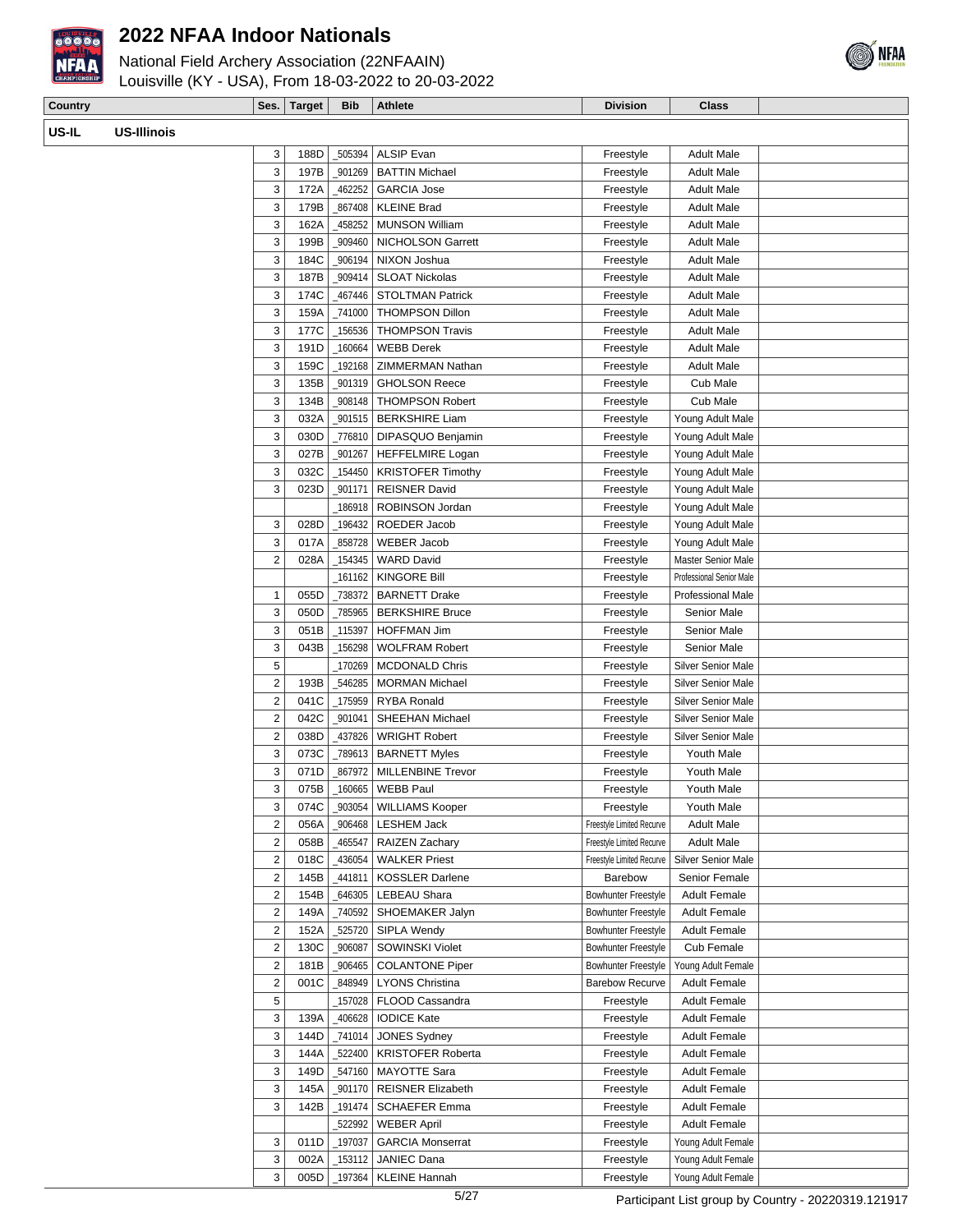# 2022 NFAA Indoor Nationals

National Field Archery Association (22NFAAIN)
Louisville (KY - USA), From 18-03-2022 to 20-03-2022

| Country | | Ses. | Target | Bib | Athlete | Division | Class |
|---|---|---|---|---|---|---|---|
| US-IL | US-Illinois | | | | | | |
| | | 3 | 188D | _505394 | ALSIP Evan | Freestyle | Adult Male |
| | | 3 | 197B | _901269 | BATTIN Michael | Freestyle | Adult Male |
| | | 3 | 172A | _462252 | GARCIA Jose | Freestyle | Adult Male |
| | | 3 | 179B | _867408 | KLEINE Brad | Freestyle | Adult Male |
| | | 3 | 162A | _458252 | MUNSON William | Freestyle | Adult Male |
| | | 3 | 199B | _909460 | NICHOLSON Garrett | Freestyle | Adult Male |
| | | 3 | 184C | _906194 | NIXON Joshua | Freestyle | Adult Male |
| | | 3 | 187B | _909414 | SLOAT Nickolas | Freestyle | Adult Male |
| | | 3 | 174C | _467446 | STOLTMAN Patrick | Freestyle | Adult Male |
| | | 3 | 159A | _741000 | THOMPSON Dillon | Freestyle | Adult Male |
| | | 3 | 177C | _156536 | THOMPSON Travis | Freestyle | Adult Male |
| | | 3 | 191D | _160664 | WEBB Derek | Freestyle | Adult Male |
| | | 3 | 159C | _192168 | ZIMMERMAN Nathan | Freestyle | Adult Male |
| | | 3 | 135B | _901319 | GHOLSON Reece | Freestyle | Cub Male |
| | | 3 | 134B | _908148 | THOMPSON Robert | Freestyle | Cub Male |
| | | 3 | 032A | _901515 | BERKSHIRE Liam | Freestyle | Young Adult Male |
| | | 3 | 030D | _776810 | DIPASQUO Benjamin | Freestyle | Young Adult Male |
| | | 3 | 027B | _901267 | HEFFELMIRE Logan | Freestyle | Young Adult Male |
| | | 3 | 032C | _154450 | KRISTOFER Timothy | Freestyle | Young Adult Male |
| | | 3 | 023D | _901171 | REISNER David | Freestyle | Young Adult Male |
| | | | | _186918 | ROBINSON Jordan | Freestyle | Young Adult Male |
| | | 3 | 028D | _196432 | ROEDER Jacob | Freestyle | Young Adult Male |
| | | 3 | 017A | _858728 | WEBER Jacob | Freestyle | Young Adult Male |
| | | 2 | 028A | _154345 | WARD David | Freestyle | Master Senior Male |
| | | | | _161162 | KINGORE Bill | Freestyle | Professional Senior Male |
| | | 1 | 055D | _738372 | BARNETT Drake | Freestyle | Professional Male |
| | | 3 | 050D | _785965 | BERKSHIRE Bruce | Freestyle | Senior Male |
| | | 3 | 051B | _115397 | HOFFMAN Jim | Freestyle | Senior Male |
| | | 3 | 043B | _156298 | WOLFRAM Robert | Freestyle | Senior Male |
| | | 5 | | _170269 | MCDONALD Chris | Freestyle | Silver Senior Male |
| | | 2 | 193B | _546285 | MORMAN Michael | Freestyle | Silver Senior Male |
| | | 2 | 041C | _175959 | RYBA Ronald | Freestyle | Silver Senior Male |
| | | 2 | 042C | _901041 | SHEEHAN Michael | Freestyle | Silver Senior Male |
| | | 2 | 038D | _437826 | WRIGHT Robert | Freestyle | Silver Senior Male |
| | | 3 | 073C | _789613 | BARNETT Myles | Freestyle | Youth Male |
| | | 3 | 071D | _867972 | MILLENBINE Trevor | Freestyle | Youth Male |
| | | 3 | 075B | _160665 | WEBB Paul | Freestyle | Youth Male |
| | | 3 | 074C | _903054 | WILLIAMS Kooper | Freestyle | Youth Male |
| | | 2 | 056A | _906468 | LESHEM Jack | Freestyle Limited Recurve | Adult Male |
| | | 2 | 058B | _465547 | RAIZEN Zachary | Freestyle Limited Recurve | Adult Male |
| | | 2 | 018C | _436054 | WALKER Priest | Freestyle Limited Recurve | Silver Senior Male |
| | | 2 | 145B | _441811 | KOSSLER Darlene | Barebow | Senior Female |
| | | 2 | 154B | _646305 | LEBEAU Shara | Bowhunter Freestyle | Adult Female |
| | | 2 | 149A | _740592 | SHOEMAKER Jalyn | Bowhunter Freestyle | Adult Female |
| | | 2 | 152A | _525720 | SIPLA Wendy | Bowhunter Freestyle | Adult Female |
| | | 2 | 130C | _906087 | SOWINSKI Violet | Bowhunter Freestyle | Cub Female |
| | | 2 | 181B | _906465 | COLANTONE Piper | Bowhunter Freestyle | Young Adult Female |
| | | 2 | 001C | _848949 | LYONS Christina | Barebow Recurve | Adult Female |
| | | 5 | | _157028 | FLOOD Cassandra | Freestyle | Adult Female |
| | | 3 | 139A | _406628 | IODICE Kate | Freestyle | Adult Female |
| | | 3 | 144D | _741014 | JONES Sydney | Freestyle | Adult Female |
| | | 3 | 144A | _522400 | KRISTOFER Roberta | Freestyle | Adult Female |
| | | 3 | 149D | _547160 | MAYOTTE Sara | Freestyle | Adult Female |
| | | 3 | 145A | _901170 | REISNER Elizabeth | Freestyle | Adult Female |
| | | 3 | 142B | _191474 | SCHAEFER Emma | Freestyle | Adult Female |
| | | | | _522992 | WEBER April | Freestyle | Adult Female |
| | | 3 | 011D | _197037 | GARCIA Monserrat | Freestyle | Young Adult Female |
| | | 3 | 002A | _153112 | JANIEC Dana | Freestyle | Young Adult Female |
| | | 3 | 005D | _197364 | KLEINE Hannah | Freestyle | Young Adult Female |

Participant List group by Country - 20220319.121917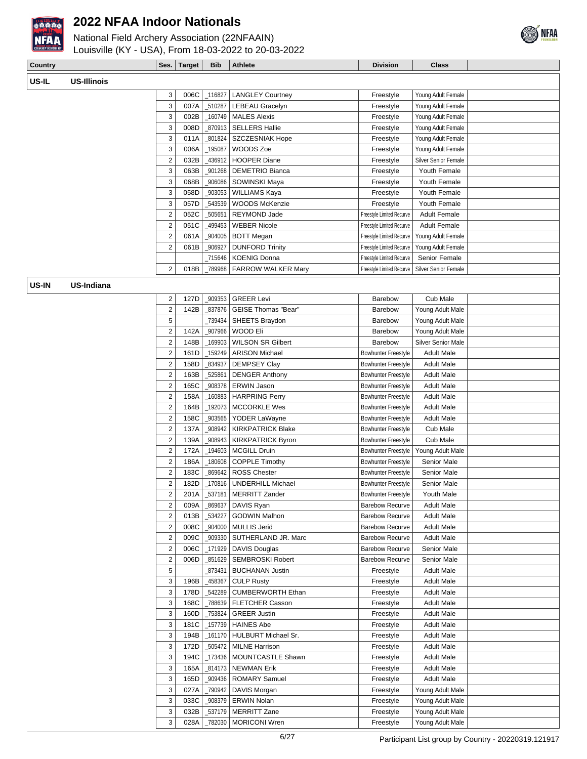# 2022 NFAA Indoor Nationals

National Field Archery Association (22NFAAIN)
Louisville (KY - USA), From 18-03-2022 to 20-03-2022

| Country | | Ses. | Target | Bib | Athlete | Division | Class |
|---|---|---|---|---|---|---|---|
| **US-IL** | **US-Illinois** | | | | | | |
| | | 3 | 006C | _116827 | LANGLEY Courtney | Freestyle | Young Adult Female |
| | | 3 | 007A | _510287 | LEBEAU Gracelyn | Freestyle | Young Adult Female |
| | | 3 | 002B | _160749 | MALES Alexis | Freestyle | Young Adult Female |
| | | 3 | 008D | _870913 | SELLERS Hallie | Freestyle | Young Adult Female |
| | | 3 | 011A | _801824 | SZCZESNIAK Hope | Freestyle | Young Adult Female |
| | | 3 | 006A | _195087 | WOODS Zoe | Freestyle | Young Adult Female |
| | | 2 | 032B | _436912 | HOOPER Diane | Freestyle | Silver Senior Female |
| | | 3 | 063B | _901268 | DEMETRIO Bianca | Freestyle | Youth Female |
| | | 3 | 068B | _906086 | SOWINSKI Maya | Freestyle | Youth Female |
| | | 3 | 058D | _903053 | WILLIAMS Kaya | Freestyle | Youth Female |
| | | 3 | 057D | _543539 | WOODS McKenzie | Freestyle | Youth Female |
| | | 2 | 052C | _505651 | REYMOND Jade | Freestyle Limited Recurve | Adult Female |
| | | 2 | 051C | _499453 | WEBER Nicole | Freestyle Limited Recurve | Adult Female |
| | | 2 | 061A | _904005 | BOTT Megan | Freestyle Limited Recurve | Young Adult Female |
| | | 2 | 061B | _906927 | DUNFORD Trinity | Freestyle Limited Recurve | Young Adult Female |
| | | | | _715646 | KOENIG Donna | Freestyle Limited Recurve | Senior Female |
| | | 2 | 018B | _789968 | FARROW WALKER Mary | Freestyle Limited Recurve | Silver Senior Female |
| **US-IN** | **US-Indiana** | | | | | | |
| | | 2 | 127D | _909353 | GREER Levi | Barebow | Cub Male |
| | | 2 | 142B | _837876 | GEISE Thomas "Bear" | Barebow | Young Adult Male |
| | | 5 | | _739434 | SHEETS Braydon | Barebow | Young Adult Male |
| | | 2 | 142A | _907966 | WOOD Eli | Barebow | Young Adult Male |
| | | 2 | 148B | _169903 | WILSON SR Gilbert | Barebow | Silver Senior Male |
| | | 2 | 161D | _159249 | ARISON Michael | Bowhunter Freestyle | Adult Male |
| | | 2 | 158D | _834937 | DEMPSEY Clay | Bowhunter Freestyle | Adult Male |
| | | 2 | 163B | _525861 | DENGER Anthony | Bowhunter Freestyle | Adult Male |
| | | 2 | 165C | _908378 | ERWIN Jason | Bowhunter Freestyle | Adult Male |
| | | 2 | 158A | _160883 | HARPRING Perry | Bowhunter Freestyle | Adult Male |
| | | 2 | 164B | _192073 | MCCORKLE Wes | Bowhunter Freestyle | Adult Male |
| | | 2 | 158C | _903565 | YODER LaWayne | Bowhunter Freestyle | Adult Male |
| | | 2 | 137A | _908942 | KIRKPATRICK Blake | Bowhunter Freestyle | Cub Male |
| | | 2 | 139A | _908943 | KIRKPATRICK Byron | Bowhunter Freestyle | Cub Male |
| | | 2 | 172A | _194603 | MCGILL Druin | Bowhunter Freestyle | Young Adult Male |
| | | 2 | 186A | _180608 | COPPLE Timothy | Bowhunter Freestyle | Senior Male |
| | | 2 | 183C | _869642 | ROSS Chester | Bowhunter Freestyle | Senior Male |
| | | 2 | 182D | _170816 | UNDERHILL Michael | Bowhunter Freestyle | Senior Male |
| | | 2 | 201A | _537181 | MERRITT Zander | Bowhunter Freestyle | Youth Male |
| | | 2 | 009A | _869637 | DAVIS Ryan | Barebow Recurve | Adult Male |
| | | 2 | 013B | _534227 | GODWIN Malhon | Barebow Recurve | Adult Male |
| | | 2 | 008C | _904000 | MULLIS Jerid | Barebow Recurve | Adult Male |
| | | 2 | 009C | _909330 | SUTHERLAND JR. Marc | Barebow Recurve | Adult Male |
| | | 2 | 006C | _171929 | DAVIS Douglas | Barebow Recurve | Senior Male |
| | | 2 | 006D | _851629 | SEMBROSKI Robert | Barebow Recurve | Senior Male |
| | | 5 | | _873431 | BUCHANAN Justin | Freestyle | Adult Male |
| | | 3 | 196B | _458367 | CULP Rusty | Freestyle | Adult Male |
| | | 3 | 178D | _542289 | CUMBERWORTH Ethan | Freestyle | Adult Male |
| | | 3 | 168C | _788639 | FLETCHER Casson | Freestyle | Adult Male |
| | | 3 | 160D | _753824 | GREER Justin | Freestyle | Adult Male |
| | | 3 | 181C | _157739 | HAINES Abe | Freestyle | Adult Male |
| | | 3 | 194B | _161170 | HULBURT Michael Sr. | Freestyle | Adult Male |
| | | 3 | 172D | _505472 | MILNE Harrison | Freestyle | Adult Male |
| | | 3 | 194C | _173436 | MOUNTCASTLE Shawn | Freestyle | Adult Male |
| | | 3 | 165A | _814173 | NEWMAN Erik | Freestyle | Adult Male |
| | | 3 | 165D | _909436 | ROMARY Samuel | Freestyle | Adult Male |
| | | 3 | 027A | _790942 | DAVIS Morgan | Freestyle | Young Adult Male |
| | | 3 | 033C | _908379 | ERWIN Nolan | Freestyle | Young Adult Male |
| | | 3 | 032B | _537179 | MERRITT Zane | Freestyle | Young Adult Male |
| | | 3 | 028A | _782030 | MORICONI Wren | Freestyle | Young Adult Male |

Participant List group by Country - 20220319.121917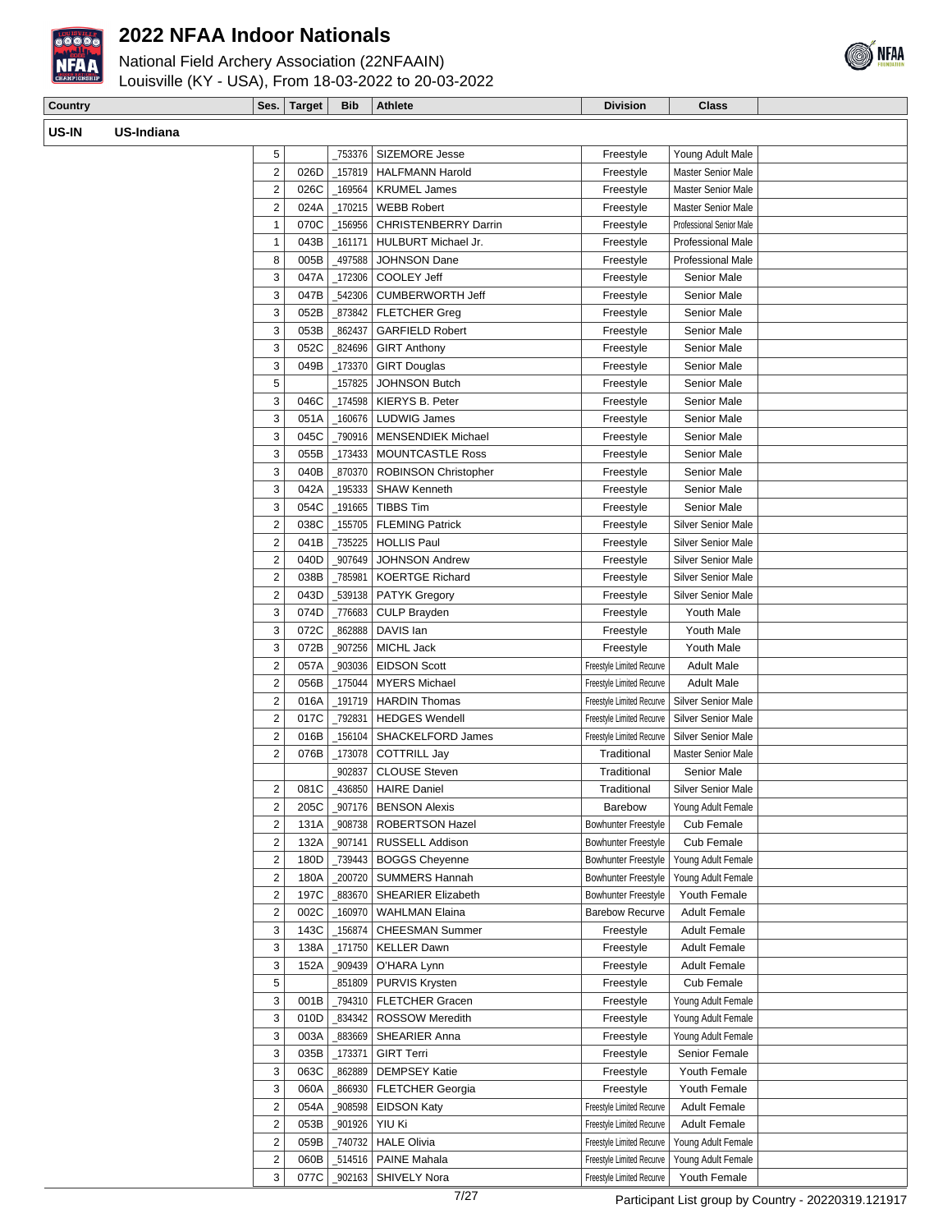# 2022 NFAA Indoor Nationals

National Field Archery Association (22NFAAIN)
Louisville (KY - USA), From 18-03-2022 to 20-03-2022

| Country | Ses. | Target | Bib | Athlete | Division | Class |
|---|---|---|---|---|---|---|
| **US-IN US-Indiana** | | | | | | |
| | 5 | | _753376 | SIZEMORE Jesse | Freestyle | Young Adult Male |
| | 2 | 026D | _157819 | HALFMANN Harold | Freestyle | Master Senior Male |
| | 2 | 026C | _169564 | KRUMEL James | Freestyle | Master Senior Male |
| | 2 | 024A | _170215 | WEBB Robert | Freestyle | Master Senior Male |
| | 1 | 070C | _156956 | CHRISTENBERRY Darrin | Freestyle | Professional Senior Male |
| | 1 | 043B | _161171 | HULBURT Michael Jr. | Freestyle | Professional Male |
| | 8 | 005B | _497588 | JOHNSON Dane | Freestyle | Professional Male |
| | 3 | 047A | _172306 | COOLEY Jeff | Freestyle | Senior Male |
| | 3 | 047B | _542306 | CUMBERWORTH Jeff | Freestyle | Senior Male |
| | 3 | 052B | _873842 | FLETCHER Greg | Freestyle | Senior Male |
| | 3 | 053B | _862437 | GARFIELD Robert | Freestyle | Senior Male |
| | 3 | 052C | _824696 | GIRT Anthony | Freestyle | Senior Male |
| | 3 | 049B | _173370 | GIRT Douglas | Freestyle | Senior Male |
| | 5 | | _157825 | JOHNSON Butch | Freestyle | Senior Male |
| | 3 | 046C | _174598 | KIERYS B. Peter | Freestyle | Senior Male |
| | 3 | 051A | _160676 | LUDWIG James | Freestyle | Senior Male |
| | 3 | 045C | _790916 | MENSENDIEK Michael | Freestyle | Senior Male |
| | 3 | 055B | _173433 | MOUNTCASTLE Ross | Freestyle | Senior Male |
| | 3 | 040B | _870370 | ROBINSON Christopher | Freestyle | Senior Male |
| | 3 | 042A | _195333 | SHAW Kenneth | Freestyle | Senior Male |
| | 3 | 054C | _191665 | TIBBS Tim | Freestyle | Senior Male |
| | 2 | 038C | _155705 | FLEMING Patrick | Freestyle | Silver Senior Male |
| | 2 | 041B | _735225 | HOLLIS Paul | Freestyle | Silver Senior Male |
| | 2 | 040D | _907649 | JOHNSON Andrew | Freestyle | Silver Senior Male |
| | 2 | 038B | _785981 | KOERTGE Richard | Freestyle | Silver Senior Male |
| | 2 | 043D | _539138 | PATYK Gregory | Freestyle | Silver Senior Male |
| | 3 | 074D | _776683 | CULP Brayden | Freestyle | Youth Male |
| | 3 | 072C | _862888 | DAVIS Ian | Freestyle | Youth Male |
| | 3 | 072B | _907256 | MICHL Jack | Freestyle | Youth Male |
| | 2 | 057A | _903036 | EIDSON Scott | Freestyle Limited Recurve | Adult Male |
| | 2 | 056B | _175044 | MYERS Michael | Freestyle Limited Recurve | Adult Male |
| | 2 | 016A | _191719 | HARDIN Thomas | Freestyle Limited Recurve | Silver Senior Male |
| | 2 | 017C | _792831 | HEDGES Wendell | Freestyle Limited Recurve | Silver Senior Male |
| | 2 | 016B | _156104 | SHACKELFORD James | Freestyle Limited Recurve | Silver Senior Male |
| | 2 | 076B | _173078 | COTTRILL Jay | Traditional | Master Senior Male |
| | | | _902837 | CLOUSE Steven | Traditional | Senior Male |
| | 2 | 081C | _436850 | HAIRE Daniel | Traditional | Silver Senior Male |
| | 2 | 205C | _907176 | BENSON Alexis | Barebow | Young Adult Female |
| | 2 | 131A | _908738 | ROBERTSON Hazel | Bowhunter Freestyle | Cub Female |
| | 2 | 132A | _907141 | RUSSELL Addison | Bowhunter Freestyle | Cub Female |
| | 2 | 180D | _739443 | BOGGS Cheyenne | Bowhunter Freestyle | Young Adult Female |
| | 2 | 180A | _200720 | SUMMERS Hannah | Bowhunter Freestyle | Young Adult Female |
| | 2 | 197C | _883670 | SHEARIER Elizabeth | Bowhunter Freestyle | Youth Female |
| | 2 | 002C | _160970 | WAHLMAN Elaina | Barebow Recurve | Adult Female |
| | 3 | 143C | _156874 | CHEESMAN Summer | Freestyle | Adult Female |
| | 3 | 138A | _171750 | KELLER Dawn | Freestyle | Adult Female |
| | 3 | 152A | _909439 | O'HARA Lynn | Freestyle | Adult Female |
| | 5 | | _851809 | PURVIS Krysten | Freestyle | Cub Female |
| | 3 | 001B | _794310 | FLETCHER Gracen | Freestyle | Young Adult Female |
| | 3 | 010D | _834342 | ROSSOW Meredith | Freestyle | Young Adult Female |
| | 3 | 003A | _883669 | SHEARIER Anna | Freestyle | Young Adult Female |
| | 3 | 035B | _173371 | GIRT Terri | Freestyle | Senior Female |
| | 3 | 063C | _862889 | DEMPSEY Katie | Freestyle | Youth Female |
| | 3 | 060A | _866930 | FLETCHER Georgia | Freestyle | Youth Female |
| | 2 | 054A | _908598 | EIDSON Katy | Freestyle Limited Recurve | Adult Female |
| | 2 | 053B | _901926 | YIU Ki | Freestyle Limited Recurve | Adult Female |
| | 2 | 059B | _740732 | HALE Olivia | Freestyle Limited Recurve | Young Adult Female |
| | 2 | 060B | _514516 | PAINE Mahala | Freestyle Limited Recurve | Young Adult Female |
| | 3 | 077C | _902163 | SHIVELY Nora | Freestyle Limited Recurve | Youth Female |

Participant List group by Country - 20220319.121917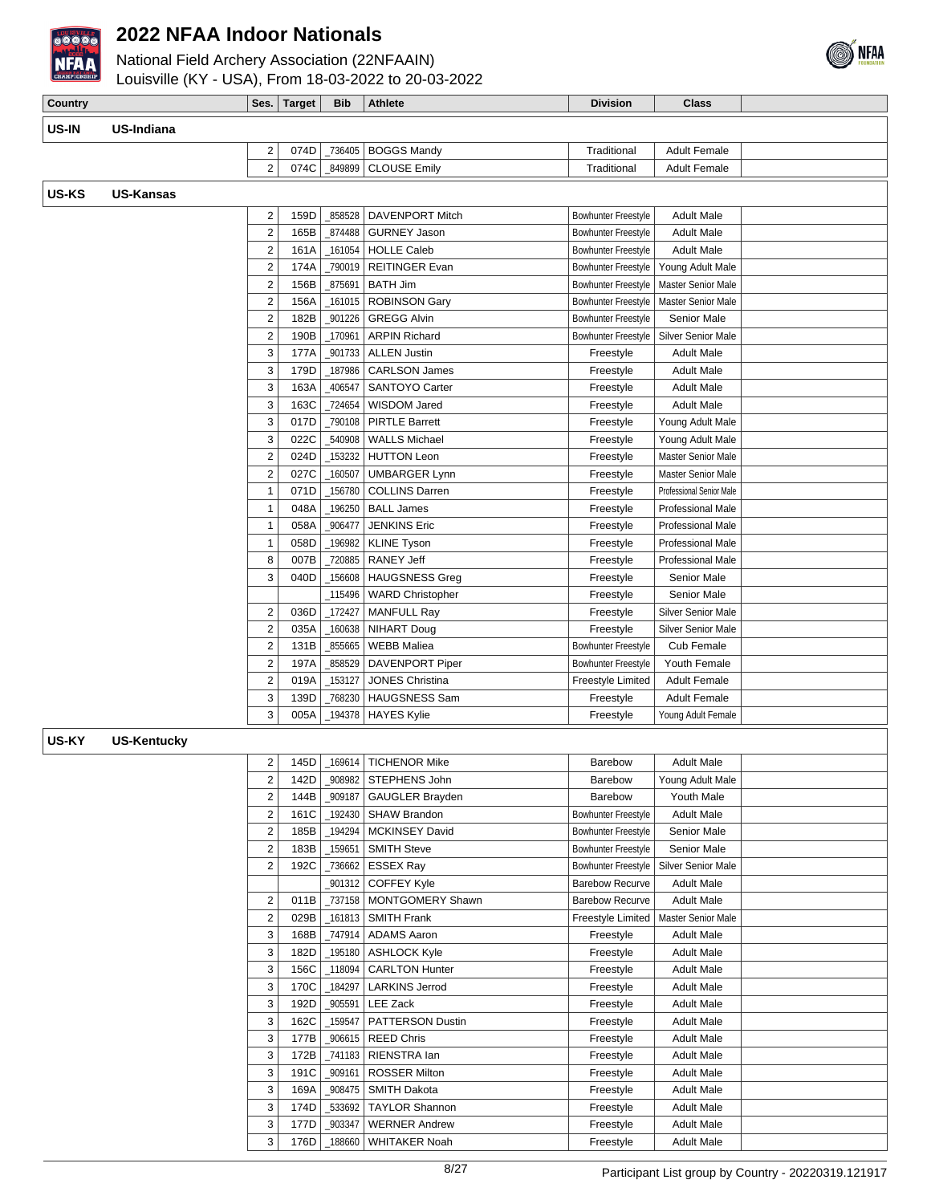# 2022 NFAA Indoor Nationals

National Field Archery Association (22NFAAIN)
Louisville (KY - USA), From 18-03-2022 to 20-03-2022

| Country | | Ses. | Target | Bib | Athlete | Division | Class |
|---|---|---|---|---|---|---|---|
| **US-IN** | **US-Indiana** | | | | | | |
| | | 2 | 074D | _736405 | BOGGS Mandy | Traditional | Adult Female |
| | | 2 | 074C | _849899 | CLOUSE Emily | Traditional | Adult Female |
| **US-KS** | **US-Kansas** | | | | | | |
| | | 2 | 159D | _858528 | DAVENPORT Mitch | Bowhunter Freestyle | Adult Male |
| | | 2 | 165B | _874488 | GURNEY Jason | Bowhunter Freestyle | Adult Male |
| | | 2 | 161A | _161054 | HOLLE Caleb | Bowhunter Freestyle | Adult Male |
| | | 2 | 174A | _790019 | REITINGER Evan | Bowhunter Freestyle | Young Adult Male |
| | | 2 | 156B | _875691 | BATH Jim | Bowhunter Freestyle | Master Senior Male |
| | | 2 | 156A | _161015 | ROBINSON Gary | Bowhunter Freestyle | Master Senior Male |
| | | 2 | 182B | _901226 | GREGG Alvin | Bowhunter Freestyle | Senior Male |
| | | 2 | 190B | _170961 | ARPIN Richard | Bowhunter Freestyle | Silver Senior Male |
| | | 3 | 177A | _901733 | ALLEN Justin | Freestyle | Adult Male |
| | | 3 | 179D | _187986 | CARLSON James | Freestyle | Adult Male |
| | | 3 | 163A | _406547 | SANTOYO Carter | Freestyle | Adult Male |
| | | 3 | 163C | _724654 | WISDOM Jared | Freestyle | Adult Male |
| | | 3 | 017D | _790108 | PIRTLE Barrett | Freestyle | Young Adult Male |
| | | 3 | 022C | _540908 | WALLS Michael | Freestyle | Young Adult Male |
| | | 2 | 024D | _153232 | HUTTON Leon | Freestyle | Master Senior Male |
| | | 2 | 027C | _160507 | UMBARGER Lynn | Freestyle | Master Senior Male |
| | | 1 | 071D | _156780 | COLLINS Darren | Freestyle | Professional Senior Male |
| | | 1 | 048A | _196250 | BALL James | Freestyle | Professional Male |
| | | 1 | 058A | _906477 | JENKINS Eric | Freestyle | Professional Male |
| | | 1 | 058D | _196982 | KLINE Tyson | Freestyle | Professional Male |
| | | 8 | 007B | _720885 | RANEY Jeff | Freestyle | Professional Male |
| | | 3 | 040D | _156608 | HAUGSNESS Greg | Freestyle | Senior Male |
| | | | | _115496 | WARD Christopher | Freestyle | Senior Male |
| | | 2 | 036D | _172427 | MANFULL Ray | Freestyle | Silver Senior Male |
| | | 2 | 035A | _160638 | NIHART Doug | Freestyle | Silver Senior Male |
| | | 2 | 131B | _855665 | WEBB Maliea | Bowhunter Freestyle | Cub Female |
| | | 2 | 197A | _858529 | DAVENPORT Piper | Bowhunter Freestyle | Youth Female |
| | | 2 | 019A | _153127 | JONES Christina | Freestyle Limited | Adult Female |
| | | 3 | 139D | _768230 | HAUGSNESS Sam | Freestyle | Adult Female |
| | | 3 | 005A | _194378 | HAYES Kylie | Freestyle | Young Adult Female |
| **US-KY** | **US-Kentucky** | | | | | | |
| | | 2 | 145D | _169614 | TICHENOR Mike | Barebow | Adult Male |
| | | 2 | 142D | _908982 | STEPHENS John | Barebow | Young Adult Male |
| | | 2 | 144B | _909187 | GAUGLER Brayden | Barebow | Youth Male |
| | | 2 | 161C | _192430 | SHAW Brandon | Bowhunter Freestyle | Adult Male |
| | | 2 | 185B | _194294 | MCKINSEY David | Bowhunter Freestyle | Senior Male |
| | | 2 | 183B | _159651 | SMITH Steve | Bowhunter Freestyle | Senior Male |
| | | 2 | 192C | _736662 | ESSEX Ray | Bowhunter Freestyle | Silver Senior Male |
| | | | | _901312 | COFFEY Kyle | Barebow Recurve | Adult Male |
| | | 2 | 011B | _737158 | MONTGOMERY Shawn | Barebow Recurve | Adult Male |
| | | 2 | 029B | _161813 | SMITH Frank | Freestyle Limited | Master Senior Male |
| | | 3 | 168B | _747914 | ADAMS Aaron | Freestyle | Adult Male |
| | | 3 | 182D | _195180 | ASHLOCK Kyle | Freestyle | Adult Male |
| | | 3 | 156C | _118094 | CARLTON Hunter | Freestyle | Adult Male |
| | | 3 | 170C | _184297 | LARKINS Jerrod | Freestyle | Adult Male |
| | | 3 | 192D | _905591 | LEE Zack | Freestyle | Adult Male |
| | | 3 | 162C | _159547 | PATTERSON Dustin | Freestyle | Adult Male |
| | | 3 | 177B | _906615 | REED Chris | Freestyle | Adult Male |
| | | 3 | 172B | _741183 | RIENSTRA Ian | Freestyle | Adult Male |
| | | 3 | 191C | _909161 | ROSSER Milton | Freestyle | Adult Male |
| | | 3 | 169A | _908475 | SMITH Dakota | Freestyle | Adult Male |
| | | 3 | 174D | _533692 | TAYLOR Shannon | Freestyle | Adult Male |
| | | 3 | 177D | _903347 | WERNER Andrew | Freestyle | Adult Male |
| | | 3 | 176D | _188660 | WHITAKER Noah | Freestyle | Adult Male |

Participant List group by Country - 20220319.121917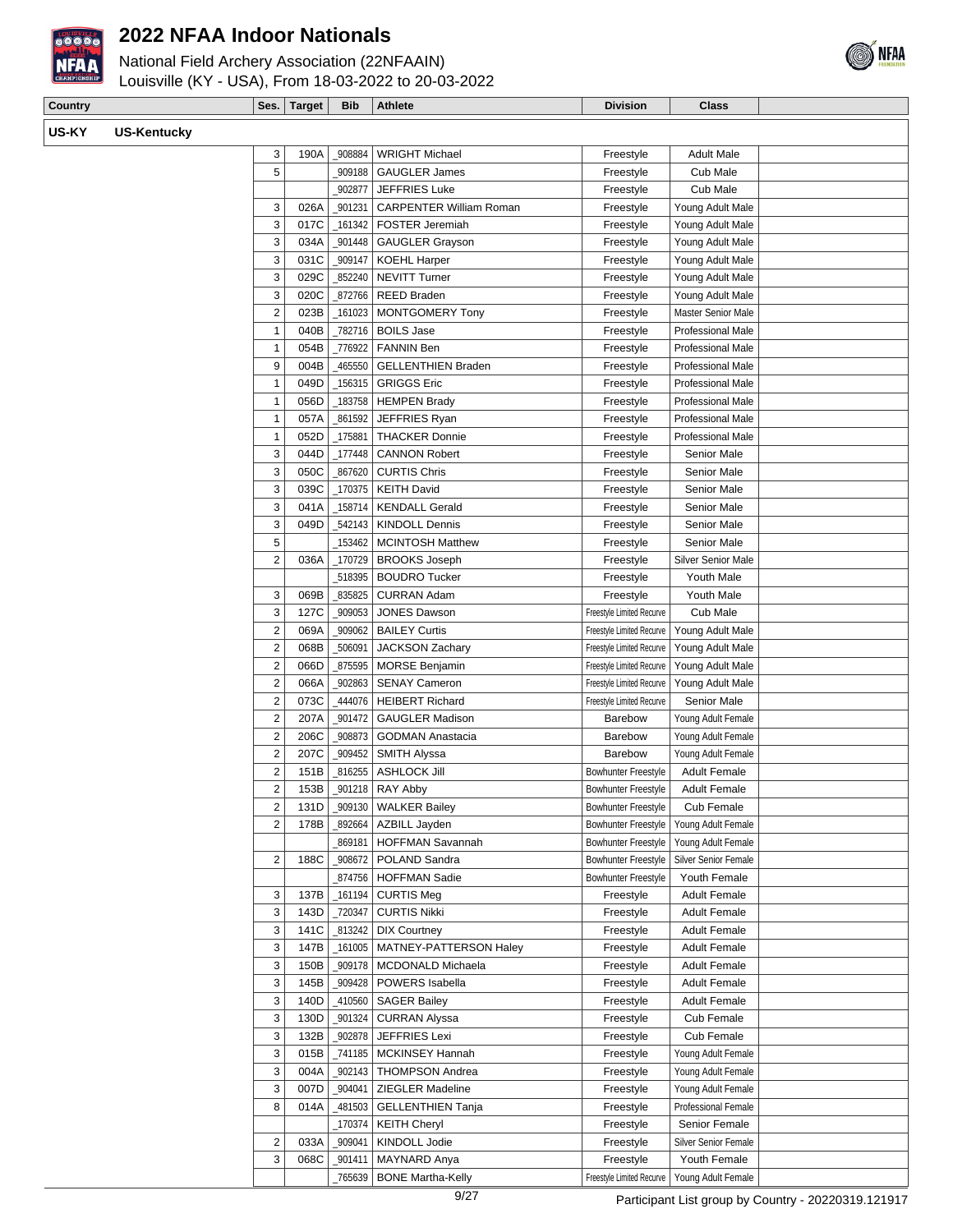# 2022 NFAA Indoor Nationals

National Field Archery Association (22NFAAIN)
Louisville (KY - USA), From 18-03-2022 to 20-03-2022

| Country | Ses. | Target | Bib | Athlete | Division | Class |
|---|---|---|---|---|---|---|
| **US-KY US-Kentucky** | | | | | | |
| | 3 | 190A | _908884 | WRIGHT Michael | Freestyle | Adult Male |
| | 5 | | _909188 | GAUGLER James | Freestyle | Cub Male |
| | | | _902877 | JEFFRIES Luke | Freestyle | Cub Male |
| | 3 | 026A | _901231 | CARPENTER William Roman | Freestyle | Young Adult Male |
| | 3 | 017C | _161342 | FOSTER Jeremiah | Freestyle | Young Adult Male |
| | 3 | 034A | _901448 | GAUGLER Grayson | Freestyle | Young Adult Male |
| | 3 | 031C | _909147 | KOEHL Harper | Freestyle | Young Adult Male |
| | 3 | 029C | _852240 | NEVITT Turner | Freestyle | Young Adult Male |
| | 3 | 020C | _872766 | REED Braden | Freestyle | Young Adult Male |
| | 2 | 023B | _161023 | MONTGOMERY Tony | Freestyle | Master Senior Male |
| | 1 | 040B | _782716 | BOILS Jase | Freestyle | Professional Male |
| | 1 | 054B | _776922 | FANNIN Ben | Freestyle | Professional Male |
| | 9 | 004B | _465550 | GELLENTHIEN Braden | Freestyle | Professional Male |
| | 1 | 049D | _156315 | GRIGGS Eric | Freestyle | Professional Male |
| | 1 | 056D | _183758 | HEMPEN Brady | Freestyle | Professional Male |
| | 1 | 057A | _861592 | JEFFRIES Ryan | Freestyle | Professional Male |
| | 1 | 052D | _175881 | THACKER Donnie | Freestyle | Professional Male |
| | 3 | 044D | _177448 | CANNON Robert | Freestyle | Senior Male |
| | 3 | 050C | _867620 | CURTIS Chris | Freestyle | Senior Male |
| | 3 | 039C | _170375 | KEITH David | Freestyle | Senior Male |
| | 3 | 041A | _158714 | KENDALL Gerald | Freestyle | Senior Male |
| | 3 | 049D | _542143 | KINDOLL Dennis | Freestyle | Senior Male |
| | 5 | | _153462 | MCINTOSH Matthew | Freestyle | Senior Male |
| | 2 | 036A | _170729 | BROOKS Joseph | Freestyle | Silver Senior Male |
| | | | _518395 | BOUDRO Tucker | Freestyle | Youth Male |
| | 3 | 069B | _835825 | CURRAN Adam | Freestyle | Youth Male |
| | 3 | 127C | _909053 | JONES Dawson | Freestyle Limited Recurve | Cub Male |
| | 2 | 069A | _909062 | BAILEY Curtis | Freestyle Limited Recurve | Young Adult Male |
| | 2 | 068B | _506091 | JACKSON Zachary | Freestyle Limited Recurve | Young Adult Male |
| | 2 | 066D | _875595 | MORSE Benjamin | Freestyle Limited Recurve | Young Adult Male |
| | 2 | 066A | _902863 | SENAY Cameron | Freestyle Limited Recurve | Young Adult Male |
| | 2 | 073C | _444076 | HEIBERT Richard | Freestyle Limited Recurve | Senior Male |
| | 2 | 207A | _901472 | GAUGLER Madison | Barebow | Young Adult Female |
| | 2 | 206C | _908873 | GODMAN Anastacia | Barebow | Young Adult Female |
| | 2 | 207C | _909452 | SMITH Alyssa | Barebow | Young Adult Female |
| | 2 | 151B | _816255 | ASHLOCK Jill | Bowhunter Freestyle | Adult Female |
| | 2 | 153B | _901218 | RAY Abby | Bowhunter Freestyle | Adult Female |
| | 2 | 131D | _909130 | WALKER Bailey | Bowhunter Freestyle | Cub Female |
| | 2 | 178B | _892664 | AZBILL Jayden | Bowhunter Freestyle | Young Adult Female |
| | | | _869181 | HOFFMAN Savannah | Bowhunter Freestyle | Young Adult Female |
| | 2 | 188C | _908672 | POLAND Sandra | Bowhunter Freestyle | Silver Senior Female |
| | | | _874756 | HOFFMAN Sadie | Bowhunter Freestyle | Youth Female |
| | 3 | 137B | _161194 | CURTIS Meg | Freestyle | Adult Female |
| | 3 | 143D | _720347 | CURTIS Nikki | Freestyle | Adult Female |
| | 3 | 141C | _813242 | DIX Courtney | Freestyle | Adult Female |
| | 3 | 147B | _161005 | MATNEY-PATTERSON Haley | Freestyle | Adult Female |
| | 3 | 150B | _909178 | MCDONALD Michaela | Freestyle | Adult Female |
| | 3 | 145B | _909428 | POWERS Isabella | Freestyle | Adult Female |
| | 3 | 140D | _410560 | SAGER Bailey | Freestyle | Adult Female |
| | 3 | 130D | _901324 | CURRAN Alyssa | Freestyle | Cub Female |
| | 3 | 132B | _902878 | JEFFRIES Lexi | Freestyle | Cub Female |
| | 3 | 015B | _741185 | MCKINSEY Hannah | Freestyle | Young Adult Female |
| | 3 | 004A | _902143 | THOMPSON Andrea | Freestyle | Young Adult Female |
| | 3 | 007D | _904041 | ZIEGLER Madeline | Freestyle | Young Adult Female |
| | 8 | 014A | _481503 | GELLENTHIEN Tanja | Freestyle | Professional Female |
| | | | _170374 | KEITH Cheryl | Freestyle | Senior Female |
| | 2 | 033A | _909041 | KINDOLL Jodie | Freestyle | Silver Senior Female |
| | 3 | 068C | _901411 | MAYNARD Anya | Freestyle | Youth Female |
| | | | _765639 | BONE Martha-Kelly | Freestyle Limited Recurve | Young Adult Female |

Participant List group by Country - 20220319.121917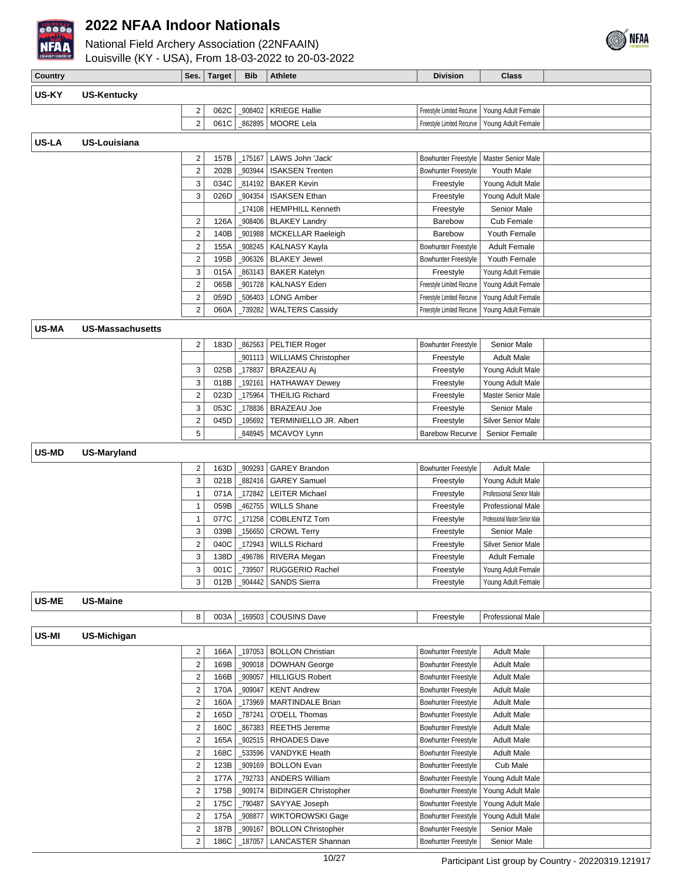# 2022 NFAA Indoor Nationals

National Field Archery Association (22NFAAIN)
Louisville (KY - USA), From 18-03-2022 to 20-03-2022

| Country | | Ses. | Target | Bib | Athlete | Division | Class | |
|---|---|---|---|---|---|---|---|---|
| **US-KY** | **US-Kentucky** | | | | | | | |
| | | 2 | 062C | _908402 | KRIEGE Hallie | Freestyle Limited Recurve | Young Adult Female | |
| | | 2 | 061C | _862895 | MOORE Lela | Freestyle Limited Recurve | Young Adult Female | |
| **US-LA** | **US-Louisiana** | | | | | | | |
| | | 2 | 157B | _175167 | LAWS John 'Jack' | Bowhunter Freestyle | Master Senior Male | |
| | | 2 | 202B | _903944 | ISAKSEN Trenten | Bowhunter Freestyle | Youth Male | |
| | | 3 | 034C | _814192 | BAKER Kevin | Freestyle | Young Adult Male | |
| | | 3 | 026D | _904354 | ISAKSEN Ethan | Freestyle | Young Adult Male | |
| | | | | _174108 | HEMPHILL Kenneth | Freestyle | Senior Male | |
| | | 2 | 126A | _908406 | BLAKEY Landry | Barebow | Cub Female | |
| | | 2 | 140B | _901988 | MCKELLAR Raeleigh | Barebow | Youth Female | |
| | | 2 | 155A | _908245 | KALNASY Kayla | Bowhunter Freestyle | Adult Female | |
| | | 2 | 195B | _906326 | BLAKEY Jewel | Bowhunter Freestyle | Youth Female | |
| | | 3 | 015A | _863143 | BAKER Katelyn | Freestyle | Young Adult Female | |
| | | 2 | 065B | _901728 | KALNASY Eden | Freestyle Limited Recurve | Young Adult Female | |
| | | 2 | 059D | _506403 | LONG Amber | Freestyle Limited Recurve | Young Adult Female | |
| | | 2 | 060A | _739282 | WALTERS Cassidy | Freestyle Limited Recurve | Young Adult Female | |
| **US-MA** | **US-Massachusetts** | | | | | | | |
| | | 2 | 183D | _862563 | PELTIER Roger | Bowhunter Freestyle | Senior Male | |
| | | | | _901113 | WILLIAMS Christopher | Freestyle | Adult Male | |
| | | 3 | 025B | _178837 | BRAZEAU Aj | Freestyle | Young Adult Male | |
| | | 3 | 018B | _192161 | HATHAWAY Dewey | Freestyle | Young Adult Male | |
| | | 2 | 023D | _175964 | THEILIG Richard | Freestyle | Master Senior Male | |
| | | 3 | 053C | _178836 | BRAZEAU Joe | Freestyle | Senior Male | |
| | | 2 | 045D | _195692 | TERMINIELLO JR. Albert | Freestyle | Silver Senior Male | |
| | | 5 | | _848945 | MCAVOY Lynn | Barebow Recurve | Senior Female | |
| **US-MD** | **US-Maryland** | | | | | | | |
| | | 2 | 163D | _909293 | GAREY Brandon | Bowhunter Freestyle | Adult Male | |
| | | 3 | 021B | _882416 | GAREY Samuel | Freestyle | Young Adult Male | |
| | | 1 | 071A | _172842 | LEITER Michael | Freestyle | Professional Senior Male | |
| | | 1 | 059B | _462755 | WILLS Shane | Freestyle | Professional Male | |
| | | 1 | 077C | _171258 | COBLENTZ Tom | Freestyle | Professional Master Senior Male | |
| | | 3 | 039B | _156650 | CROWL Terry | Freestyle | Senior Male | |
| | | 2 | 040C | _172943 | WILLS Richard | Freestyle | Silver Senior Male | |
| | | 3 | 138D | _496786 | RIVERA Megan | Freestyle | Adult Female | |
| | | 3 | 001C | _739507 | RUGGERIO Rachel | Freestyle | Young Adult Female | |
| | | 3 | 012B | _904442 | SANDS Sierra | Freestyle | Young Adult Female | |
| **US-ME** | **US-Maine** | | | | | | | |
| | | 8 | 003A | _169503 | COUSINS Dave | Freestyle | Professional Male | |
| **US-MI** | **US-Michigan** | | | | | | | |
| | | 2 | 166A | _197053 | BOLLON Christian | Bowhunter Freestyle | Adult Male | |
| | | 2 | 169B | _909018 | DOWHAN George | Bowhunter Freestyle | Adult Male | |
| | | 2 | 166B | _909057 | HILLIGUS Robert | Bowhunter Freestyle | Adult Male | |
| | | 2 | 170A | _909047 | KENT Andrew | Bowhunter Freestyle | Adult Male | |
| | | 2 | 160A | _173969 | MARTINDALE Brian | Bowhunter Freestyle | Adult Male | |
| | | 2 | 165D | _787241 | O'DELL Thomas | Bowhunter Freestyle | Adult Male | |
| | | 2 | 160C | _867383 | REETHS Jereme | Bowhunter Freestyle | Adult Male | |
| | | 2 | 165A | _902515 | RHOADES Dave | Bowhunter Freestyle | Adult Male | |
| | | 2 | 168C | _533596 | VANDYKE Heath | Bowhunter Freestyle | Adult Male | |
| | | 2 | 123B | _909169 | BOLLON Evan | Bowhunter Freestyle | Cub Male | |
| | | 2 | 177A | _792733 | ANDERS William | Bowhunter Freestyle | Young Adult Male | |
| | | 2 | 175B | _909174 | BIDINGER Christopher | Bowhunter Freestyle | Young Adult Male | |
| | | 2 | 175C | _790487 | SAYYAE Joseph | Bowhunter Freestyle | Young Adult Male | |
| | | 2 | 175A | _908877 | WIKTOROWSKI Gage | Bowhunter Freestyle | Young Adult Male | |
| | | 2 | 187B | _909167 | BOLLON Christopher | Bowhunter Freestyle | Senior Male | |
| | | 2 | 186C | _187057 | LANCASTER Shannan | Bowhunter Freestyle | Senior Male | |

Participant List group by Country - 20220319.121917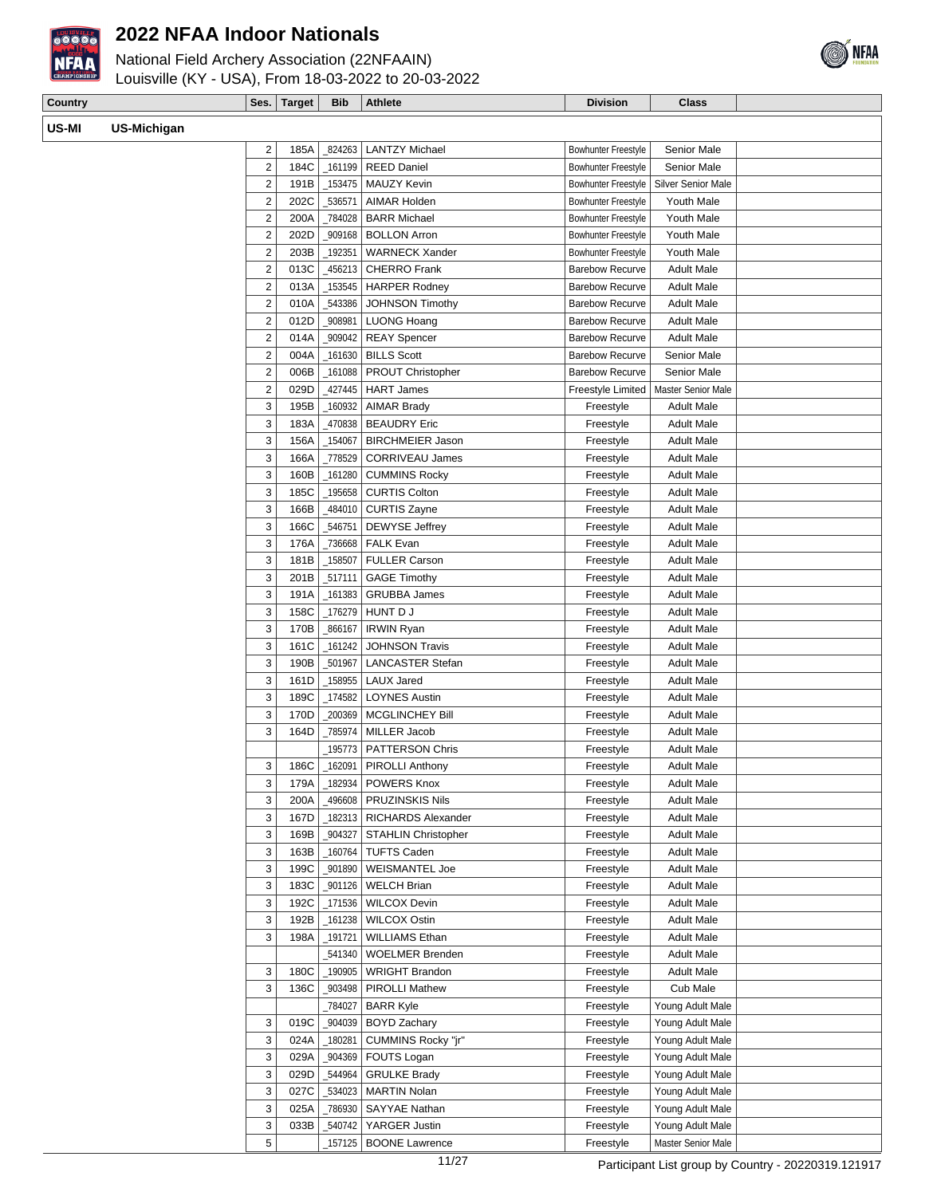# 2022 NFAA Indoor Nationals

National Field Archery Association (22NFAAIN)
Louisville (KY - USA), From 18-03-2022 to 20-03-2022

| Country | | Ses. | Target | Bib | Athlete | Division | Class | |
|---|---|---|---|---|---|---|---|---|
| US-MI | US-Michigan | | | | | | | |
| | | 2 | 185A | _824263 | LANTZY Michael | Bowhunter Freestyle | Senior Male | |
| | | 2 | 184C | _161199 | REED Daniel | Bowhunter Freestyle | Senior Male | |
| | | 2 | 191B | _153475 | MAUZY Kevin | Bowhunter Freestyle | Silver Senior Male | |
| | | 2 | 202C | _536571 | AIMAR Holden | Bowhunter Freestyle | Youth Male | |
| | | 2 | 200A | _784028 | BARR Michael | Bowhunter Freestyle | Youth Male | |
| | | 2 | 202D | _909168 | BOLLON Arron | Bowhunter Freestyle | Youth Male | |
| | | 2 | 203B | _192351 | WARNECK Xander | Bowhunter Freestyle | Youth Male | |
| | | 2 | 013C | _456213 | CHERRO Frank | Barebow Recurve | Adult Male | |
| | | 2 | 013A | _153545 | HARPER Rodney | Barebow Recurve | Adult Male | |
| | | 2 | 010A | _543386 | JOHNSON Timothy | Barebow Recurve | Adult Male | |
| | | 2 | 012D | _908981 | LUONG Hoang | Barebow Recurve | Adult Male | |
| | | 2 | 014A | _909042 | REAY Spencer | Barebow Recurve | Adult Male | |
| | | 2 | 004A | _161630 | BILLS Scott | Barebow Recurve | Senior Male | |
| | | 2 | 006B | _161088 | PROUT Christopher | Barebow Recurve | Senior Male | |
| | | 2 | 029D | _427445 | HART James | Freestyle Limited | Master Senior Male | |
| | | 3 | 195B | _160932 | AIMAR Brady | Freestyle | Adult Male | |
| | | 3 | 183A | _470838 | BEAUDRY Eric | Freestyle | Adult Male | |
| | | 3 | 156A | _154067 | BIRCHMEIER Jason | Freestyle | Adult Male | |
| | | 3 | 166A | _778529 | CORRIVEAU James | Freestyle | Adult Male | |
| | | 3 | 160B | _161280 | CUMMINS Rocky | Freestyle | Adult Male | |
| | | 3 | 185C | _195658 | CURTIS Colton | Freestyle | Adult Male | |
| | | 3 | 166B | _484010 | CURTIS Zayne | Freestyle | Adult Male | |
| | | 3 | 166C | _546751 | DEWYSE Jeffrey | Freestyle | Adult Male | |
| | | 3 | 176A | _736668 | FALK Evan | Freestyle | Adult Male | |
| | | 3 | 181B | _158507 | FULLER Carson | Freestyle | Adult Male | |
| | | 3 | 201B | _517111 | GAGE Timothy | Freestyle | Adult Male | |
| | | 3 | 191A | _161383 | GRUBBA James | Freestyle | Adult Male | |
| | | 3 | 158C | _176279 | HUNT D J | Freestyle | Adult Male | |
| | | 3 | 170B | _866167 | IRWIN Ryan | Freestyle | Adult Male | |
| | | 3 | 161C | _161242 | JOHNSON Travis | Freestyle | Adult Male | |
| | | 3 | 190B | _501967 | LANCASTER Stefan | Freestyle | Adult Male | |
| | | 3 | 161D | _158955 | LAUX Jared | Freestyle | Adult Male | |
| | | 3 | 189C | _174582 | LOYNES Austin | Freestyle | Adult Male | |
| | | 3 | 170D | _200369 | MCGLINCHEY Bill | Freestyle | Adult Male | |
| | | 3 | 164D | _785974 | MILLER Jacob | Freestyle | Adult Male | |
| | | | | _195773 | PATTERSON Chris | Freestyle | Adult Male | |
| | | 3 | 186C | _162091 | PIROLLI Anthony | Freestyle | Adult Male | |
| | | 3 | 179A | _182934 | POWERS Knox | Freestyle | Adult Male | |
| | | 3 | 200A | _496608 | PRUZINSKIS Nils | Freestyle | Adult Male | |
| | | 3 | 167D | _182313 | RICHARDS Alexander | Freestyle | Adult Male | |
| | | 3 | 169B | _904327 | STAHLIN Christopher | Freestyle | Adult Male | |
| | | 3 | 163B | _160764 | TUFTS Caden | Freestyle | Adult Male | |
| | | 3 | 199C | _901890 | WEISMANTEL Joe | Freestyle | Adult Male | |
| | | 3 | 183C | _901126 | WELCH Brian | Freestyle | Adult Male | |
| | | 3 | 192C | _171536 | WILCOX Devin | Freestyle | Adult Male | |
| | | 3 | 192B | _161238 | WILCOX Ostin | Freestyle | Adult Male | |
| | | 3 | 198A | _191721 | WILLIAMS Ethan | Freestyle | Adult Male | |
| | | | | _541340 | WOELMER Brenden | Freestyle | Adult Male | |
| | | 3 | 180C | _190905 | WRIGHT Brandon | Freestyle | Adult Male | |
| | | 3 | 136C | _903498 | PIROLLI Mathew | Freestyle | Cub Male | |
| | | | | _784027 | BARR Kyle | Freestyle | Young Adult Male | |
| | | 3 | 019C | _904039 | BOYD Zachary | Freestyle | Young Adult Male | |
| | | 3 | 024A | _180281 | CUMMINS Rocky "jr" | Freestyle | Young Adult Male | |
| | | 3 | 029A | _904369 | FOUTS Logan | Freestyle | Young Adult Male | |
| | | 3 | 029D | _544964 | GRULKE Brady | Freestyle | Young Adult Male | |
| | | 3 | 027C | _534023 | MARTIN Nolan | Freestyle | Young Adult Male | |
| | | 3 | 025A | _786930 | SAYYAE Nathan | Freestyle | Young Adult Male | |
| | | 3 | 033B | _540742 | YARGER Justin | Freestyle | Young Adult Male | |
| | | 5 | | _157125 | BOONE Lawrence | Freestyle | Master Senior Male | |

Participant List group by Country - 20220319.121917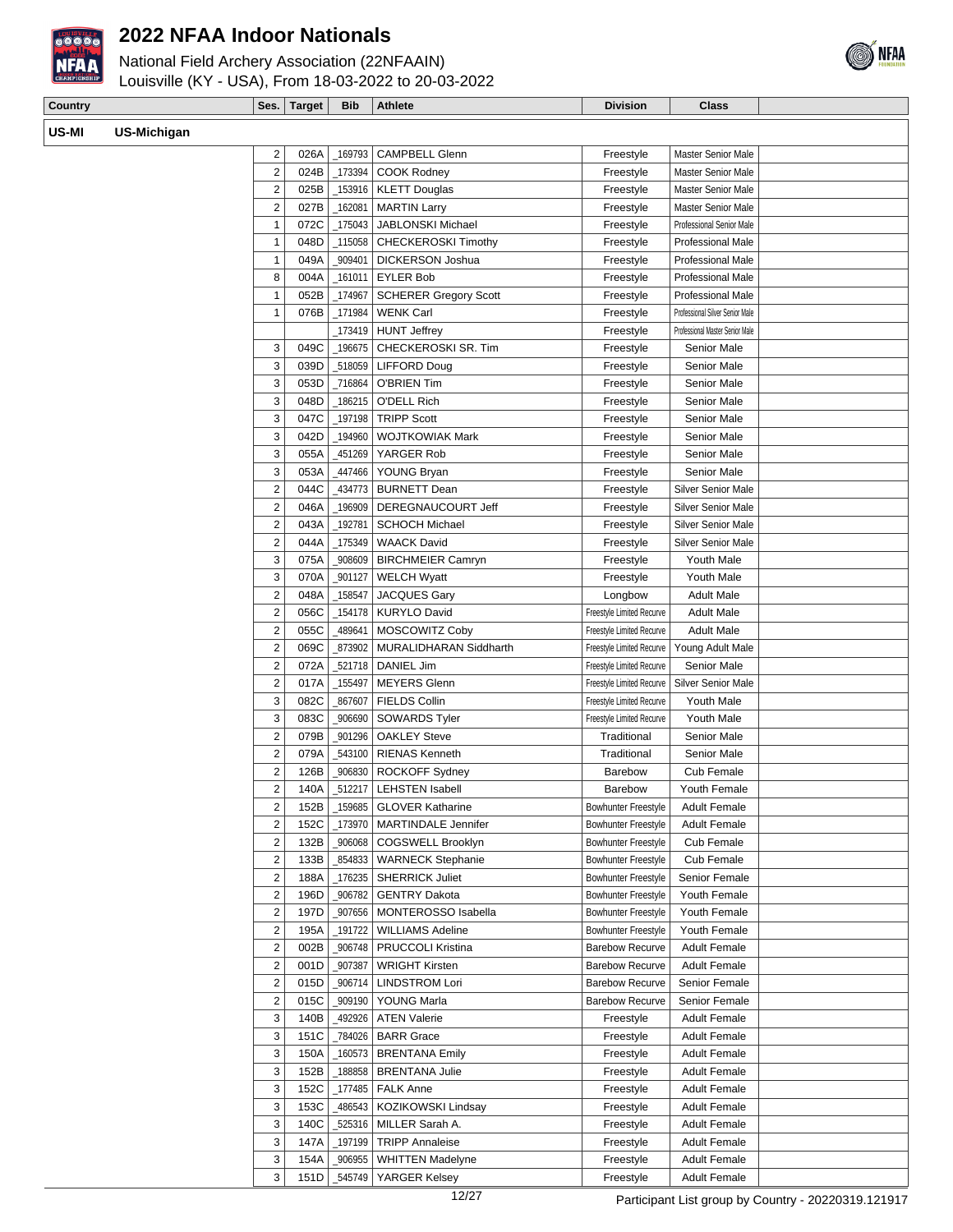# 2022 NFAA Indoor Nationals

National Field Archery Association (22NFAAIN)
Louisville (KY - USA), From 18-03-2022 to 20-03-2022

| Country | | Ses. | Target | Bib | Athlete | Division | Class | |
|---|---|---|---|---|---|---|---|---|
| **US-MI** | **US-Michigan** | | | | | | | |
| | | 2 | 026A | _169793 | CAMPBELL Glenn | Freestyle | Master Senior Male | |
| | | 2 | 024B | _173394 | COOK Rodney | Freestyle | Master Senior Male | |
| | | 2 | 025B | _153916 | KLETT Douglas | Freestyle | Master Senior Male | |
| | | 2 | 027B | _162081 | MARTIN Larry | Freestyle | Master Senior Male | |
| | | 1 | 072C | _175043 | JABLONSKI Michael | Freestyle | Professional Senior Male | |
| | | 1 | 048D | _115058 | CHECKEROSKI Timothy | Freestyle | Professional Male | |
| | | 1 | 049A | _909401 | DICKERSON Joshua | Freestyle | Professional Male | |
| | | 8 | 004A | _161011 | EYLER Bob | Freestyle | Professional Male | |
| | | 1 | 052B | _174967 | SCHERER Gregory Scott | Freestyle | Professional Male | |
| | | 1 | 076B | _171984 | WENK Carl | Freestyle | Professional Silver Senior Male | |
| | | | | _173419 | HUNT Jeffrey | Freestyle | Professional Master Senior Male | |
| | | 3 | 049C | _196675 | CHECKEROSKI SR. Tim | Freestyle | Senior Male | |
| | | 3 | 039D | _518059 | LIFFORD Doug | Freestyle | Senior Male | |
| | | 3 | 053D | _716864 | O'BRIEN Tim | Freestyle | Senior Male | |
| | | 3 | 048D | _186215 | O'DELL Rich | Freestyle | Senior Male | |
| | | 3 | 047C | _197198 | TRIPP Scott | Freestyle | Senior Male | |
| | | 3 | 042D | _194960 | WOJTKOWIAK Mark | Freestyle | Senior Male | |
| | | 3 | 055A | _451269 | YARGER Rob | Freestyle | Senior Male | |
| | | 3 | 053A | _447466 | YOUNG Bryan | Freestyle | Senior Male | |
| | | 2 | 044C | _434773 | BURNETT Dean | Freestyle | Silver Senior Male | |
| | | 2 | 046A | _196909 | DEREGNAUCOURT Jeff | Freestyle | Silver Senior Male | |
| | | 2 | 043A | _192781 | SCHOCH Michael | Freestyle | Silver Senior Male | |
| | | 2 | 044A | _175349 | WAACK David | Freestyle | Silver Senior Male | |
| | | 3 | 075A | _908609 | BIRCHMEIER Camryn | Freestyle | Youth Male | |
| | | 3 | 070A | _901127 | WELCH Wyatt | Freestyle | Youth Male | |
| | | 2 | 048A | _158547 | JACQUES Gary | Longbow | Adult Male | |
| | | 2 | 056C | _154178 | KURYLO David | Freestyle Limited Recurve | Adult Male | |
| | | 2 | 055C | _489641 | MOSCOWITZ Coby | Freestyle Limited Recurve | Adult Male | |
| | | 2 | 069C | _873902 | MURALIDHARAN Siddharth | Freestyle Limited Recurve | Young Adult Male | |
| | | 2 | 072A | _521718 | DANIEL Jim | Freestyle Limited Recurve | Senior Male | |
| | | 2 | 017A | _155497 | MEYERS Glenn | Freestyle Limited Recurve | Silver Senior Male | |
| | | 3 | 082C | _867607 | FIELDS Collin | Freestyle Limited Recurve | Youth Male | |
| | | 3 | 083C | _906690 | SOWARDS Tyler | Freestyle Limited Recurve | Youth Male | |
| | | 2 | 079B | _901296 | OAKLEY Steve | Traditional | Senior Male | |
| | | 2 | 079A | _543100 | RIENAS Kenneth | Traditional | Senior Male | |
| | | 2 | 126B | _906830 | ROCKOFF Sydney | Barebow | Cub Female | |
| | | 2 | 140A | _512217 | LEHSTEN Isabell | Barebow | Youth Female | |
| | | 2 | 152B | _159685 | GLOVER Katharine | Bowhunter Freestyle | Adult Female | |
| | | 2 | 152C | _173970 | MARTINDALE Jennifer | Bowhunter Freestyle | Adult Female | |
| | | 2 | 132B | _906068 | COGSWELL Brooklyn | Bowhunter Freestyle | Cub Female | |
| | | 2 | 133B | _854833 | WARNECK Stephanie | Bowhunter Freestyle | Cub Female | |
| | | 2 | 188A | _176235 | SHERRICK Juliet | Bowhunter Freestyle | Senior Female | |
| | | 2 | 196D | _906782 | GENTRY Dakota | Bowhunter Freestyle | Youth Female | |
| | | 2 | 197D | _907656 | MONTEROSSO Isabella | Bowhunter Freestyle | Youth Female | |
| | | 2 | 195A | _191722 | WILLIAMS Adeline | Bowhunter Freestyle | Youth Female | |
| | | 2 | 002B | _906748 | PRUCCOLI Kristina | Barebow Recurve | Adult Female | |
| | | 2 | 001D | _907387 | WRIGHT Kirsten | Barebow Recurve | Adult Female | |
| | | 2 | 015D | _906714 | LINDSTROM Lori | Barebow Recurve | Senior Female | |
| | | 2 | 015C | _909190 | YOUNG Marla | Barebow Recurve | Senior Female | |
| | | 3 | 140B | _492926 | ATEN Valerie | Freestyle | Adult Female | |
| | | 3 | 151C | _784026 | BARR Grace | Freestyle | Adult Female | |
| | | 3 | 150A | _160573 | BRENTANA Emily | Freestyle | Adult Female | |
| | | 3 | 152B | _188858 | BRENTANA Julie | Freestyle | Adult Female | |
| | | 3 | 152C | _177485 | FALK Anne | Freestyle | Adult Female | |
| | | 3 | 153C | _486543 | KOZIKOWSKI Lindsay | Freestyle | Adult Female | |
| | | 3 | 140C | _525316 | MILLER Sarah A. | Freestyle | Adult Female | |
| | | 3 | 147A | _197199 | TRIPP Annaleise | Freestyle | Adult Female | |
| | | 3 | 154A | _906955 | WHITTEN Madelyne | Freestyle | Adult Female | |
| | | 3 | 151D | _545749 | YARGER Kelsey | Freestyle | Adult Female | |

Participant List group by Country - 20220319.121917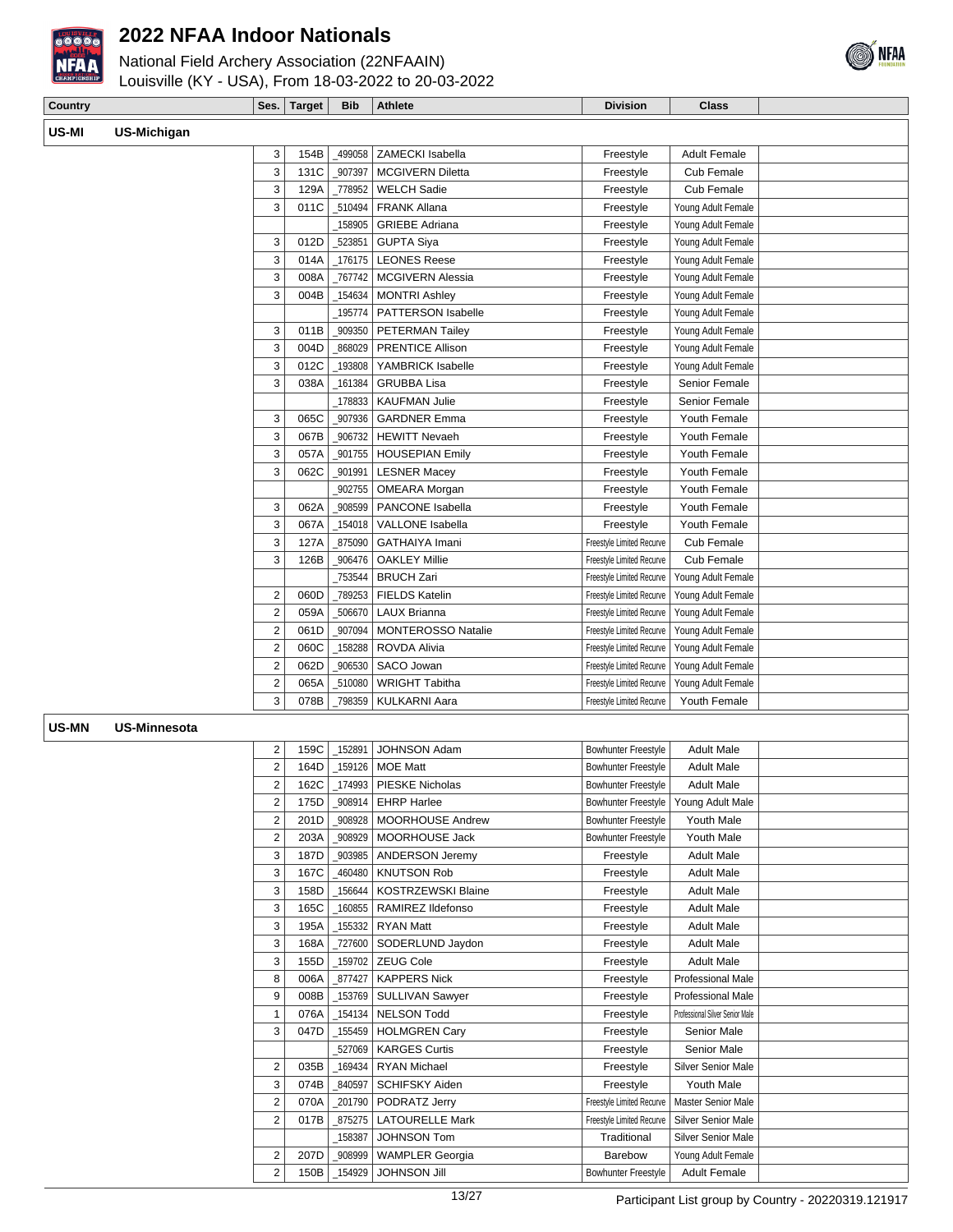# 2022 NFAA Indoor Nationals

National Field Archery Association (22NFAAIN)

Louisville (KY - USA), From 18-03-2022 to 20-03-2022

| Country | Ses. | Target | Bib | Athlete | Division | Class | |
|---|---|---|---|---|---|---|---|
| **US-MI US-Michigan** | | | | | | | |
| | 3 | 154B | _499058 | ZAMECKI Isabella | Freestyle | Adult Female | |
| | 3 | 131C | _907397 | MCGIVERN Diletta | Freestyle | Cub Female | |
| | 3 | 129A | _778952 | WELCH Sadie | Freestyle | Cub Female | |
| | 3 | 011C | _510494 | FRANK Allana | Freestyle | Young Adult Female | |
| | | | _158905 | GRIEBE Adriana | Freestyle | Young Adult Female | |
| | 3 | 012D | _523851 | GUPTA Siya | Freestyle | Young Adult Female | |
| | 3 | 014A | _176175 | LEONES Reese | Freestyle | Young Adult Female | |
| | 3 | 008A | _767742 | MCGIVERN Alessia | Freestyle | Young Adult Female | |
| | 3 | 004B | _154634 | MONTRI Ashley | Freestyle | Young Adult Female | |
| | | | _195774 | PATTERSON Isabelle | Freestyle | Young Adult Female | |
| | 3 | 011B | _909350 | PETERMAN Tailey | Freestyle | Young Adult Female | |
| | 3 | 004D | _868029 | PRENTICE Allison | Freestyle | Young Adult Female | |
| | 3 | 012C | _193808 | YAMBRICK Isabelle | Freestyle | Young Adult Female | |
| | 3 | 038A | _161384 | GRUBBA Lisa | Freestyle | Senior Female | |
| | | | _178833 | KAUFMAN Julie | Freestyle | Senior Female | |
| | 3 | 065C | _907936 | GARDNER Emma | Freestyle | Youth Female | |
| | 3 | 067B | _906732 | HEWITT Nevaeh | Freestyle | Youth Female | |
| | 3 | 057A | _901755 | HOUSEPIAN Emily | Freestyle | Youth Female | |
| | 3 | 062C | _901991 | LESNER Macey | Freestyle | Youth Female | |
| | | | _902755 | OMEARA Morgan | Freestyle | Youth Female | |
| | 3 | 062A | _908599 | PANCONE Isabella | Freestyle | Youth Female | |
| | 3 | 067A | _154018 | VALLONE Isabella | Freestyle | Youth Female | |
| | 3 | 127A | _875090 | GATHAIYA Imani | Freestyle Limited Recurve | Cub Female | |
| | 3 | 126B | _906476 | OAKLEY Millie | Freestyle Limited Recurve | Cub Female | |
| | | | _753544 | BRUCH Zari | Freestyle Limited Recurve | Young Adult Female | |
| | 2 | 060D | _789253 | FIELDS Katelin | Freestyle Limited Recurve | Young Adult Female | |
| | 2 | 059A | _506670 | LAUX Brianna | Freestyle Limited Recurve | Young Adult Female | |
| | 2 | 061D | _907094 | MONTEROSSO Natalie | Freestyle Limited Recurve | Young Adult Female | |
| | 2 | 060C | _158288 | ROVDA Alivia | Freestyle Limited Recurve | Young Adult Female | |
| | 2 | 062D | _906530 | SACO Jowan | Freestyle Limited Recurve | Young Adult Female | |
| | 2 | 065A | _510080 | WRIGHT Tabitha | Freestyle Limited Recurve | Young Adult Female | |
| | 3 | 078B | _798359 | KULKARNI Aara | Freestyle Limited Recurve | Youth Female | |
| **US-MN US-Minnesota** | | | | | | | |
| | 2 | 159C | _152891 | JOHNSON Adam | Bowhunter Freestyle | Adult Male | |
| | 2 | 164D | _159126 | MOE Matt | Bowhunter Freestyle | Adult Male | |
| | 2 | 162C | _174993 | PIESKE Nicholas | Bowhunter Freestyle | Adult Male | |
| | 2 | 175D | _908914 | EHRP Harlee | Bowhunter Freestyle | Young Adult Male | |
| | 2 | 201D | _908928 | MOORHOUSE Andrew | Bowhunter Freestyle | Youth Male | |
| | 2 | 203A | _908929 | MOORHOUSE Jack | Bowhunter Freestyle | Youth Male | |
| | 3 | 187D | _903985 | ANDERSON Jeremy | Freestyle | Adult Male | |
| | 3 | 167C | _460480 | KNUTSON Rob | Freestyle | Adult Male | |
| | 3 | 158D | _156644 | KOSTRZEWSKI Blaine | Freestyle | Adult Male | |
| | 3 | 165C | _160855 | RAMIREZ Ildefonso | Freestyle | Adult Male | |
| | 3 | 195A | _155332 | RYAN Matt | Freestyle | Adult Male | |
| | 3 | 168A | _727600 | SODERLUND Jaydon | Freestyle | Adult Male | |
| | 3 | 155D | _159702 | ZEUG Cole | Freestyle | Adult Male | |
| | 8 | 006A | _877427 | KAPPERS Nick | Freestyle | Professional Male | |
| | 9 | 008B | _153769 | SULLIVAN Sawyer | Freestyle | Professional Male | |
| | 1 | 076A | _154134 | NELSON Todd | Freestyle | Professional Silver Senior Male | |
| | 3 | 047D | _155459 | HOLMGREN Cary | Freestyle | Senior Male | |
| | | | _527069 | KARGES Curtis | Freestyle | Senior Male | |
| | 2 | 035B | _169434 | RYAN Michael | Freestyle | Silver Senior Male | |
| | 3 | 074B | _840597 | SCHIFSKY Aiden | Freestyle | Youth Male | |
| | 2 | 070A | _201790 | PODRATZ Jerry | Freestyle Limited Recurve | Master Senior Male | |
| | 2 | 017B | _875275 | LATOURELLE Mark | Freestyle Limited Recurve | Silver Senior Male | |
| | | | _158387 | JOHNSON Tom | Traditional | Silver Senior Male | |
| | 2 | 207D | _908999 | WAMPLER Georgia | Barebow | Young Adult Female | |
| | 2 | 150B | _154929 | JOHNSON Jill | Bowhunter Freestyle | Adult Female | |

Participant List group by Country - 20220319.121917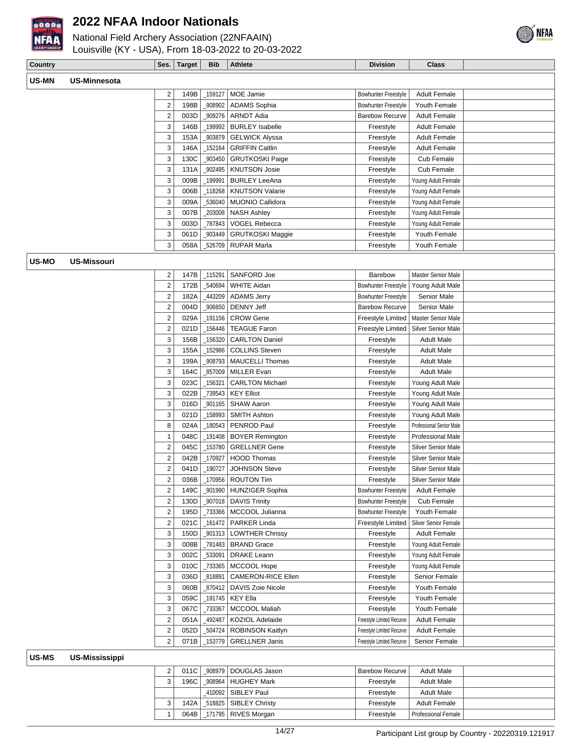# 2022 NFAA Indoor Nationals

National Field Archery Association (22NFAAIN)
Louisville (KY - USA), From 18-03-2022 to 20-03-2022

| Country | | Ses. | Target | Bib | Athlete | Division | Class |
|---|---|---|---|---|---|---|---|
| **US-MN** | **US-Minnesota** | | | | | | |
| | | 2 | 149B | _159127 | MOE Jamie | Bowhunter Freestyle | Adult Female |
| | | 2 | 198B | _908902 | ADAMS Sophia | Bowhunter Freestyle | Youth Female |
| | | 2 | 003D | _909276 | ARNDT Adia | Barebow Recurve | Adult Female |
| | | 3 | 146B | _199992 | BURLEY Isabelle | Freestyle | Adult Female |
| | | 3 | 153A | _903879 | GELWICK Alyssa | Freestyle | Adult Female |
| | | 3 | 146A | _152164 | GRIFFIN Caitlin | Freestyle | Adult Female |
| | | 3 | 130C | _903450 | GRUTKOSKI Paige | Freestyle | Cub Female |
| | | 3 | 131A | _902495 | KNUTSON Josie | Freestyle | Cub Female |
| | | 3 | 009B | _199991 | BURLEY LeeAna | Freestyle | Young Adult Female |
| | | 3 | 006B | _118268 | KNUTSON Valarie | Freestyle | Young Adult Female |
| | | 3 | 009A | _536040 | MUONIO Callidora | Freestyle | Young Adult Female |
| | | 3 | 007B | _203008 | NASH Ashley | Freestyle | Young Adult Female |
| | | 3 | 003D | _787843 | VOGEL Rebecca | Freestyle | Young Adult Female |
| | | 3 | 061D | _903449 | GRUTKOSKI Maggie | Freestyle | Youth Female |
| | | 3 | 058A | _526709 | RUPAR Marla | Freestyle | Youth Female |
| **US-MO** | **US-Missouri** | | | | | | |
| | | 2 | 147B | _115291 | SANFORD Joe | Barebow | Master Senior Male |
| | | 2 | 172B | _540694 | WHITE Aidan | Bowhunter Freestyle | Young Adult Male |
| | | 2 | 182A | _443209 | ADAMS Jerry | Bowhunter Freestyle | Senior Male |
| | | 2 | 004D | _906650 | DENNY Jeff | Barebow Recurve | Senior Male |
| | | 2 | 029A | _191156 | CROW Gene | Freestyle Limited | Master Senior Male |
| | | 2 | 021D | _156446 | TEAGUE Faron | Freestyle Limited | Silver Senior Male |
| | | 3 | 156B | _156320 | CARLTON Daniel | Freestyle | Adult Male |
| | | 3 | 155A | _152986 | COLLINS Steven | Freestyle | Adult Male |
| | | 3 | 199A | _908793 | MAUCELLI Thomas | Freestyle | Adult Male |
| | | 3 | 164C | _857009 | MILLER Evan | Freestyle | Adult Male |
| | | 3 | 023C | _156321 | CARLTON Michael | Freestyle | Young Adult Male |
| | | 3 | 022B | _739543 | KEY Elliot | Freestyle | Young Adult Male |
| | | 3 | 016D | _901165 | SHAW Aaron | Freestyle | Young Adult Male |
| | | 3 | 021D | _158993 | SMITH Ashton | Freestyle | Young Adult Male |
| | | 8 | 024A | _180543 | PENROD Paul | Freestyle | Professional Senior Male |
| | | 1 | 048C | _191408 | BOYER Remington | Freestyle | Professional Male |
| | | 2 | 045C | _153780 | GRELLNER Gene | Freestyle | Silver Senior Male |
| | | 2 | 042B | _170927 | HOOD Thomas | Freestyle | Silver Senior Male |
| | | 2 | 041D | _190727 | JOHNSON Steve | Freestyle | Silver Senior Male |
| | | 2 | 036B | _170956 | ROUTON Tim | Freestyle | Silver Senior Male |
| | | 2 | 149C | _901990 | HUNZIGER Sophia | Bowhunter Freestyle | Adult Female |
| | | 2 | 130D | _907018 | DAVIS Trinity | Bowhunter Freestyle | Cub Female |
| | | 2 | 195D | _733366 | MCCOOL Julianna | Bowhunter Freestyle | Youth Female |
| | | 2 | 021C | _161472 | PARKER Linda | Freestyle Limited | Silver Senior Female |
| | | 3 | 150D | _901313 | LOWTHER Chrissy | Freestyle | Adult Female |
| | | 3 | 008B | _781483 | BRAND Grace | Freestyle | Young Adult Female |
| | | 3 | 002C | _533091 | DRAKE Leann | Freestyle | Young Adult Female |
| | | 3 | 010C | _733365 | MCCOOL Hope | Freestyle | Young Adult Female |
| | | 3 | 036D | _818891 | CAMERON-RICE Ellen | Freestyle | Senior Female |
| | | 3 | 060B | _870412 | DAVIS Zoie Nicole | Freestyle | Youth Female |
| | | 3 | 059C | _191745 | KEY Ella | Freestyle | Youth Female |
| | | 3 | 067C | _733367 | MCCOOL Maliah | Freestyle | Youth Female |
| | | 2 | 051A | _492487 | KOZIOL Adelaide | Freestyle Limited Recurve | Adult Female |
| | | 2 | 052D | _504724 | ROBINSON Kaitlyn | Freestyle Limited Recurve | Adult Female |
| | | 2 | 071B | _153779 | GRELLNER Janis | Freestyle Limited Recurve | Senior Female |
| **US-MS** | **US-Mississippi** | | | | | | |
| | | 2 | 011C | _908979 | DOUGLAS Jason | Barebow Recurve | Adult Male |
| | | 3 | 196C | _908964 | HUGHEY Mark | Freestyle | Adult Male |
| | | | | _410092 | SIBLEY Paul | Freestyle | Adult Male |
| | | 3 | 142A | _518825 | SIBLEY Christy | Freestyle | Adult Female |
| | | 1 | 064B | _171795 | RIVES Morgan | Freestyle | Professional Female |

Participant List group by Country - 20220319.121917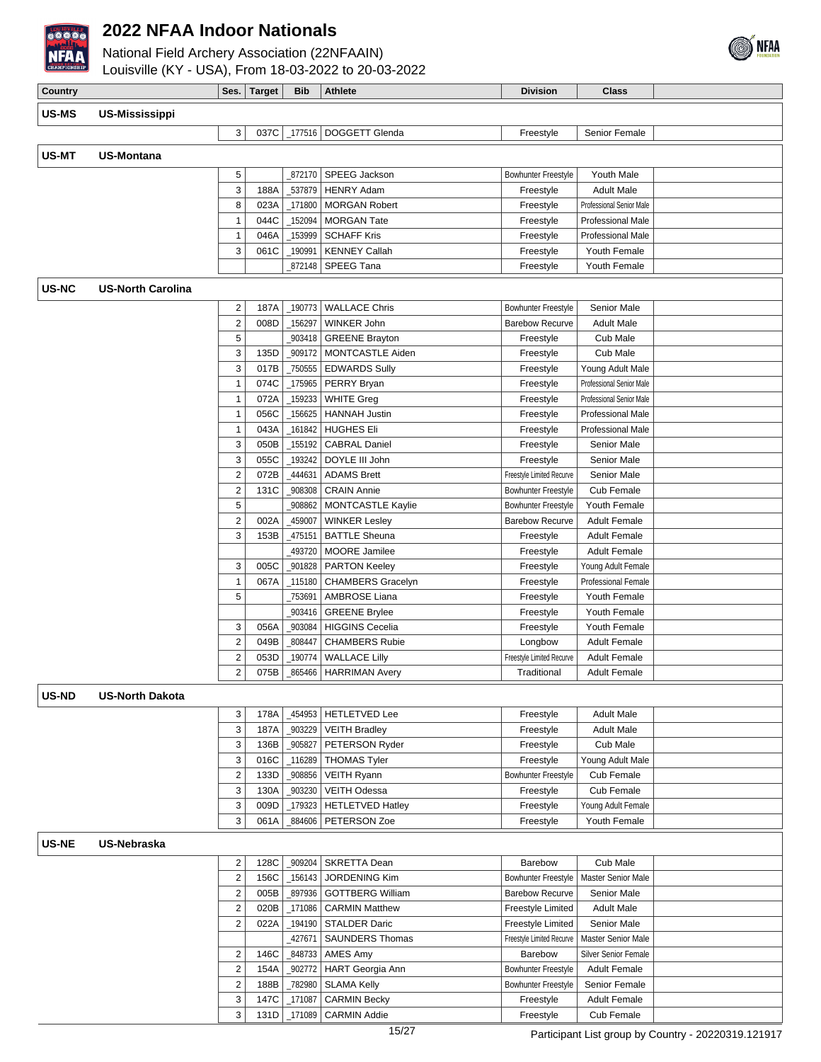# 2022 NFAA Indoor Nationals

National Field Archery Association (22NFAAIN)
Louisville (KY - USA), From 18-03-2022 to 20-03-2022

| Country | | Ses. | Target | Bib | Athlete | Division | Class | |
|---|---|---|---|---|---|---|---|---|
| **US-MS** | **US-Mississippi** | | | | | | | |
| | | 3 | 037C | _177516 | DOGGETT Glenda | Freestyle | Senior Female | |
| **US-MT** | **US-Montana** | | | | | | | |
| | | 5 | | _872170 | SPEEG Jackson | Bowhunter Freestyle | Youth Male | |
| | | 3 | 188A | _537879 | HENRY Adam | Freestyle | Adult Male | |
| | | 8 | 023A | _171800 | MORGAN Robert | Freestyle | Professional Senior Male | |
| | | 1 | 044C | _152094 | MORGAN Tate | Freestyle | Professional Male | |
| | | 1 | 046A | _153999 | SCHAFF Kris | Freestyle | Professional Male | |
| | | 3 | 061C | _190991 | KENNEY Callah | Freestyle | Youth Female | |
| | | | | _872148 | SPEEG Tana | Freestyle | Youth Female | |
| **US-NC** | **US-North Carolina** | | | | | | | |
| | | 2 | 187A | _190773 | WALLACE Chris | Bowhunter Freestyle | Senior Male | |
| | | 2 | 008D | _156297 | WINKER John | Barebow Recurve | Adult Male | |
| | | 5 | | _903418 | GREENE Brayton | Freestyle | Cub Male | |
| | | 3 | 135D | _909172 | MONTCASTLE Aiden | Freestyle | Cub Male | |
| | | 3 | 017B | _750555 | EDWARDS Sully | Freestyle | Young Adult Male | |
| | | 1 | 074C | _175965 | PERRY Bryan | Freestyle | Professional Senior Male | |
| | | 1 | 072A | _159233 | WHITE Greg | Freestyle | Professional Senior Male | |
| | | 1 | 056C | _156625 | HANNAH Justin | Freestyle | Professional Male | |
| | | 1 | 043A | _161842 | HUGHES Eli | Freestyle | Professional Male | |
| | | 3 | 050B | _155192 | CABRAL Daniel | Freestyle | Senior Male | |
| | | 3 | 055C | _193242 | DOYLE III John | Freestyle | Senior Male | |
| | | 2 | 072B | _444631 | ADAMS Brett | Freestyle Limited Recurve | Senior Male | |
| | | 2 | 131C | _908308 | CRAIN Annie | Bowhunter Freestyle | Cub Female | |
| | | 5 | | _908862 | MONTCASTLE Kaylie | Bowhunter Freestyle | Youth Female | |
| | | 2 | 002A | _459007 | WINKER Lesley | Barebow Recurve | Adult Female | |
| | | 3 | 153B | _475151 | BATTLE Sheuna | Freestyle | Adult Female | |
| | | | | _493720 | MOORE Jamilee | Freestyle | Adult Female | |
| | | 3 | 005C | _901828 | PARTON Keeley | Freestyle | Young Adult Female | |
| | | 1 | 067A | _115180 | CHAMBERS Gracelyn | Freestyle | Professional Female | |
| | | 5 | | _753691 | AMBROSE Liana | Freestyle | Youth Female | |
| | | | | _903416 | GREENE Brylee | Freestyle | Youth Female | |
| | | 3 | 056A | _903084 | HIGGINS Cecelia | Freestyle | Youth Female | |
| | | 2 | 049B | _808447 | CHAMBERS Rubie | Longbow | Adult Female | |
| | | 2 | 053D | _190774 | WALLACE Lilly | Freestyle Limited Recurve | Adult Female | |
| | | 2 | 075B | _865466 | HARRIMAN Avery | Traditional | Adult Female | |
| **US-ND** | **US-North Dakota** | | | | | | | |
| | | 3 | 178A | _454953 | HETLETVED Lee | Freestyle | Adult Male | |
| | | 3 | 187A | _903229 | VEITH Bradley | Freestyle | Adult Male | |
| | | 3 | 136B | _905827 | PETERSON Ryder | Freestyle | Cub Male | |
| | | 3 | 016C | _116289 | THOMAS Tyler | Freestyle | Young Adult Male | |
| | | 2 | 133D | _908856 | VEITH Ryann | Bowhunter Freestyle | Cub Female | |
| | | 3 | 130A | _903230 | VEITH Odessa | Freestyle | Cub Female | |
| | | 3 | 009D | _179323 | HETLETVED Hatley | Freestyle | Young Adult Female | |
| | | 3 | 061A | _884606 | PETERSON Zoe | Freestyle | Youth Female | |
| **US-NE** | **US-Nebraska** | | | | | | | |
| | | 2 | 128C | _909204 | SKRETTA Dean | Barebow | Cub Male | |
| | | 2 | 156C | _156143 | JORDENING Kim | Bowhunter Freestyle | Master Senior Male | |
| | | 2 | 005B | _897936 | GOTTBERG William | Barebow Recurve | Senior Male | |
| | | 2 | 020B | _171086 | CARMIN Matthew | Freestyle Limited | Adult Male | |
| | | 2 | 022A | _194190 | STALDER Daric | Freestyle Limited | Senior Male | |
| | | | | _427671 | SAUNDERS Thomas | Freestyle Limited Recurve | Master Senior Male | |
| | | 2 | 146C | _848733 | AMES Amy | Barebow | Silver Senior Female | |
| | | 2 | 154A | _902772 | HART Georgia Ann | Bowhunter Freestyle | Adult Female | |
| | | 2 | 188B | _782980 | SLAMA Kelly | Bowhunter Freestyle | Senior Female | |
| | | 3 | 147C | _171087 | CARMIN Becky | Freestyle | Adult Female | |
| | | 3 | 131D | _171089 | CARMIN Addie | Freestyle | Cub Female | |

Participant List group by Country - 20220319.121917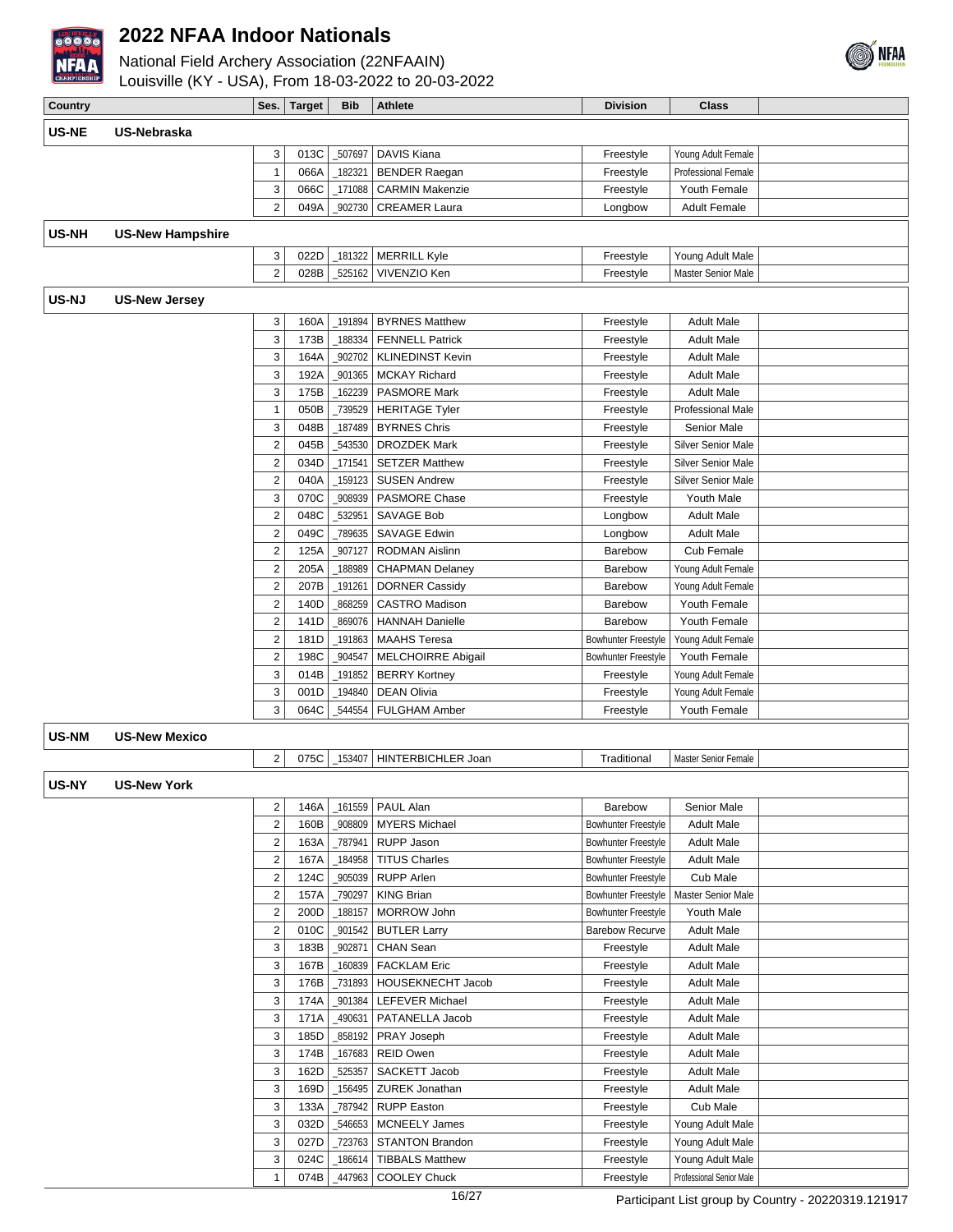# 2022 NFAA Indoor Nationals

National Field Archery Association (22NFAAIN)
Louisville (KY - USA), From 18-03-2022 to 20-03-2022

| Country | | Ses. | Target | Bib | Athlete | Division | Class |
|---|---|---|---|---|---|---|---|
| **US-NE** | **US-Nebraska** | | | | | | |
| | | 3 | 013C | _507697 | DAVIS Kiana | Freestyle | Young Adult Female |
| | | 1 | 066A | _182321 | BENDER Raegan | Freestyle | Professional Female |
| | | 3 | 066C | _171088 | CARMIN Makenzie | Freestyle | Youth Female |
| | | 2 | 049A | _902730 | CREAMER Laura | Longbow | Adult Female |
| **US-NH** | **US-New Hampshire** | | | | | | |
| | | 3 | 022D | _181322 | MERRILL Kyle | Freestyle | Young Adult Male |
| | | 2 | 028B | _525162 | VIVENZIO Ken | Freestyle | Master Senior Male |
| **US-NJ** | **US-New Jersey** | | | | | | |
| | | 3 | 160A | _191894 | BYRNES Matthew | Freestyle | Adult Male |
| | | 3 | 173B | _188334 | FENNELL Patrick | Freestyle | Adult Male |
| | | 3 | 164A | _902702 | KLINEDINST Kevin | Freestyle | Adult Male |
| | | 3 | 192A | _901365 | MCKAY Richard | Freestyle | Adult Male |
| | | 3 | 175B | _162239 | PASMORE Mark | Freestyle | Adult Male |
| | | 1 | 050B | _739529 | HERITAGE Tyler | Freestyle | Professional Male |
| | | 3 | 048B | _187489 | BYRNES Chris | Freestyle | Senior Male |
| | | 2 | 045B | _543530 | DROZDEK Mark | Freestyle | Silver Senior Male |
| | | 2 | 034D | _171541 | SETZER Matthew | Freestyle | Silver Senior Male |
| | | 2 | 040A | _159123 | SUSEN Andrew | Freestyle | Silver Senior Male |
| | | 3 | 070C | _908939 | PASMORE Chase | Freestyle | Youth Male |
| | | 2 | 048C | _532951 | SAVAGE Bob | Longbow | Adult Male |
| | | 2 | 049C | _789635 | SAVAGE Edwin | Longbow | Adult Male |
| | | 2 | 125A | _907127 | RODMAN Aislinn | Barebow | Cub Female |
| | | 2 | 205A | _188989 | CHAPMAN Delaney | Barebow | Young Adult Female |
| | | 2 | 207B | _191261 | DORNER Cassidy | Barebow | Young Adult Female |
| | | 2 | 140D | _868259 | CASTRO Madison | Barebow | Youth Female |
| | | 2 | 141D | _869076 | HANNAH Danielle | Barebow | Youth Female |
| | | 2 | 181D | _191863 | MAAHS Teresa | Bowhunter Freestyle | Young Adult Female |
| | | 2 | 198C | _904547 | MELCHOIRRE Abigail | Bowhunter Freestyle | Youth Female |
| | | 3 | 014B | _191852 | BERRY Kortney | Freestyle | Young Adult Female |
| | | 3 | 001D | _194840 | DEAN Olivia | Freestyle | Young Adult Female |
| | | 3 | 064C | _544554 | FULGHAM Amber | Freestyle | Youth Female |
| **US-NM** | **US-New Mexico** | | | | | | |
| | | 2 | 075C | _153407 | HINTERBICHLER Joan | Traditional | Master Senior Female |
| **US-NY** | **US-New York** | | | | | | |
| | | 2 | 146A | _161559 | PAUL Alan | Barebow | Senior Male |
| | | 2 | 160B | _908809 | MYERS Michael | Bowhunter Freestyle | Adult Male |
| | | 2 | 163A | _787941 | RUPP Jason | Bowhunter Freestyle | Adult Male |
| | | 2 | 167A | _184958 | TITUS Charles | Bowhunter Freestyle | Adult Male |
| | | 2 | 124C | _905039 | RUPP Arlen | Bowhunter Freestyle | Cub Male |
| | | 2 | 157A | _790297 | KING Brian | Bowhunter Freestyle | Master Senior Male |
| | | 2 | 200D | _188157 | MORROW John | Bowhunter Freestyle | Youth Male |
| | | 2 | 010C | _901542 | BUTLER Larry | Barebow Recurve | Adult Male |
| | | 3 | 183B | _902871 | CHAN Sean | Freestyle | Adult Male |
| | | 3 | 167B | _160839 | FACKLAM Eric | Freestyle | Adult Male |
| | | 3 | 176B | _731893 | HOUSEKNECHT Jacob | Freestyle | Adult Male |
| | | 3 | 174A | _901384 | LEFEVER Michael | Freestyle | Adult Male |
| | | 3 | 171A | _490631 | PATANELLA Jacob | Freestyle | Adult Male |
| | | 3 | 185D | _858192 | PRAY Joseph | Freestyle | Adult Male |
| | | 3 | 174B | _167683 | REID Owen | Freestyle | Adult Male |
| | | 3 | 162D | _525357 | SACKETT Jacob | Freestyle | Adult Male |
| | | 3 | 169D | _156495 | ZUREK Jonathan | Freestyle | Adult Male |
| | | 3 | 133A | _787942 | RUPP Easton | Freestyle | Cub Male |
| | | 3 | 032D | _546653 | MCNEELY James | Freestyle | Young Adult Male |
| | | 3 | 027D | _723763 | STANTON Brandon | Freestyle | Young Adult Male |
| | | 3 | 024C | _186614 | TIBBALS Matthew | Freestyle | Young Adult Male |
| | | 1 | 074B | _447963 | COOLEY Chuck | Freestyle | Professional Senior Male |

Participant List group by Country - 20220319.121917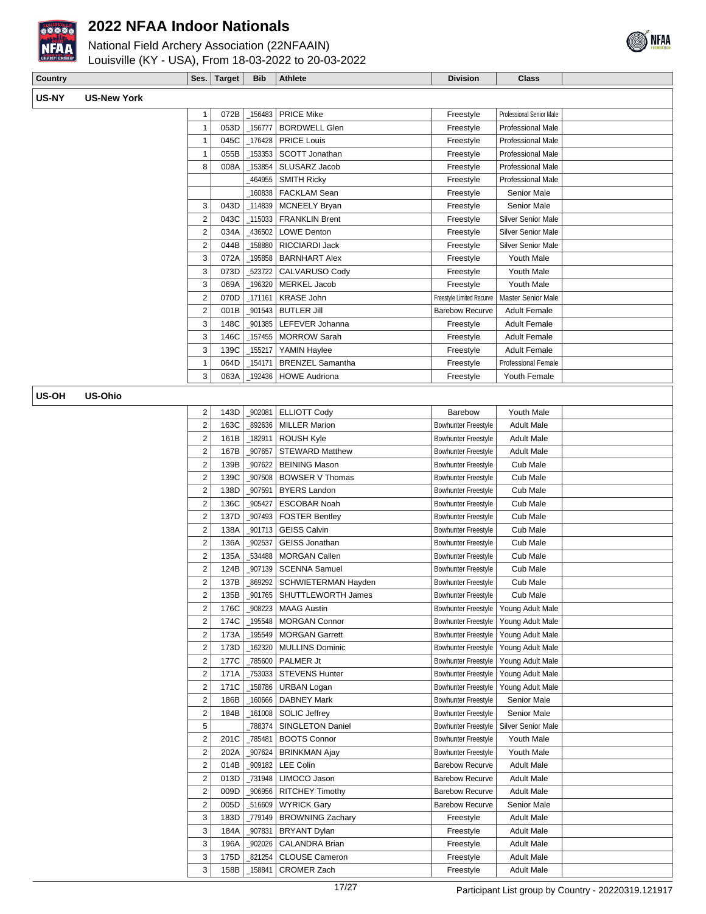# 2022 NFAA Indoor Nationals

National Field Archery Association (22NFAAIN)
Louisville (KY - USA), From 18-03-2022 to 20-03-2022

| Country | Ses. | Target | Bib | Athlete | Division | Class | |
|---|---|---|---|---|---|---|---|
| **US-NY** **US-New York** | | | | | | | |
| | 1 | 072B | _156483 | PRICE Mike | Freestyle | Professional Senior Male | |
| | 1 | 053D | _156777 | BORDWELL Glen | Freestyle | Professional Male | |
| | 1 | 045C | _176428 | PRICE Louis | Freestyle | Professional Male | |
| | 1 | 055B | _153353 | SCOTT Jonathan | Freestyle | Professional Male | |
| | 8 | 008A | _153854 | SLUSARZ Jacob | Freestyle | Professional Male | |
| | | | _464955 | SMITH Ricky | Freestyle | Professional Male | |
| | | | _160838 | FACKLAM Sean | Freestyle | Senior Male | |
| | 3 | 043D | _114839 | MCNEELY Bryan | Freestyle | Senior Male | |
| | 2 | 043C | _115033 | FRANKLIN Brent | Freestyle | Silver Senior Male | |
| | 2 | 034A | _436502 | LOWE Denton | Freestyle | Silver Senior Male | |
| | 2 | 044B | _158880 | RICCIARDI Jack | Freestyle | Silver Senior Male | |
| | 3 | 072A | _195858 | BARNHART Alex | Freestyle | Youth Male | |
| | 3 | 073D | _523722 | CALVARUSO Cody | Freestyle | Youth Male | |
| | 3 | 069A | _196320 | MERKEL Jacob | Freestyle | Youth Male | |
| | 2 | 070D | _171161 | KRASE John | Freestyle Limited Recurve | Master Senior Male | |
| | 2 | 001B | _901543 | BUTLER Jill | Barebow Recurve | Adult Female | |
| | 3 | 148C | _901385 | LEFEVER Johanna | Freestyle | Adult Female | |
| | 3 | 146C | _157455 | MORROW Sarah | Freestyle | Adult Female | |
| | 3 | 139C | _155217 | YAMIN Haylee | Freestyle | Adult Female | |
| | 1 | 064D | _154171 | BRENZEL Samantha | Freestyle | Professional Female | |
| | 3 | 063A | _192436 | HOWE Audriona | Freestyle | Youth Female | |
| **US-OH** **US-Ohio** | | | | | | | |
| | 2 | 143D | _902081 | ELLIOTT Cody | Barebow | Youth Male | |
| | 2 | 163C | _892636 | MILLER Marion | Bowhunter Freestyle | Adult Male | |
| | 2 | 161B | _182911 | ROUSH Kyle | Bowhunter Freestyle | Adult Male | |
| | 2 | 167B | _907657 | STEWARD Matthew | Bowhunter Freestyle | Adult Male | |
| | 2 | 139B | _907622 | BEINING Mason | Bowhunter Freestyle | Cub Male | |
| | 2 | 139C | _907508 | BOWSER V Thomas | Bowhunter Freestyle | Cub Male | |
| | 2 | 138D | _907591 | BYERS Landon | Bowhunter Freestyle | Cub Male | |
| | 2 | 136C | _905427 | ESCOBAR Noah | Bowhunter Freestyle | Cub Male | |
| | 2 | 137D | _907493 | FOSTER Bentley | Bowhunter Freestyle | Cub Male | |
| | 2 | 138A | _901713 | GEISS Calvin | Bowhunter Freestyle | Cub Male | |
| | 2 | 136A | _902537 | GEISS Jonathan | Bowhunter Freestyle | Cub Male | |
| | 2 | 135A | _534488 | MORGAN Callen | Bowhunter Freestyle | Cub Male | |
| | 2 | 124B | _907139 | SCENNA Samuel | Bowhunter Freestyle | Cub Male | |
| | 2 | 137B | _869292 | SCHWIETERMAN Hayden | Bowhunter Freestyle | Cub Male | |
| | 2 | 135B | _901765 | SHUTTLEWORTH James | Bowhunter Freestyle | Cub Male | |
| | 2 | 176C | _908223 | MAAG Austin | Bowhunter Freestyle | Young Adult Male | |
| | 2 | 174C | _195548 | MORGAN Connor | Bowhunter Freestyle | Young Adult Male | |
| | 2 | 173A | _195549 | MORGAN Garrett | Bowhunter Freestyle | Young Adult Male | |
| | 2 | 173D | _162320 | MULLINS Dominic | Bowhunter Freestyle | Young Adult Male | |
| | 2 | 177C | _785600 | PALMER Jt | Bowhunter Freestyle | Young Adult Male | |
| | 2 | 171A | _753033 | STEVENS Hunter | Bowhunter Freestyle | Young Adult Male | |
| | 2 | 171C | _158786 | URBAN Logan | Bowhunter Freestyle | Young Adult Male | |
| | 2 | 186B | _160666 | DABNEY Mark | Bowhunter Freestyle | Senior Male | |
| | 2 | 184B | _161008 | SOLIC Jeffrey | Bowhunter Freestyle | Senior Male | |
| | 5 | | _788374 | SINGLETON Daniel | Bowhunter Freestyle | Silver Senior Male | |
| | 2 | 201C | _785481 | BOOTS Connor | Bowhunter Freestyle | Youth Male | |
| | 2 | 202A | _907624 | BRINKMAN Ajay | Bowhunter Freestyle | Youth Male | |
| | 2 | 014B | _909182 | LEE Colin | Barebow Recurve | Adult Male | |
| | 2 | 013D | _731948 | LIMOCO Jason | Barebow Recurve | Adult Male | |
| | 2 | 009D | _906956 | RITCHEY Timothy | Barebow Recurve | Adult Male | |
| | 2 | 005D | _516609 | WYRICK Gary | Barebow Recurve | Senior Male | |
| | 3 | 183D | _779149 | BROWNING Zachary | Freestyle | Adult Male | |
| | 3 | 184A | _907831 | BRYANT Dylan | Freestyle | Adult Male | |
| | 3 | 196A | _902026 | CALANDRA Brian | Freestyle | Adult Male | |
| | 3 | 175D | _821254 | CLOUSE Cameron | Freestyle | Adult Male | |
| | 3 | 158B | _158841 | CROMER Zach | Freestyle | Adult Male | |

Participant List group by Country - 20220319.121917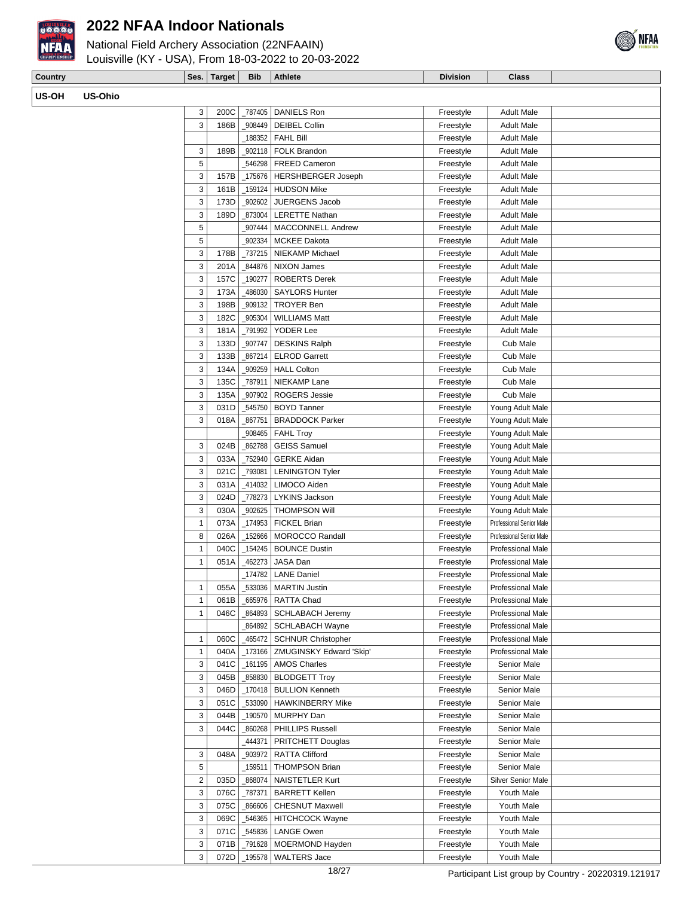# 2022 NFAA Indoor Nationals

National Field Archery Association (22NFAAIN)
Louisville (KY - USA), From 18-03-2022 to 20-03-2022

| Country | Ses. | Target | Bib | Athlete | Division | Class | |
|---|---|---|---|---|---|---|---|
| **US-OH US-Ohio** | | | | | | | |
| | 3 | 200C | _787405 | DANIELS Ron | Freestyle | Adult Male | |
| | 3 | 186B | _908449 | DEIBEL Collin | Freestyle | Adult Male | |
| | | | _188352 | FAHL Bill | Freestyle | Adult Male | |
| | 3 | 189B | _902118 | FOLK Brandon | Freestyle | Adult Male | |
| | 5 | | _546298 | FREED Cameron | Freestyle | Adult Male | |
| | 3 | 157B | _175676 | HERSHBERGER Joseph | Freestyle | Adult Male | |
| | 3 | 161B | _159124 | HUDSON Mike | Freestyle | Adult Male | |
| | 3 | 173D | _902602 | JUERGENS Jacob | Freestyle | Adult Male | |
| | 3 | 189D | _873004 | LERETTE Nathan | Freestyle | Adult Male | |
| | 5 | | _907444 | MACCONNELL Andrew | Freestyle | Adult Male | |
| | 5 | | _902334 | MCKEE Dakota | Freestyle | Adult Male | |
| | 3 | 178B | _737215 | NIEKAMP Michael | Freestyle | Adult Male | |
| | 3 | 201A | _844876 | NIXON James | Freestyle | Adult Male | |
| | 3 | 157C | _190277 | ROBERTS Derek | Freestyle | Adult Male | |
| | 3 | 173A | _486030 | SAYLORS Hunter | Freestyle | Adult Male | |
| | 3 | 198B | _909132 | TROYER Ben | Freestyle | Adult Male | |
| | 3 | 182C | _905304 | WILLIAMS Matt | Freestyle | Adult Male | |
| | 3 | 181A | _791992 | YODER Lee | Freestyle | Adult Male | |
| | 3 | 133D | _907747 | DESKINS Ralph | Freestyle | Cub Male | |
| | 3 | 133B | _867214 | ELROD Garrett | Freestyle | Cub Male | |
| | 3 | 134A | _909259 | HALL Colton | Freestyle | Cub Male | |
| | 3 | 135C | _787911 | NIEKAMP Lane | Freestyle | Cub Male | |
| | 3 | 135A | _907902 | ROGERS Jessie | Freestyle | Cub Male | |
| | 3 | 031D | _545750 | BOYD Tanner | Freestyle | Young Adult Male | |
| | 3 | 018A | _867751 | BRADDOCK Parker | Freestyle | Young Adult Male | |
| | | | _908465 | FAHL Troy | Freestyle | Young Adult Male | |
| | 3 | 024B | _862788 | GEISS Samuel | Freestyle | Young Adult Male | |
| | 3 | 033A | _752940 | GERKE Aidan | Freestyle | Young Adult Male | |
| | 3 | 021C | _793081 | LENINGTON Tyler | Freestyle | Young Adult Male | |
| | 3 | 031A | _414032 | LIMOCO Aiden | Freestyle | Young Adult Male | |
| | 3 | 024D | _778273 | LYKINS Jackson | Freestyle | Young Adult Male | |
| | 3 | 030A | _902625 | THOMPSON Will | Freestyle | Young Adult Male | |
| | 1 | 073A | _174953 | FICKEL Brian | Freestyle | Professional Senior Male | |
| | 8 | 026A | _152666 | MOROCCO Randall | Freestyle | Professional Senior Male | |
| | 1 | 040C | _154245 | BOUNCE Dustin | Freestyle | Professional Male | |
| | 1 | 051A | _462273 | JASA Dan | Freestyle | Professional Male | |
| | | | _174782 | LANE Daniel | Freestyle | Professional Male | |
| | 1 | 055A | _533036 | MARTIN Justin | Freestyle | Professional Male | |
| | 1 | 061B | _665976 | RATTA Chad | Freestyle | Professional Male | |
| | 1 | 046C | _864893 | SCHLABACH Jeremy | Freestyle | Professional Male | |
| | | | _864892 | SCHLABACH Wayne | Freestyle | Professional Male | |
| | 1 | 060C | _465472 | SCHNUR Christopher | Freestyle | Professional Male | |
| | 1 | 040A | _173166 | ZMUGINSKY Edward 'Skip' | Freestyle | Professional Male | |
| | 3 | 041C | _161195 | AMOS Charles | Freestyle | Senior Male | |
| | 3 | 045B | _858830 | BLODGETT Troy | Freestyle | Senior Male | |
| | 3 | 046D | _170418 | BULLION Kenneth | Freestyle | Senior Male | |
| | 3 | 051C | _533090 | HAWKINBERRY Mike | Freestyle | Senior Male | |
| | 3 | 044B | _190570 | MURPHY Dan | Freestyle | Senior Male | |
| | 3 | 044C | _860268 | PHILLIPS Russell | Freestyle | Senior Male | |
| | | | _444371 | PRITCHETT Douglas | Freestyle | Senior Male | |
| | 3 | 048A | _903972 | RATTA Clifford | Freestyle | Senior Male | |
| | 5 | | _159511 | THOMPSON Brian | Freestyle | Senior Male | |
| | 2 | 035D | _868074 | NAISTETLER Kurt | Freestyle | Silver Senior Male | |
| | 3 | 076C | _787371 | BARRETT Kellen | Freestyle | Youth Male | |
| | 3 | 075C | _866606 | CHESNUT Maxwell | Freestyle | Youth Male | |
| | 3 | 069C | _546365 | HITCHCOCK Wayne | Freestyle | Youth Male | |
| | 3 | 071C | _545836 | LANGE Owen | Freestyle | Youth Male | |
| | 3 | 071B | _791628 | MOERMOND Hayden | Freestyle | Youth Male | |
| | 3 | 072D | _195578 | WALTERS Jace | Freestyle | Youth Male | |

Participant List group by Country - 20220319.121917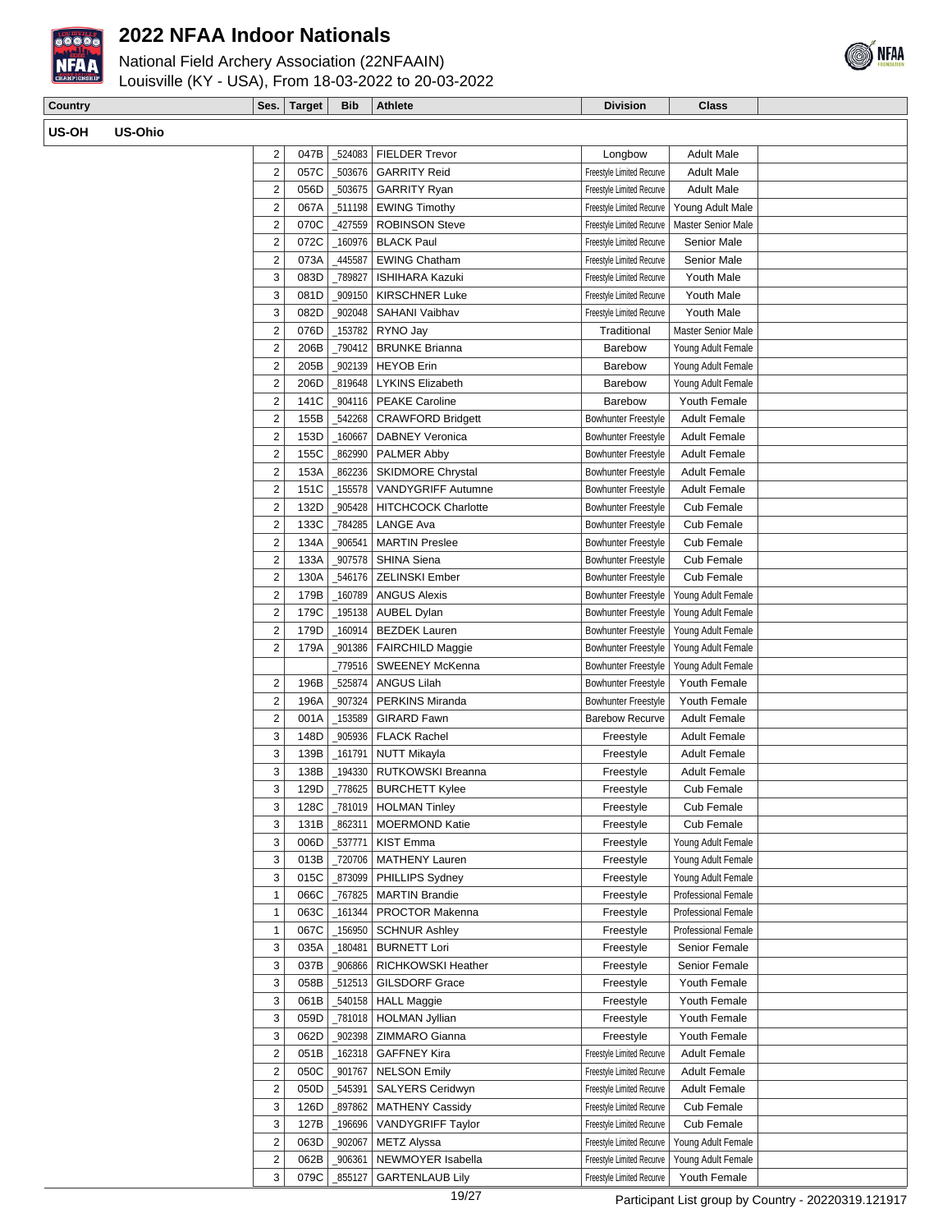# 2022 NFAA Indoor Nationals

National Field Archery Association (22NFAAIN)
Louisville (KY - USA), From 18-03-2022 to 20-03-2022

| Country | Ses. | Target | Bib | Athlete | Division | Class | |
|---|---|---|---|---|---|---|---|
| **US-OH US-Ohio** | | | | | | | |
| | 2 | 047B | _524083 | FIELDER Trevor | Longbow | Adult Male | |
| | 2 | 057C | _503676 | GARRITY Reid | Freestyle Limited Recurve | Adult Male | |
| | 2 | 056D | _503675 | GARRITY Ryan | Freestyle Limited Recurve | Adult Male | |
| | 2 | 067A | _511198 | EWING Timothy | Freestyle Limited Recurve | Young Adult Male | |
| | 2 | 070C | _427559 | ROBINSON Steve | Freestyle Limited Recurve | Master Senior Male | |
| | 2 | 072C | _160976 | BLACK Paul | Freestyle Limited Recurve | Senior Male | |
| | 2 | 073A | _445587 | EWING Chatham | Freestyle Limited Recurve | Senior Male | |
| | 3 | 083D | _789827 | ISHIHARA Kazuki | Freestyle Limited Recurve | Youth Male | |
| | 3 | 081D | _909150 | KIRSCHNER Luke | Freestyle Limited Recurve | Youth Male | |
| | 3 | 082D | _902048 | SAHANI Vaibhav | Freestyle Limited Recurve | Youth Male | |
| | 2 | 076D | _153782 | RYNO Jay | Traditional | Master Senior Male | |
| | 2 | 206B | _790412 | BRUNKE Brianna | Barebow | Young Adult Female | |
| | 2 | 205B | _902139 | HEYOB Erin | Barebow | Young Adult Female | |
| | 2 | 206D | _819648 | LYKINS Elizabeth | Barebow | Young Adult Female | |
| | 2 | 141C | _904116 | PEAKE Caroline | Barebow | Youth Female | |
| | 2 | 155B | _542268 | CRAWFORD Bridgett | Bowhunter Freestyle | Adult Female | |
| | 2 | 153D | _160667 | DABNEY Veronica | Bowhunter Freestyle | Adult Female | |
| | 2 | 155C | _862990 | PALMER Abby | Bowhunter Freestyle | Adult Female | |
| | 2 | 153A | _862236 | SKIDMORE Chrystal | Bowhunter Freestyle | Adult Female | |
| | 2 | 151C | _155578 | VANDYGRIFF Autumne | Bowhunter Freestyle | Adult Female | |
| | 2 | 132D | _905428 | HITCHCOCK Charlotte | Bowhunter Freestyle | Cub Female | |
| | 2 | 133C | _784285 | LANGE Ava | Bowhunter Freestyle | Cub Female | |
| | 2 | 134A | _906541 | MARTIN Preslee | Bowhunter Freestyle | Cub Female | |
| | 2 | 133A | _907578 | SHINA Siena | Bowhunter Freestyle | Cub Female | |
| | 2 | 130A | _546176 | ZELINSKI Ember | Bowhunter Freestyle | Cub Female | |
| | 2 | 179B | _160789 | ANGUS Alexis | Bowhunter Freestyle | Young Adult Female | |
| | 2 | 179C | _195138 | AUBEL Dylan | Bowhunter Freestyle | Young Adult Female | |
| | 2 | 179D | _160914 | BEZDEK Lauren | Bowhunter Freestyle | Young Adult Female | |
| | 2 | 179A | _901386 | FAIRCHILD Maggie | Bowhunter Freestyle | Young Adult Female | |
| | | | _779516 | SWEENEY McKenna | Bowhunter Freestyle | Young Adult Female | |
| | 2 | 196B | _525874 | ANGUS Lilah | Bowhunter Freestyle | Youth Female | |
| | 2 | 196A | _907324 | PERKINS Miranda | Bowhunter Freestyle | Youth Female | |
| | 2 | 001A | _153589 | GIRARD Fawn | Barebow Recurve | Adult Female | |
| | 3 | 148D | _905936 | FLACK Rachel | Freestyle | Adult Female | |
| | 3 | 139B | _161791 | NUTT Mikayla | Freestyle | Adult Female | |
| | 3 | 138B | _194330 | RUTKOWSKI Breanna | Freestyle | Adult Female | |
| | 3 | 129D | _778625 | BURCHETT Kylee | Freestyle | Cub Female | |
| | 3 | 128C | _781019 | HOLMAN Tinley | Freestyle | Cub Female | |
| | 3 | 131B | _862311 | MOERMOND Katie | Freestyle | Cub Female | |
| | 3 | 006D | _537771 | KIST Emma | Freestyle | Young Adult Female | |
| | 3 | 013B | _720706 | MATHENY Lauren | Freestyle | Young Adult Female | |
| | 3 | 015C | _873099 | PHILLIPS Sydney | Freestyle | Young Adult Female | |
| | 1 | 066C | _767825 | MARTIN Brandie | Freestyle | Professional Female | |
| | 1 | 063C | _161344 | PROCTOR Makenna | Freestyle | Professional Female | |
| | 1 | 067C | _156950 | SCHNUR Ashley | Freestyle | Professional Female | |
| | 3 | 035A | _180481 | BURNETT Lori | Freestyle | Senior Female | |
| | 3 | 037B | _906866 | RICHKOWSKI Heather | Freestyle | Senior Female | |
| | 3 | 058B | _512513 | GILSDORF Grace | Freestyle | Youth Female | |
| | 3 | 061B | _540158 | HALL Maggie | Freestyle | Youth Female | |
| | 3 | 059D | _781018 | HOLMAN Jyllian | Freestyle | Youth Female | |
| | 3 | 062D | _902398 | ZIMMARO Gianna | Freestyle | Youth Female | |
| | 2 | 051B | _162318 | GAFFNEY Kira | Freestyle Limited Recurve | Adult Female | |
| | 2 | 050C | _901767 | NELSON Emily | Freestyle Limited Recurve | Adult Female | |
| | 2 | 050D | _545391 | SALYERS Ceridwyn | Freestyle Limited Recurve | Adult Female | |
| | 3 | 126D | _897862 | MATHENY Cassidy | Freestyle Limited Recurve | Cub Female | |
| | 3 | 127B | _196696 | VANDYGRIFF Taylor | Freestyle Limited Recurve | Cub Female | |
| | 2 | 063D | _902067 | METZ Alyssa | Freestyle Limited Recurve | Young Adult Female | |
| | 2 | 062B | _906361 | NEWMOYER Isabella | Freestyle Limited Recurve | Young Adult Female | |
| | 3 | 079C | _855127 | GARTENLAUB Lily | Freestyle Limited Recurve | Youth Female | |

Participant List group by Country - 20220319.121917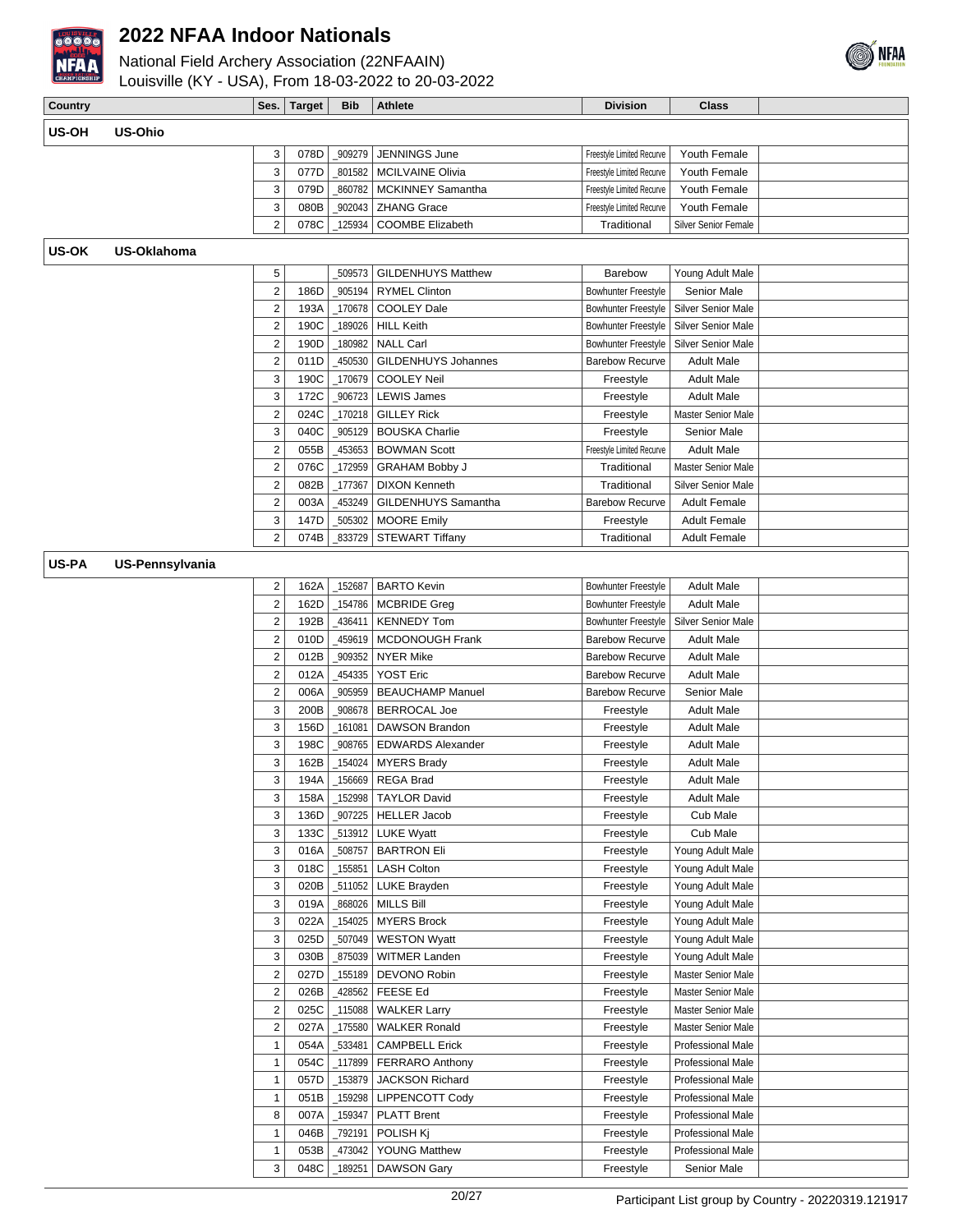# 2022 NFAA Indoor Nationals

National Field Archery Association (22NFAAIN)
Louisville (KY - USA), From 18-03-2022 to 20-03-2022

| Country | | Ses. | Target | Bib | Athlete | Division | Class | |
|---|---|---|---|---|---|---|---|---|
| **US-OH** | **US-Ohio** | | | | | | | |
| | | 3 | 078D | _909279 | JENNINGS June | Freestyle Limited Recurve | Youth Female | |
| | | 3 | 077D | _801582 | MCILVAINE Olivia | Freestyle Limited Recurve | Youth Female | |
| | | 3 | 079D | _860782 | MCKINNEY Samantha | Freestyle Limited Recurve | Youth Female | |
| | | 3 | 080B | _902043 | ZHANG Grace | Freestyle Limited Recurve | Youth Female | |
| | | 2 | 078C | _125934 | COOMBE Elizabeth | Traditional | Silver Senior Female | |
| **US-OK** | **US-Oklahoma** | | | | | | | |
| | | 5 | | _509573 | GILDENHUYS Matthew | Barebow | Young Adult Male | |
| | | 2 | 186D | _905194 | RYMEL Clinton | Bowhunter Freestyle | Senior Male | |
| | | 2 | 193A | _170678 | COOLEY Dale | Bowhunter Freestyle | Silver Senior Male | |
| | | 2 | 190C | _189026 | HILL Keith | Bowhunter Freestyle | Silver Senior Male | |
| | | 2 | 190D | _180982 | NALL Carl | Bowhunter Freestyle | Silver Senior Male | |
| | | 2 | 011D | _450530 | GILDENHUYS Johannes | Barebow Recurve | Adult Male | |
| | | 3 | 190C | _170679 | COOLEY Neil | Freestyle | Adult Male | |
| | | 3 | 172C | _906723 | LEWIS James | Freestyle | Adult Male | |
| | | 2 | 024C | _170218 | GILLEY Rick | Freestyle | Master Senior Male | |
| | | 3 | 040C | _905129 | BOUSKA Charlie | Freestyle | Senior Male | |
| | | 2 | 055B | _453653 | BOWMAN Scott | Freestyle Limited Recurve | Adult Male | |
| | | 2 | 076C | _172959 | GRAHAM Bobby J | Traditional | Master Senior Male | |
| | | 2 | 082B | _177367 | DIXON Kenneth | Traditional | Silver Senior Male | |
| | | 2 | 003A | _453249 | GILDENHUYS Samantha | Barebow Recurve | Adult Female | |
| | | 3 | 147D | _505302 | MOORE Emily | Freestyle | Adult Female | |
| | | 2 | 074B | _833729 | STEWART Tiffany | Traditional | Adult Female | |
| **US-PA** | **US-Pennsylvania** | | | | | | | |
| | | 2 | 162A | _152687 | BARTO Kevin | Bowhunter Freestyle | Adult Male | |
| | | 2 | 162D | _154786 | MCBRIDE Greg | Bowhunter Freestyle | Adult Male | |
| | | 2 | 192B | _436411 | KENNEDY Tom | Bowhunter Freestyle | Silver Senior Male | |
| | | 2 | 010D | _459619 | MCDONOUGH Frank | Barebow Recurve | Adult Male | |
| | | 2 | 012B | _909352 | NYER Mike | Barebow Recurve | Adult Male | |
| | | 2 | 012A | _454335 | YOST Eric | Barebow Recurve | Adult Male | |
| | | 2 | 006A | _905959 | BEAUCHAMP Manuel | Barebow Recurve | Senior Male | |
| | | 3 | 200B | _908678 | BERROCAL Joe | Freestyle | Adult Male | |
| | | 3 | 156D | _161081 | DAWSON Brandon | Freestyle | Adult Male | |
| | | 3 | 198C | _908765 | EDWARDS Alexander | Freestyle | Adult Male | |
| | | 3 | 162B | _154024 | MYERS Brady | Freestyle | Adult Male | |
| | | 3 | 194A | _156669 | REGA Brad | Freestyle | Adult Male | |
| | | 3 | 158A | _152998 | TAYLOR David | Freestyle | Adult Male | |
| | | 3 | 136D | _907225 | HELLER Jacob | Freestyle | Cub Male | |
| | | 3 | 133C | _513912 | LUKE Wyatt | Freestyle | Cub Male | |
| | | 3 | 016A | _508757 | BARTRON Eli | Freestyle | Young Adult Male | |
| | | 3 | 018C | _155851 | LASH Colton | Freestyle | Young Adult Male | |
| | | 3 | 020B | _511052 | LUKE Brayden | Freestyle | Young Adult Male | |
| | | 3 | 019A | _868026 | MILLS Bill | Freestyle | Young Adult Male | |
| | | 3 | 022A | _154025 | MYERS Brock | Freestyle | Young Adult Male | |
| | | 3 | 025D | _507049 | WESTON Wyatt | Freestyle | Young Adult Male | |
| | | 3 | 030B | _875039 | WITMER Landen | Freestyle | Young Adult Male | |
| | | 2 | 027D | _155189 | DEVONO Robin | Freestyle | Master Senior Male | |
| | | 2 | 026B | _428562 | FEESE Ed | Freestyle | Master Senior Male | |
| | | 2 | 025C | _115088 | WALKER Larry | Freestyle | Master Senior Male | |
| | | 2 | 027A | _175580 | WALKER Ronald | Freestyle | Master Senior Male | |
| | | 1 | 054A | _533481 | CAMPBELL Erick | Freestyle | Professional Male | |
| | | 1 | 054C | _117899 | FERRARO Anthony | Freestyle | Professional Male | |
| | | 1 | 057D | _153879 | JACKSON Richard | Freestyle | Professional Male | |
| | | 1 | 051B | _159298 | LIPPENCOTT Cody | Freestyle | Professional Male | |
| | | 8 | 007A | _159347 | PLATT Brent | Freestyle | Professional Male | |
| | | 1 | 046B | _792191 | POLISH Kj | Freestyle | Professional Male | |
| | | 1 | 053B | _473042 | YOUNG Matthew | Freestyle | Professional Male | |
| | | 3 | 048C | _189251 | DAWSON Gary | Freestyle | Senior Male | |

Participant List group by Country - 20220319.121917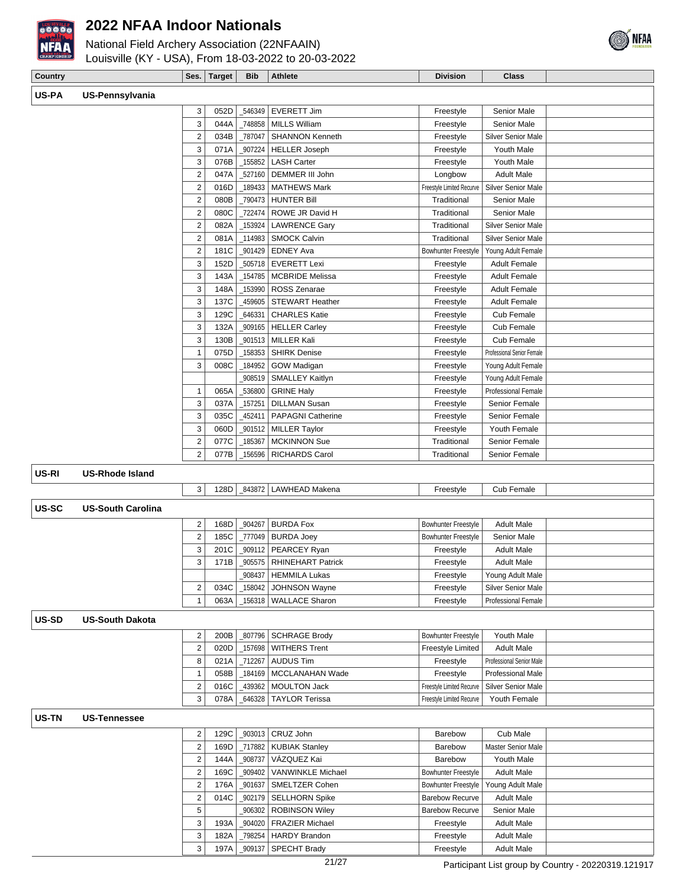# 2022 NFAA Indoor Nationals

National Field Archery Association (22NFAAIN)
Louisville (KY - USA), From 18-03-2022 to 20-03-2022

| Country | | Ses. | Target | Bib | Athlete | Division | Class | |
|---|---|---|---|---|---|---|---|---|
| **US-PA** | **US-Pennsylvania** | | | | | | | |
| | | 3 | 052D | _546349 | EVERETT Jim | Freestyle | Senior Male | |
| | | 3 | 044A | _748858 | MILLS William | Freestyle | Senior Male | |
| | | 2 | 034B | _787047 | SHANNON Kenneth | Freestyle | Silver Senior Male | |
| | | 3 | 071A | _907224 | HELLER Joseph | Freestyle | Youth Male | |
| | | 3 | 076B | _155852 | LASH Carter | Freestyle | Youth Male | |
| | | 2 | 047A | _527160 | DEMMER III John | Longbow | Adult Male | |
| | | 2 | 016D | _189433 | MATHEWS Mark | Freestyle Limited Recurve | Silver Senior Male | |
| | | 2 | 080B | _790473 | HUNTER Bill | Traditional | Senior Male | |
| | | 2 | 080C | _722474 | ROWE JR David H | Traditional | Senior Male | |
| | | 2 | 082A | _153924 | LAWRENCE Gary | Traditional | Silver Senior Male | |
| | | 2 | 081A | _114983 | SMOCK Calvin | Traditional | Silver Senior Male | |
| | | 2 | 181C | _901429 | EDNEY Ava | Bowhunter Freestyle | Young Adult Female | |
| | | 3 | 152D | _505718 | EVERETT Lexi | Freestyle | Adult Female | |
| | | 3 | 143A | _154785 | MCBRIDE Melissa | Freestyle | Adult Female | |
| | | 3 | 148A | _153990 | ROSS Zenarae | Freestyle | Adult Female | |
| | | 3 | 137C | _459605 | STEWART Heather | Freestyle | Adult Female | |
| | | 3 | 129C | _646331 | CHARLES Katie | Freestyle | Cub Female | |
| | | 3 | 132A | _909165 | HELLER Carley | Freestyle | Cub Female | |
| | | 3 | 130B | _901513 | MILLER Kali | Freestyle | Cub Female | |
| | | 1 | 075D | _158353 | SHIRK Denise | Freestyle | Professional Senior Female | |
| | | 3 | 008C | _184952 | GOW Madigan | Freestyle | Young Adult Female | |
| | | | | _908519 | SMALLEY Kaitlyn | Freestyle | Young Adult Female | |
| | | 1 | 065A | _536800 | GRINE Haly | Freestyle | Professional Female | |
| | | 3 | 037A | _157251 | DILLMAN Susan | Freestyle | Senior Female | |
| | | 3 | 035C | _452411 | PAPAGNI Catherine | Freestyle | Senior Female | |
| | | 3 | 060D | _901512 | MILLER Taylor | Freestyle | Youth Female | |
| | | 2 | 077C | _185367 | MCKINNON Sue | Traditional | Senior Female | |
| | | 2 | 077B | _156596 | RICHARDS Carol | Traditional | Senior Female | |
| **US-RI** | **US-Rhode Island** | | | | | | | |
| | | 3 | 128D | _843872 | LAWHEAD Makena | Freestyle | Cub Female | |
| **US-SC** | **US-South Carolina** | | | | | | | |
| | | 2 | 168D | _904267 | BURDA Fox | Bowhunter Freestyle | Adult Male | |
| | | 2 | 185C | _777049 | BURDA Joey | Bowhunter Freestyle | Senior Male | |
| | | 3 | 201C | _909112 | PEARCEY Ryan | Freestyle | Adult Male | |
| | | 3 | 171B | _905575 | RHINEHART Patrick | Freestyle | Adult Male | |
| | | | | _908437 | HEMMILA Lukas | Freestyle | Young Adult Male | |
| | | 2 | 034C | _158042 | JOHNSON Wayne | Freestyle | Silver Senior Male | |
| | | 1 | 063A | _156318 | WALLACE Sharon | Freestyle | Professional Female | |
| **US-SD** | **US-South Dakota** | | | | | | | |
| | | 2 | 200B | _807796 | SCHRAGE Brody | Bowhunter Freestyle | Youth Male | |
| | | 2 | 020D | _157698 | WITHERS Trent | Freestyle Limited | Adult Male | |
| | | 8 | 021A | _712267 | AUDUS Tim | Freestyle | Professional Senior Male | |
| | | 1 | 058B | _184169 | MCCLANAHAN Wade | Freestyle | Professional Male | |
| | | 2 | 016C | _439362 | MOULTON Jack | Freestyle Limited Recurve | Silver Senior Male | |
| | | 3 | 078A | _646328 | TAYLOR Terissa | Freestyle Limited Recurve | Youth Female | |
| **US-TN** | **US-Tennessee** | | | | | | | |
| | | 2 | 129C | _903013 | CRUZ John | Barebow | Cub Male | |
| | | 2 | 169D | _717882 | KUBIAK Stanley | Barebow | Master Senior Male | |
| | | 2 | 144A | _908737 | VÁZQUEZ Kai | Barebow | Youth Male | |
| | | 2 | 169C | _909402 | VANWINKLE Michael | Bowhunter Freestyle | Adult Male | |
| | | 2 | 176A | _901637 | SMELTZER Cohen | Bowhunter Freestyle | Young Adult Male | |
| | | 2 | 014C | _902179 | SELLHORN Spike | Barebow Recurve | Adult Male | |
| | | 5 | | _906302 | ROBINSON Wiley | Barebow Recurve | Senior Male | |
| | | 3 | 193A | _904020 | FRAZIER Michael | Freestyle | Adult Male | |
| | | 3 | 182A | _798254 | HARDY Brandon | Freestyle | Adult Male | |
| | | 3 | 197A | _909137 | SPECHT Brady | Freestyle | Adult Male | |

Participant List group by Country - 20220319.121917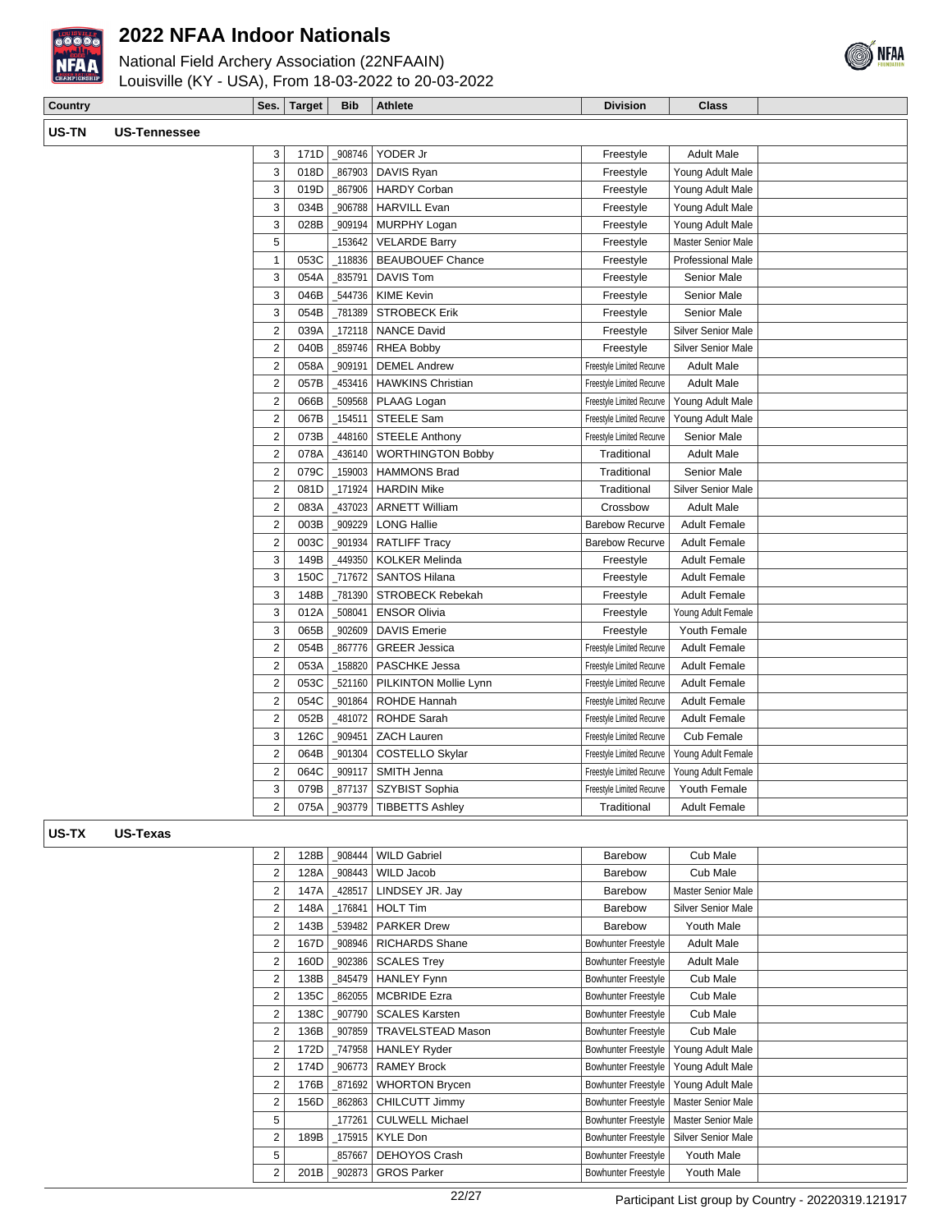# 2022 NFAA Indoor Nationals

National Field Archery Association (22NFAAIN)
Louisville (KY - USA), From 18-03-2022 to 20-03-2022

| Country | Ses. | Target | Bib | Athlete | Division | Class | |
|---|---|---|---|---|---|---|---|
| **US-TN US-Tennessee** | | | | | | | |
| | 3 | 171D | _908746 | YODER Jr | Freestyle | Adult Male | |
| | 3 | 018D | _867903 | DAVIS Ryan | Freestyle | Young Adult Male | |
| | 3 | 019D | _867906 | HARDY Corban | Freestyle | Young Adult Male | |
| | 3 | 034B | _906788 | HARVILL Evan | Freestyle | Young Adult Male | |
| | 3 | 028B | _909194 | MURPHY Logan | Freestyle | Young Adult Male | |
| | 5 | | _153642 | VELARDE Barry | Freestyle | Master Senior Male | |
| | 1 | 053C | _118836 | BEAUBOUEF Chance | Freestyle | Professional Male | |
| | 3 | 054A | _835791 | DAVIS Tom | Freestyle | Senior Male | |
| | 3 | 046B | _544736 | KIME Kevin | Freestyle | Senior Male | |
| | 3 | 054B | _781389 | STROBECK Erik | Freestyle | Senior Male | |
| | 2 | 039A | _172118 | NANCE David | Freestyle | Silver Senior Male | |
| | 2 | 040B | _859746 | RHEA Bobby | Freestyle | Silver Senior Male | |
| | 2 | 058A | _909191 | DEMEL Andrew | Freestyle Limited Recurve | Adult Male | |
| | 2 | 057B | _453416 | HAWKINS Christian | Freestyle Limited Recurve | Adult Male | |
| | 2 | 066B | _509568 | PLAAG Logan | Freestyle Limited Recurve | Young Adult Male | |
| | 2 | 067B | _154511 | STEELE Sam | Freestyle Limited Recurve | Young Adult Male | |
| | 2 | 073B | _448160 | STEELE Anthony | Freestyle Limited Recurve | Senior Male | |
| | 2 | 078A | _436140 | WORTHINGTON Bobby | Traditional | Adult Male | |
| | 2 | 079C | _159003 | HAMMONS Brad | Traditional | Senior Male | |
| | 2 | 081D | _171924 | HARDIN Mike | Traditional | Silver Senior Male | |
| | 2 | 083A | _437023 | ARNETT William | Crossbow | Adult Male | |
| | 2 | 003B | _909229 | LONG Hallie | Barebow Recurve | Adult Female | |
| | 2 | 003C | _901934 | RATLIFF Tracy | Barebow Recurve | Adult Female | |
| | 3 | 149B | _449350 | KOLKER Melinda | Freestyle | Adult Female | |
| | 3 | 150C | _717672 | SANTOS Hilana | Freestyle | Adult Female | |
| | 3 | 148B | _781390 | STROBECK Rebekah | Freestyle | Adult Female | |
| | 3 | 012A | _508041 | ENSOR Olivia | Freestyle | Young Adult Female | |
| | 3 | 065B | _902609 | DAVIS Emerie | Freestyle | Youth Female | |
| | 2 | 054B | _867776 | GREER Jessica | Freestyle Limited Recurve | Adult Female | |
| | 2 | 053A | _158820 | PASCHKE Jessa | Freestyle Limited Recurve | Adult Female | |
| | 2 | 053C | _521160 | PILKINTON Mollie Lynn | Freestyle Limited Recurve | Adult Female | |
| | 2 | 054C | _901864 | ROHDE Hannah | Freestyle Limited Recurve | Adult Female | |
| | 2 | 052B | _481072 | ROHDE Sarah | Freestyle Limited Recurve | Adult Female | |
| | 3 | 126C | _909451 | ZACH Lauren | Freestyle Limited Recurve | Cub Female | |
| | 2 | 064B | _901304 | COSTELLO Skylar | Freestyle Limited Recurve | Young Adult Female | |
| | 2 | 064C | _909117 | SMITH Jenna | Freestyle Limited Recurve | Young Adult Female | |
| | 3 | 079B | _877137 | SZYBIST Sophia | Freestyle Limited Recurve | Youth Female | |
| | 2 | 075A | _903779 | TIBBETTS Ashley | Traditional | Adult Female | |
| **US-TX US-Texas** | | | | | | | |
| | 2 | 128B | _908444 | WILD Gabriel | Barebow | Cub Male | |
| | 2 | 128A | _908443 | WILD Jacob | Barebow | Cub Male | |
| | 2 | 147A | _428517 | LINDSEY JR. Jay | Barebow | Master Senior Male | |
| | 2 | 148A | _176841 | HOLT Tim | Barebow | Silver Senior Male | |
| | 2 | 143B | _539482 | PARKER Drew | Barebow | Youth Male | |
| | 2 | 167D | _908946 | RICHARDS Shane | Bowhunter Freestyle | Adult Male | |
| | 2 | 160D | _902386 | SCALES Trey | Bowhunter Freestyle | Adult Male | |
| | 2 | 138B | _845479 | HANLEY Fynn | Bowhunter Freestyle | Cub Male | |
| | 2 | 135C | _862055 | MCBRIDE Ezra | Bowhunter Freestyle | Cub Male | |
| | 2 | 138C | _907790 | SCALES Karsten | Bowhunter Freestyle | Cub Male | |
| | 2 | 136B | _907859 | TRAVELSTEAD Mason | Bowhunter Freestyle | Cub Male | |
| | 2 | 172D | _747958 | HANLEY Ryder | Bowhunter Freestyle | Young Adult Male | |
| | 2 | 174D | _906773 | RAMEY Brock | Bowhunter Freestyle | Young Adult Male | |
| | 2 | 176B | _871692 | WHORTON Brycen | Bowhunter Freestyle | Young Adult Male | |
| | 2 | 156D | _862863 | CHILCUTT Jimmy | Bowhunter Freestyle | Master Senior Male | |
| | 5 | | _177261 | CULWELL Michael | Bowhunter Freestyle | Master Senior Male | |
| | 2 | 189B | _175915 | KYLE Don | Bowhunter Freestyle | Silver Senior Male | |
| | 5 | | _857667 | DEHOYOS Crash | Bowhunter Freestyle | Youth Male | |
| | 2 | 201B | _902873 | GROS Parker | Bowhunter Freestyle | Youth Male | |

Participant List group by Country - 20220319.121917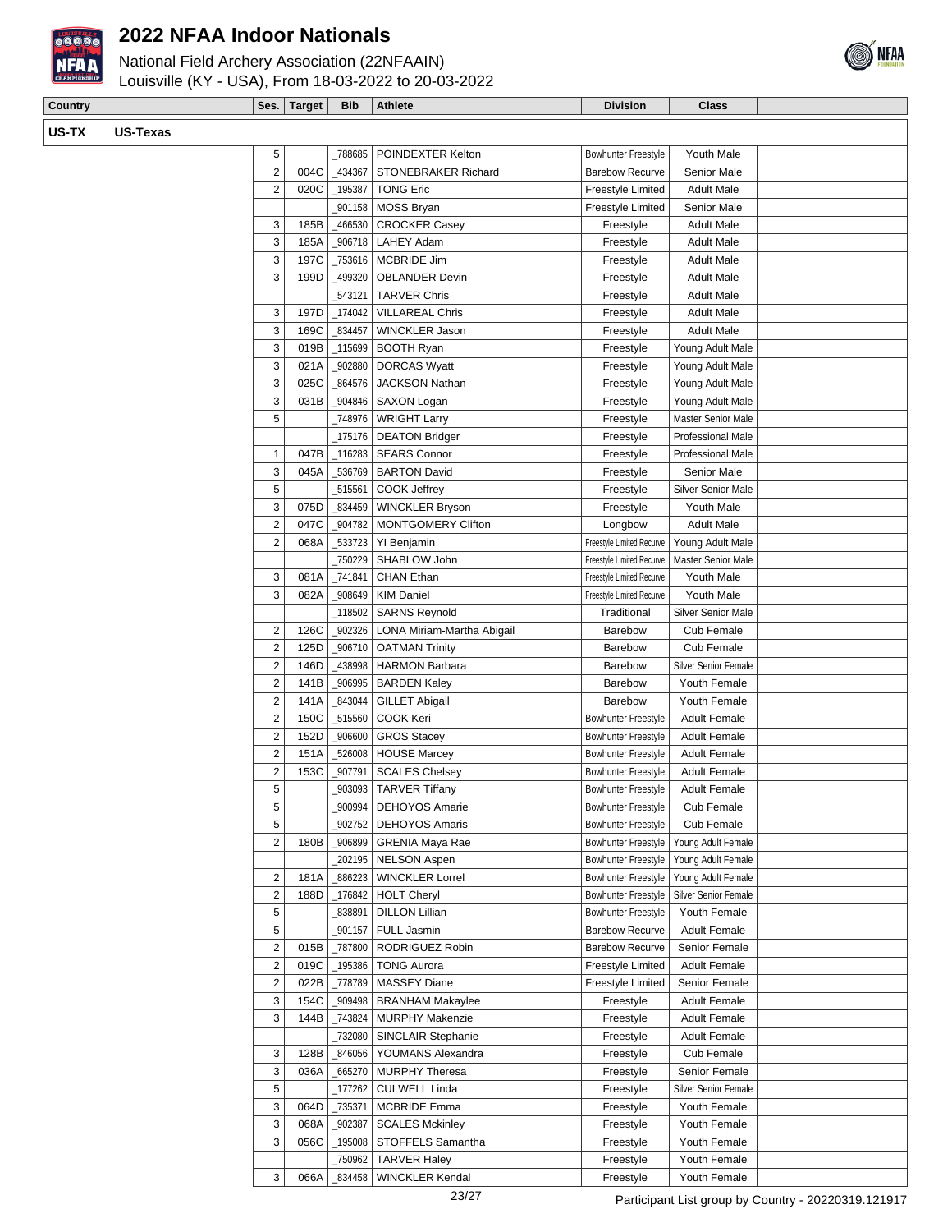# 2022 NFAA Indoor Nationals

National Field Archery Association (22NFAAIN)
Louisville (KY - USA), From 18-03-2022 to 20-03-2022

| Country | Ses. | Target | Bib | Athlete | Division | Class | |
|---|---|---|---|---|---|---|---|
| US-TX US-Texas | | | | | | | |
| | 5 | | _788685 | POINDEXTER Kelton | Bowhunter Freestyle | Youth Male | |
| | 2 | 004C | _434367 | STONEBRAKER Richard | Barebow Recurve | Senior Male | |
| | 2 | 020C | _195387 | TONG Eric | Freestyle Limited | Adult Male | |
| | | | _901158 | MOSS Bryan | Freestyle Limited | Senior Male | |
| | 3 | 185B | _466530 | CROCKER Casey | Freestyle | Adult Male | |
| | 3 | 185A | _906718 | LAHEY Adam | Freestyle | Adult Male | |
| | 3 | 197C | _753616 | MCBRIDE Jim | Freestyle | Adult Male | |
| | 3 | 199D | _499320 | OBLANDER Devin | Freestyle | Adult Male | |
| | | | _543121 | TARVER Chris | Freestyle | Adult Male | |
| | 3 | 197D | _174042 | VILLAREAL Chris | Freestyle | Adult Male | |
| | 3 | 169C | _834457 | WINCKLER Jason | Freestyle | Adult Male | |
| | 3 | 019B | _115699 | BOOTH Ryan | Freestyle | Young Adult Male | |
| | 3 | 021A | _902880 | DORCAS Wyatt | Freestyle | Young Adult Male | |
| | 3 | 025C | _864576 | JACKSON Nathan | Freestyle | Young Adult Male | |
| | 3 | 031B | _904846 | SAXON Logan | Freestyle | Young Adult Male | |
| | 5 | | _748976 | WRIGHT Larry | Freestyle | Master Senior Male | |
| | | | _175176 | DEATON Bridger | Freestyle | Professional Male | |
| | 1 | 047B | _116283 | SEARS Connor | Freestyle | Professional Male | |
| | 3 | 045A | _536769 | BARTON David | Freestyle | Senior Male | |
| | 5 | | _515561 | COOK Jeffrey | Freestyle | Silver Senior Male | |
| | 3 | 075D | _834459 | WINCKLER Bryson | Freestyle | Youth Male | |
| | 2 | 047C | _904782 | MONTGOMERY Clifton | Longbow | Adult Male | |
| | 2 | 068A | _533723 | YI Benjamin | Freestyle Limited Recurve | Young Adult Male | |
| | | | _750229 | SHABLOW John | Freestyle Limited Recurve | Master Senior Male | |
| | 3 | 081A | _741841 | CHAN Ethan | Freestyle Limited Recurve | Youth Male | |
| | 3 | 082A | _908649 | KIM Daniel | Freestyle Limited Recurve | Youth Male | |
| | | | _118502 | SARNS Reynold | Traditional | Silver Senior Male | |
| | 2 | 126C | _902326 | LONA Miriam-Martha Abigail | Barebow | Cub Female | |
| | 2 | 125D | _906710 | OATMAN Trinity | Barebow | Cub Female | |
| | 2 | 146D | _438998 | HARMON Barbara | Barebow | Silver Senior Female | |
| | 2 | 141B | _906995 | BARDEN Kaley | Barebow | Youth Female | |
| | 2 | 141A | _843044 | GILLET Abigail | Barebow | Youth Female | |
| | 2 | 150C | _515560 | COOK Keri | Bowhunter Freestyle | Adult Female | |
| | 2 | 152D | _906600 | GROS Stacey | Bowhunter Freestyle | Adult Female | |
| | 2 | 151A | _526008 | HOUSE Marcey | Bowhunter Freestyle | Adult Female | |
| | 2 | 153C | _907791 | SCALES Chelsey | Bowhunter Freestyle | Adult Female | |
| | 5 | | _903093 | TARVER Tiffany | Bowhunter Freestyle | Adult Female | |
| | 5 | | _900994 | DEHOYOS Amarie | Bowhunter Freestyle | Cub Female | |
| | 5 | | _902752 | DEHOYOS Amaris | Bowhunter Freestyle | Cub Female | |
| | 2 | 180B | _906899 | GRENIA Maya Rae | Bowhunter Freestyle | Young Adult Female | |
| | | | _202195 | NELSON Aspen | Bowhunter Freestyle | Young Adult Female | |
| | 2 | 181A | _886223 | WINCKLER Lorrel | Bowhunter Freestyle | Young Adult Female | |
| | 2 | 188D | _176842 | HOLT Cheryl | Bowhunter Freestyle | Silver Senior Female | |
| | 5 | | _838891 | DILLON Lillian | Bowhunter Freestyle | Youth Female | |
| | 5 | | _901157 | FULL Jasmin | Barebow Recurve | Adult Female | |
| | 2 | 015B | _787800 | RODRIGUEZ Robin | Barebow Recurve | Senior Female | |
| | 2 | 019C | _195386 | TONG Aurora | Freestyle Limited | Adult Female | |
| | 2 | 022B | _778789 | MASSEY Diane | Freestyle Limited | Senior Female | |
| | 3 | 154C | _909498 | BRANHAM Makaylee | Freestyle | Adult Female | |
| | 3 | 144B | _743824 | MURPHY Makenzie | Freestyle | Adult Female | |
| | | | _732080 | SINCLAIR Stephanie | Freestyle | Adult Female | |
| | 3 | 128B | _846056 | YOUMANS Alexandra | Freestyle | Cub Female | |
| | 3 | 036A | _665270 | MURPHY Theresa | Freestyle | Senior Female | |
| | 5 | | _177262 | CULWELL Linda | Freestyle | Silver Senior Female | |
| | 3 | 064D | _735371 | MCBRIDE Emma | Freestyle | Youth Female | |
| | 3 | 068A | _902387 | SCALES Mckinley | Freestyle | Youth Female | |
| | 3 | 056C | _195008 | STOFFELS Samantha | Freestyle | Youth Female | |
| | | | _750962 | TARVER Haley | Freestyle | Youth Female | |
| | 3 | 066A | _834458 | WINCKLER Kendal | Freestyle | Youth Female | |

Participant List group by Country - 20220319.121917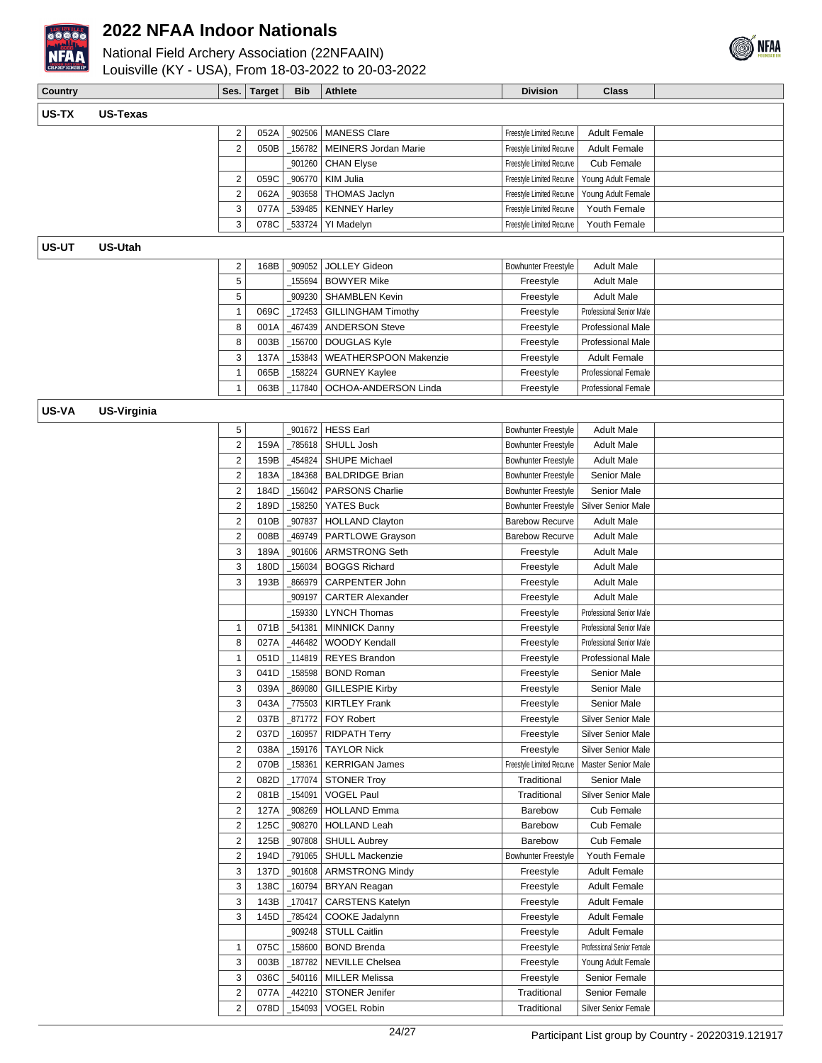# 2022 NFAA Indoor Nationals

National Field Archery Association (22NFAAIN)
Louisville (KY - USA), From 18-03-2022 to 20-03-2022

| Country | Ses. | Target | Bib | Athlete | Division | Class | |
|---|---|---|---|---|---|---|---|
| **US-TX US-Texas** | | | | | | | |
| | 2 | 052A | _902506 | MANESS Clare | Freestyle Limited Recurve | Adult Female | |
| | 2 | 050B | _156782 | MEINERS Jordan Marie | Freestyle Limited Recurve | Adult Female | |
| | | | _901260 | CHAN Elyse | Freestyle Limited Recurve | Cub Female | |
| | 2 | 059C | _906770 | KIM Julia | Freestyle Limited Recurve | Young Adult Female | |
| | 2 | 062A | _903658 | THOMAS Jaclyn | Freestyle Limited Recurve | Young Adult Female | |
| | 3 | 077A | _539485 | KENNEY Harley | Freestyle Limited Recurve | Youth Female | |
| | 3 | 078C | _533724 | YI Madelyn | Freestyle Limited Recurve | Youth Female | |
| **US-UT US-Utah** | | | | | | | |
| | 2 | 168B | _909052 | JOLLEY Gideon | Bowhunter Freestyle | Adult Male | |
| | 5 | | _155694 | BOWYER Mike | Freestyle | Adult Male | |
| | 5 | | _909230 | SHAMBLEN Kevin | Freestyle | Adult Male | |
| | 1 | 069C | _172453 | GILLINGHAM Timothy | Freestyle | Professional Senior Male | |
| | 8 | 001A | _467439 | ANDERSON Steve | Freestyle | Professional Male | |
| | 8 | 003B | _156700 | DOUGLAS Kyle | Freestyle | Professional Male | |
| | 3 | 137A | _153843 | WEATHERSPOON Makenzie | Freestyle | Adult Female | |
| | 1 | 065B | _158224 | GURNEY Kaylee | Freestyle | Professional Female | |
| | 1 | 063B | _117840 | OCHOA-ANDERSON Linda | Freestyle | Professional Female | |
| **US-VA US-Virginia** | | | | | | | |
| | 5 | | _901672 | HESS Earl | Bowhunter Freestyle | Adult Male | |
| | 2 | 159A | _785618 | SHULL Josh | Bowhunter Freestyle | Adult Male | |
| | 2 | 159B | _454824 | SHUPE Michael | Bowhunter Freestyle | Adult Male | |
| | 2 | 183A | _184368 | BALDRIDGE Brian | Bowhunter Freestyle | Senior Male | |
| | 2 | 184D | _156042 | PARSONS Charlie | Bowhunter Freestyle | Senior Male | |
| | 2 | 189D | _158250 | YATES Buck | Bowhunter Freestyle | Silver Senior Male | |
| | 2 | 010B | _907837 | HOLLAND Clayton | Barebow Recurve | Adult Male | |
| | 2 | 008B | _469749 | PARTLOWE Grayson | Barebow Recurve | Adult Male | |
| | 3 | 189A | _901606 | ARMSTRONG Seth | Freestyle | Adult Male | |
| | 3 | 180D | _156034 | BOGGS Richard | Freestyle | Adult Male | |
| | 3 | 193B | _866979 | CARPENTER John | Freestyle | Adult Male | |
| | | | _909197 | CARTER Alexander | Freestyle | Adult Male | |
| | | | _159330 | LYNCH Thomas | Freestyle | Professional Senior Male | |
| | 1 | 071B | _541381 | MINNICK Danny | Freestyle | Professional Senior Male | |
| | 8 | 027A | _446482 | WOODY Kendall | Freestyle | Professional Senior Male | |
| | 1 | 051D | _114819 | REYES Brandon | Freestyle | Professional Male | |
| | 3 | 041D | _158598 | BOND Roman | Freestyle | Senior Male | |
| | 3 | 039A | _869080 | GILLESPIE Kirby | Freestyle | Senior Male | |
| | 3 | 043A | _775503 | KIRTLEY Frank | Freestyle | Senior Male | |
| | 2 | 037B | _871772 | FOY Robert | Freestyle | Silver Senior Male | |
| | 2 | 037D | _160957 | RIDPATH Terry | Freestyle | Silver Senior Male | |
| | 2 | 038A | _159176 | TAYLOR Nick | Freestyle | Silver Senior Male | |
| | 2 | 070B | _158361 | KERRIGAN James | Freestyle Limited Recurve | Master Senior Male | |
| | 2 | 082D | _177074 | STONER Troy | Traditional | Senior Male | |
| | 2 | 081B | _154091 | VOGEL Paul | Traditional | Silver Senior Male | |
| | 2 | 127A | _908269 | HOLLAND Emma | Barebow | Cub Female | |
| | 2 | 125C | _908270 | HOLLAND Leah | Barebow | Cub Female | |
| | 2 | 125B | _907808 | SHULL Aubrey | Barebow | Cub Female | |
| | 2 | 194D | _791065 | SHULL Mackenzie | Bowhunter Freestyle | Youth Female | |
| | 3 | 137D | _901608 | ARMSTRONG Mindy | Freestyle | Adult Female | |
| | 3 | 138C | _160794 | BRYAN Reagan | Freestyle | Adult Female | |
| | 3 | 143B | _170417 | CARSTENS Katelyn | Freestyle | Adult Female | |
| | 3 | 145D | _785424 | COOKE Jadalynn | Freestyle | Adult Female | |
| | | | _909248 | STULL Caitlin | Freestyle | Adult Female | |
| | 1 | 075C | _158600 | BOND Brenda | Freestyle | Professional Senior Female | |
| | 3 | 003B | _187782 | NEVILLE Chelsea | Freestyle | Young Adult Female | |
| | 3 | 036C | _540116 | MILLER Melissa | Freestyle | Senior Female | |
| | 2 | 077A | _442210 | STONER Jenifer | Traditional | Senior Female | |
| | 2 | 078D | _154093 | VOGEL Robin | Traditional | Silver Senior Female | |

Participant List group by Country - 20220319.121917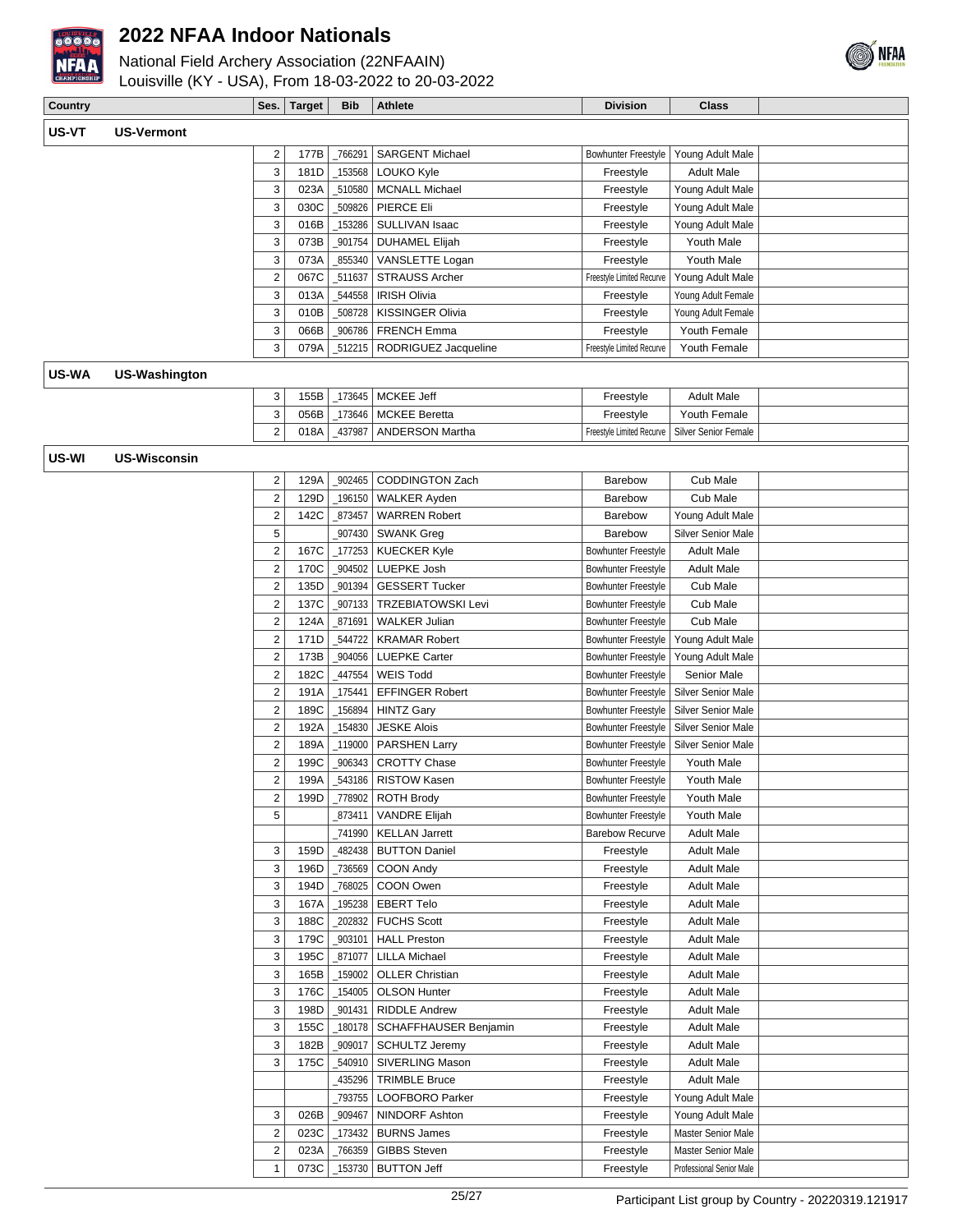# 2022 NFAA Indoor Nationals

National Field Archery Association (22NFAAIN)
Louisville (KY - USA), From 18-03-2022 to 20-03-2022

| Country | | Ses. | Target | Bib | Athlete | Division | Class |
|---|---|---|---|---|---|---|---|
| **US-VT** | **US-Vermont** | | | | | | |
| | | 2 | 177B | _766291 | SARGENT Michael | Bowhunter Freestyle | Young Adult Male |
| | | 3 | 181D | _153568 | LOUKO Kyle | Freestyle | Adult Male |
| | | 3 | 023A | _510580 | MCNALL Michael | Freestyle | Young Adult Male |
| | | 3 | 030C | _509826 | PIERCE Eli | Freestyle | Young Adult Male |
| | | 3 | 016B | _153286 | SULLIVAN Isaac | Freestyle | Young Adult Male |
| | | 3 | 073B | _901754 | DUHAMEL Elijah | Freestyle | Youth Male |
| | | 3 | 073A | _855340 | VANSLETTE Logan | Freestyle | Youth Male |
| | | 2 | 067C | _511637 | STRAUSS Archer | Freestyle Limited Recurve | Young Adult Male |
| | | 3 | 013A | _544558 | IRISH Olivia | Freestyle | Young Adult Female |
| | | 3 | 010B | _508728 | KISSINGER Olivia | Freestyle | Young Adult Female |
| | | 3 | 066B | _906786 | FRENCH Emma | Freestyle | Youth Female |
| | | 3 | 079A | _512215 | RODRIGUEZ Jacqueline | Freestyle Limited Recurve | Youth Female |
| **US-WA** | **US-Washington** | | | | | | |
| | | 3 | 155B | _173645 | MCKEE Jeff | Freestyle | Adult Male |
| | | 3 | 056B | _173646 | MCKEE Beretta | Freestyle | Youth Female |
| | | 2 | 018A | _437987 | ANDERSON Martha | Freestyle Limited Recurve | Silver Senior Female |
| **US-WI** | **US-Wisconsin** | | | | | | |
| | | 2 | 129A | _902465 | CODDINGTON Zach | Barebow | Cub Male |
| | | 2 | 129D | _196150 | WALKER Ayden | Barebow | Cub Male |
| | | 2 | 142C | _873457 | WARREN Robert | Barebow | Young Adult Male |
| | | 5 | | _907430 | SWANK Greg | Barebow | Silver Senior Male |
| | | 2 | 167C | _177253 | KUECKER Kyle | Bowhunter Freestyle | Adult Male |
| | | 2 | 170C | _904502 | LUEPKE Josh | Bowhunter Freestyle | Adult Male |
| | | 2 | 135D | _901394 | GESSERT Tucker | Bowhunter Freestyle | Cub Male |
| | | 2 | 137C | _907133 | TRZEBIATOWSKI Levi | Bowhunter Freestyle | Cub Male |
| | | 2 | 124A | _871691 | WALKER Julian | Bowhunter Freestyle | Cub Male |
| | | 2 | 171D | _544722 | KRAMAR Robert | Bowhunter Freestyle | Young Adult Male |
| | | 2 | 173B | _904056 | LUEPKE Carter | Bowhunter Freestyle | Young Adult Male |
| | | 2 | 182C | _447554 | WEIS Todd | Bowhunter Freestyle | Senior Male |
| | | 2 | 191A | _175441 | EFFINGER Robert | Bowhunter Freestyle | Silver Senior Male |
| | | 2 | 189C | _156894 | HINTZ Gary | Bowhunter Freestyle | Silver Senior Male |
| | | 2 | 192A | _154830 | JESKE Alois | Bowhunter Freestyle | Silver Senior Male |
| | | 2 | 189A | _119000 | PARSHEN Larry | Bowhunter Freestyle | Silver Senior Male |
| | | 2 | 199C | _906343 | CROTTY Chase | Bowhunter Freestyle | Youth Male |
| | | 2 | 199A | _543186 | RISTOW Kasen | Bowhunter Freestyle | Youth Male |
| | | 2 | 199D | _778902 | ROTH Brody | Bowhunter Freestyle | Youth Male |
| | | 5 | | _873411 | VANDRE Elijah | Bowhunter Freestyle | Youth Male |
| | | | | _741990 | KELLAN Jarrett | Barebow Recurve | Adult Male |
| | | 3 | 159D | _482438 | BUTTON Daniel | Freestyle | Adult Male |
| | | 3 | 196D | _736569 | COON Andy | Freestyle | Adult Male |
| | | 3 | 194D | _768025 | COON Owen | Freestyle | Adult Male |
| | | 3 | 167A | _195238 | EBERT Telo | Freestyle | Adult Male |
| | | 3 | 188C | _202832 | FUCHS Scott | Freestyle | Adult Male |
| | | 3 | 179C | _903101 | HALL Preston | Freestyle | Adult Male |
| | | 3 | 195C | _871077 | LILLA Michael | Freestyle | Adult Male |
| | | 3 | 165B | _159002 | OLLER Christian | Freestyle | Adult Male |
| | | 3 | 176C | _154005 | OLSON Hunter | Freestyle | Adult Male |
| | | 3 | 198D | _901431 | RIDDLE Andrew | Freestyle | Adult Male |
| | | 3 | 155C | _180178 | SCHAFFHAUSER Benjamin | Freestyle | Adult Male |
| | | 3 | 182B | _909017 | SCHULTZ Jeremy | Freestyle | Adult Male |
| | | 3 | 175C | _540910 | SIVERLING Mason | Freestyle | Adult Male |
| | | | | _435296 | TRIMBLE Bruce | Freestyle | Adult Male |
| | | | | _793755 | LOOFBORO Parker | Freestyle | Young Adult Male |
| | | 3 | 026B | _909467 | NINDORF Ashton | Freestyle | Young Adult Male |
| | | 2 | 023C | _173432 | BURNS James | Freestyle | Master Senior Male |
| | | 2 | 023A | _766359 | GIBBS Steven | Freestyle | Master Senior Male |
| | | 1 | 073C | _153730 | BUTTON Jeff | Freestyle | Professional Senior Male |

Participant List group by Country - 20220319.121917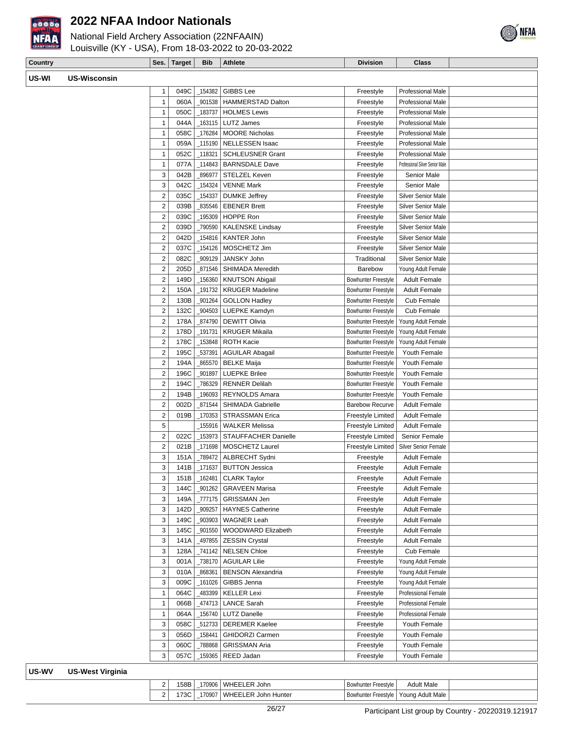# 2022 NFAA Indoor Nationals

National Field Archery Association (22NFAAIN)
Louisville (KY - USA), From 18-03-2022 to 20-03-2022

| Country | Ses. | Target | Bib | Athlete | Division | Class | |
|---|---|---|---|---|---|---|---|
| **US-WI US-Wisconsin** | | | | | | | |
| | 1 | 049C | _154382 | GIBBS Lee | Freestyle | Professional Male | |
| | 1 | 060A | _901538 | HAMMERSTAD Dalton | Freestyle | Professional Male | |
| | 1 | 050C | _183737 | HOLMES Lewis | Freestyle | Professional Male | |
| | 1 | 044A | _163115 | LUTZ James | Freestyle | Professional Male | |
| | 1 | 058C | _176284 | MOORE Nicholas | Freestyle | Professional Male | |
| | 1 | 059A | _115190 | NELLESSEN Isaac | Freestyle | Professional Male | |
| | 1 | 052C | _118321 | SCHLEUSNER Grant | Freestyle | Professional Male | |
| | 1 | 077A | _114843 | BARNSDALE Dave | Freestyle | Professional Silver Senior Male | |
| | 3 | 042B | _896977 | STELZEL Keven | Freestyle | Senior Male | |
| | 3 | 042C | _154324 | VENNE Mark | Freestyle | Senior Male | |
| | 2 | 035C | _154337 | DUMKE Jeffrey | Freestyle | Silver Senior Male | |
| | 2 | 039B | _835546 | EBENER Brett | Freestyle | Silver Senior Male | |
| | 2 | 039C | _195309 | HOPPE Ron | Freestyle | Silver Senior Male | |
| | 2 | 039D | _790590 | KALENSKE Lindsay | Freestyle | Silver Senior Male | |
| | 2 | 042D | _154816 | KANTER John | Freestyle | Silver Senior Male | |
| | 2 | 037C | _154126 | MOSCHETZ Jim | Freestyle | Silver Senior Male | |
| | 2 | 082C | _909129 | JANSKY John | Traditional | Silver Senior Male | |
| | 2 | 205D | _871546 | SHIMADA Meredith | Barebow | Young Adult Female | |
| | 2 | 149D | _156360 | KNUTSON Abigail | Bowhunter Freestyle | Adult Female | |
| | 2 | 150A | _191732 | KRUGER Madeline | Bowhunter Freestyle | Adult Female | |
| | 2 | 130B | _901264 | GOLLON Hadley | Bowhunter Freestyle | Cub Female | |
| | 2 | 132C | _904503 | LUEPKE Kamdyn | Bowhunter Freestyle | Cub Female | |
| | 2 | 178A | _874790 | DEWITT Olivia | Bowhunter Freestyle | Young Adult Female | |
| | 2 | 178D | _191731 | KRUGER Mikaila | Bowhunter Freestyle | Young Adult Female | |
| | 2 | 178C | _153848 | ROTH Kacie | Bowhunter Freestyle | Young Adult Female | |
| | 2 | 195C | _537391 | AGUILAR Abagail | Bowhunter Freestyle | Youth Female | |
| | 2 | 194A | _865570 | BELKE Maija | Bowhunter Freestyle | Youth Female | |
| | 2 | 196C | _901897 | LUEPKE Brilee | Bowhunter Freestyle | Youth Female | |
| | 2 | 194C | _786329 | RENNER Delilah | Bowhunter Freestyle | Youth Female | |
| | 2 | 194B | _196093 | REYNOLDS Amara | Bowhunter Freestyle | Youth Female | |
| | 2 | 002D | _871544 | SHIMADA Gabrielle | Barebow Recurve | Adult Female | |
| | 2 | 019B | _170353 | STRASSMAN Erica | Freestyle Limited | Adult Female | |
| | 5 | | _155916 | WALKER Melissa | Freestyle Limited | Adult Female | |
| | 2 | 022C | _153973 | STAUFFACHER Danielle | Freestyle Limited | Senior Female | |
| | 2 | 021B | _171698 | MOSCHETZ Laurel | Freestyle Limited | Silver Senior Female | |
| | 3 | 151A | _789472 | ALBRECHT Sydni | Freestyle | Adult Female | |
| | 3 | 141B | _171637 | BUTTON Jessica | Freestyle | Adult Female | |
| | 3 | 151B | _162481 | CLARK Taylor | Freestyle | Adult Female | |
| | 3 | 144C | _901262 | GRAVEEN Marisa | Freestyle | Adult Female | |
| | 3 | 149A | _777175 | GRISSMAN Jen | Freestyle | Adult Female | |
| | 3 | 142D | _909257 | HAYNES Catherine | Freestyle | Adult Female | |
| | 3 | 149C | _903903 | WAGNER Leah | Freestyle | Adult Female | |
| | 3 | 145C | _901550 | WOODWARD Elizabeth | Freestyle | Adult Female | |
| | 3 | 141A | _497855 | ZESSIN Crystal | Freestyle | Adult Female | |
| | 3 | 128A | _741142 | NELSEN Chloe | Freestyle | Cub Female | |
| | 3 | 001A | _738170 | AGUILAR Lilie | Freestyle | Young Adult Female | |
| | 3 | 010A | _868361 | BENSON Alexandria | Freestyle | Young Adult Female | |
| | 3 | 009C | _161026 | GIBBS Jenna | Freestyle | Young Adult Female | |
| | 1 | 064C | _483399 | KELLER Lexi | Freestyle | Professional Female | |
| | 1 | 066B | _474713 | LANCE Sarah | Freestyle | Professional Female | |
| | 1 | 064A | _156740 | LUTZ Danelle | Freestyle | Professional Female | |
| | 3 | 058C | _512733 | DEREMER Kaelee | Freestyle | Youth Female | |
| | 3 | 056D | _158441 | GHIDORZI Carmen | Freestyle | Youth Female | |
| | 3 | 060C | _788868 | GRISSMAN Aria | Freestyle | Youth Female | |
| | 3 | 057C | _159365 | REED Jadan | Freestyle | Youth Female | |
| **US-WV US-West Virginia** | | | | | | | |
| | 2 | 158B | _170906 | WHEELER John | Bowhunter Freestyle | Adult Male | |
| | 2 | 173C | _170907 | WHEELER John Hunter | Bowhunter Freestyle | Young Adult Male | |

Participant List group by Country - 20220319.121917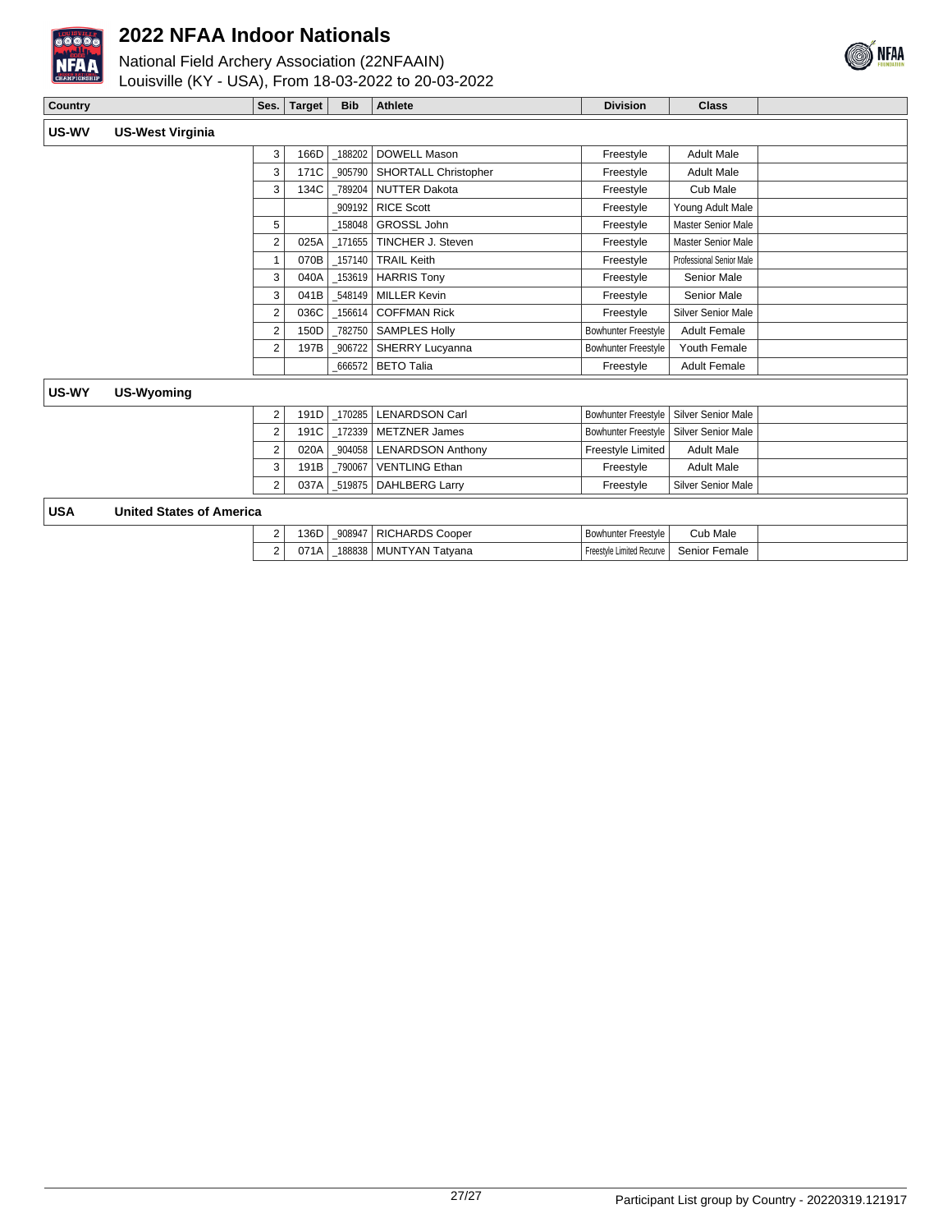# 2022 NFAA Indoor Nationals

National Field Archery Association (22NFAAIN)
Louisville (KY - USA), From 18-03-2022 to 20-03-2022

| Country | | Ses. | Target | Bib | Athlete | Division | Class | |
|---|---|---|---|---|---|---|---|---|
| **US-WV** | **US-West Virginia** | | | | | | | |
| | | 3 | 166D | _188202 | DOWELL Mason | Freestyle | Adult Male | |
| | | 3 | 171C | _905790 | SHORTALL Christopher | Freestyle | Adult Male | |
| | | 3 | 134C | _789204 | NUTTER Dakota | Freestyle | Cub Male | |
| | | | | _909192 | RICE Scott | Freestyle | Young Adult Male | |
| | | 5 | | _158048 | GROSSL John | Freestyle | Master Senior Male | |
| | | 2 | 025A | _171655 | TINCHER J. Steven | Freestyle | Master Senior Male | |
| | | 1 | 070B | _157140 | TRAIL Keith | Freestyle | Professional Senior Male | |
| | | 3 | 040A | _153619 | HARRIS Tony | Freestyle | Senior Male | |
| | | 3 | 041B | _548149 | MILLER Kevin | Freestyle | Senior Male | |
| | | 2 | 036C | _156614 | COFFMAN Rick | Freestyle | Silver Senior Male | |
| | | 2 | 150D | _782750 | SAMPLES Holly | Bowhunter Freestyle | Adult Female | |
| | | 2 | 197B | _906722 | SHERRY Lucyanna | Bowhunter Freestyle | Youth Female | |
| | | | | _666572 | BETO Talia | Freestyle | Adult Female | |
| **US-WY** | **US-Wyoming** | | | | | | | |
| | | 2 | 191D | _170285 | LENARDSON Carl | Bowhunter Freestyle | Silver Senior Male | |
| | | 2 | 191C | _172339 | METZNER James | Bowhunter Freestyle | Silver Senior Male | |
| | | 2 | 020A | _904058 | LENARDSON Anthony | Freestyle Limited | Adult Male | |
| | | 3 | 191B | _790067 | VENTLING Ethan | Freestyle | Adult Male | |
| | | 2 | 037A | _519875 | DAHLBERG Larry | Freestyle | Silver Senior Male | |
| **USA** | **United States of America** | | | | | | | |
| | | 2 | 136D | _908947 | RICHARDS Cooper | Bowhunter Freestyle | Cub Male | |
| | | 2 | 071A | _188838 | MUNTYAN Tatyana | Freestyle Limited Recurve | Senior Female | |

Participant List group by Country - 20220319.121917